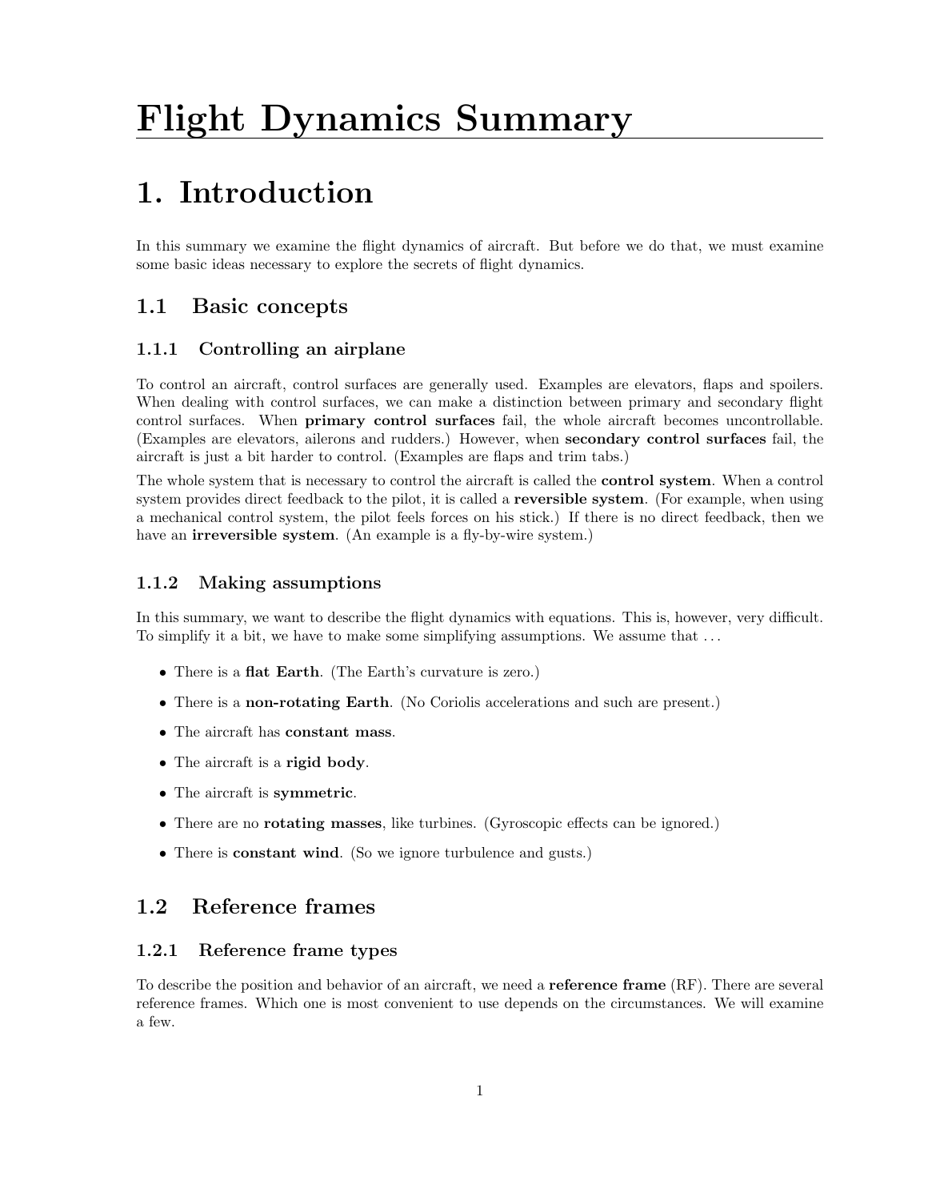# Flight Dynamics Summary

# 1. Introduction

In this summary we examine the flight dynamics of aircraft. But before we do that, we must examine some basic ideas necessary to explore the secrets of flight dynamics.

## 1.1 Basic concepts

### 1.1.1 Controlling an airplane

To control an aircraft, control surfaces are generally used. Examples are elevators, flaps and spoilers. When dealing with control surfaces, we can make a distinction between primary and secondary flight control surfaces. When **primary control surfaces** fail, the whole aircraft becomes uncontrollable. (Examples are elevators, ailerons and rudders.) However, when **secondary control surfaces** fail, the aircraft is just a bit harder to control. (Examples are flaps and trim tabs.)

The whole system that is necessary to control the aircraft is called the **control system**. When a control system provides direct feedback to the pilot, it is called a **reversible system**. (For example, when using a mechanical control system, the pilot feels forces on his stick.) If there is no direct feedback, then we have an **irreversible system**. (An example is a fly-by-wire system.)

### 1.1.2 Making assumptions

In this summary, we want to describe the flight dynamics with equations. This is, however, very difficult. To simplify it a bit, we have to make some simplifying assumptions. We assume that ...

- There is a **flat Earth**. (The Earth's curvature is zero.)
- There is a **non-rotating Earth**. (No Coriolis accelerations and such are present.)
- The aircraft has **constant mass**.
- The aircraft is a **rigid body**.
- The aircraft is **symmetric**.
- There are no **rotating masses**, like turbines. (Gyroscopic effects can be ignored.)
- There is **constant wind**. (So we ignore turbulence and gusts.)

## 1.2 Reference frames

### 1.2.1 Reference frame types

To describe the position and behavior of an aircraft, we need a **reference frame** (RF). There are several reference frames. Which one is most convenient to use depends on the circumstances. We will examine a few.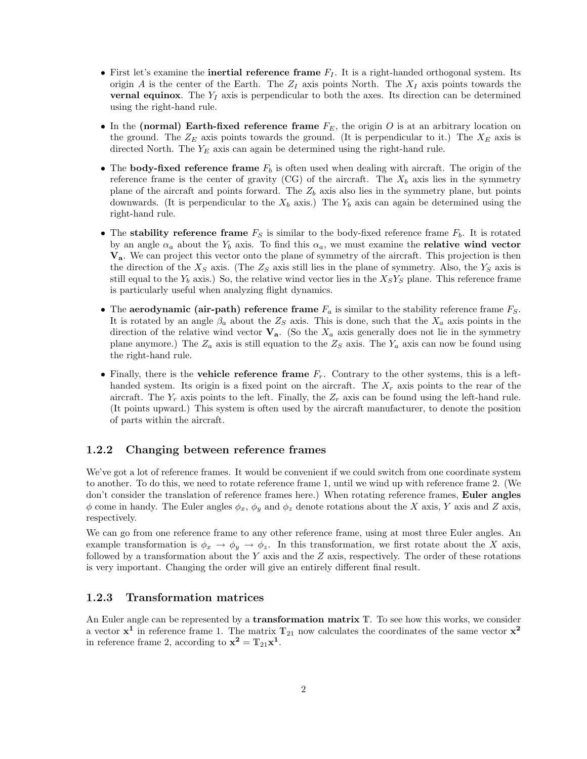- First let's examine the **inertial reference frame** $F_I$. It is a right-handed orthogonal system. Its origin $A$ is the center of the Earth. The $Z_I$ axis points North. The $X_I$ axis points towards the **vernal equinox**. The $Y_I$ axis is perpendicular to both the axes. Its direction can be determined using the right-hand rule.
- In the **(normal) Earth-fixed reference frame** $F_E$, the origin $O$ is at an arbitrary location on the ground. The $Z_E$ axis points towards the ground. (It is perpendicular to it.) The $X_E$ axis is directed North. The $Y_E$ axis can again be determined using the right-hand rule.
- The **body-fixed reference frame** $F_b$ is often used when dealing with aircraft. The origin of the reference frame is the center of gravity (CG) of the aircraft. The $X_b$ axis lies in the symmetry plane of the aircraft and points forward. The $Z_b$ axis also lies in the symmetry plane, but points downwards. (It is perpendicular to the $X_b$ axis.) The $Y_b$ axis can again be determined using the right-hand rule.
- The **stability reference frame** $F_S$ is similar to the body-fixed reference frame $F_b$. It is rotated by an angle $\alpha_a$ about the $Y_b$ axis. To find this $\alpha_a$, we must examine the **relative wind vector** $\mathbf{V_a}$. We can project this vector onto the plane of symmetry of the aircraft. This projection is then the direction of the $X_S$ axis. (The $Z_S$ axis still lies in the plane of symmetry. Also, the $Y_S$ axis is still equal to the $Y_b$ axis.) So, the relative wind vector lies in the $X_S Y_S$ plane. This reference frame is particularly useful when analyzing flight dynamics.
- The **aerodynamic (air-path) reference frame** $F_a$ is similar to the stability reference frame $F_S$. It is rotated by an angle $\beta_a$ about the $Z_S$ axis. This is done, such that the $X_a$ axis points in the direction of the relative wind vector $\mathbf{V_a}$. (So the $X_a$ axis generally does not lie in the symmetry plane anymore.) The $Z_a$ axis is still equation to the $Z_S$ axis. The $Y_a$ axis can now be found using the right-hand rule.
- Finally, there is the **vehicle reference frame** $F_r$. Contrary to the other systems, this is a left-handed system. Its origin is a fixed point on the aircraft. The $X_r$ axis points to the rear of the aircraft. The $Y_r$ axis points to the left. Finally, the $Z_r$ axis can be found using the left-hand rule. (It points upward.) This system is often used by the aircraft manufacturer, to denote the position of parts within the aircraft.

### 1.2.2 Changing between reference frames

We've got a lot of reference frames. It would be convenient if we could switch from one coordinate system to another. To do this, we need to rotate reference frame 1, until we wind up with reference frame 2. (We don't consider the translation of reference frames here.) When rotating reference frames, **Euler angles** $\phi$ come in handy. The Euler angles $\phi_x$, $\phi_y$ and $\phi_z$ denote rotations about the $X$ axis, $Y$ axis and $Z$ axis, respectively.

We can go from one reference frame to any other reference frame, using at most three Euler angles. An example transformation is $\phi_x \to \phi_y \to \phi_z$. In this transformation, we first rotate about the $X$ axis, followed by a transformation about the $Y$ axis and the $Z$ axis, respectively. The order of these rotations is very important. Changing the order will give an entirely different final result.

### 1.2.3 Transformation matrices

An Euler angle can be represented by a **transformation matrix** $\mathbb{T}$. To see how this works, we consider a vector $\mathbf{x^1}$ in reference frame 1. The matrix $\mathbb{T}_{21}$ now calculates the coordinates of the same vector $\mathbf{x^2}$ in reference frame 2, according to $\mathbf{x^2} = \mathbb{T}_{21}\mathbf{x^1}$.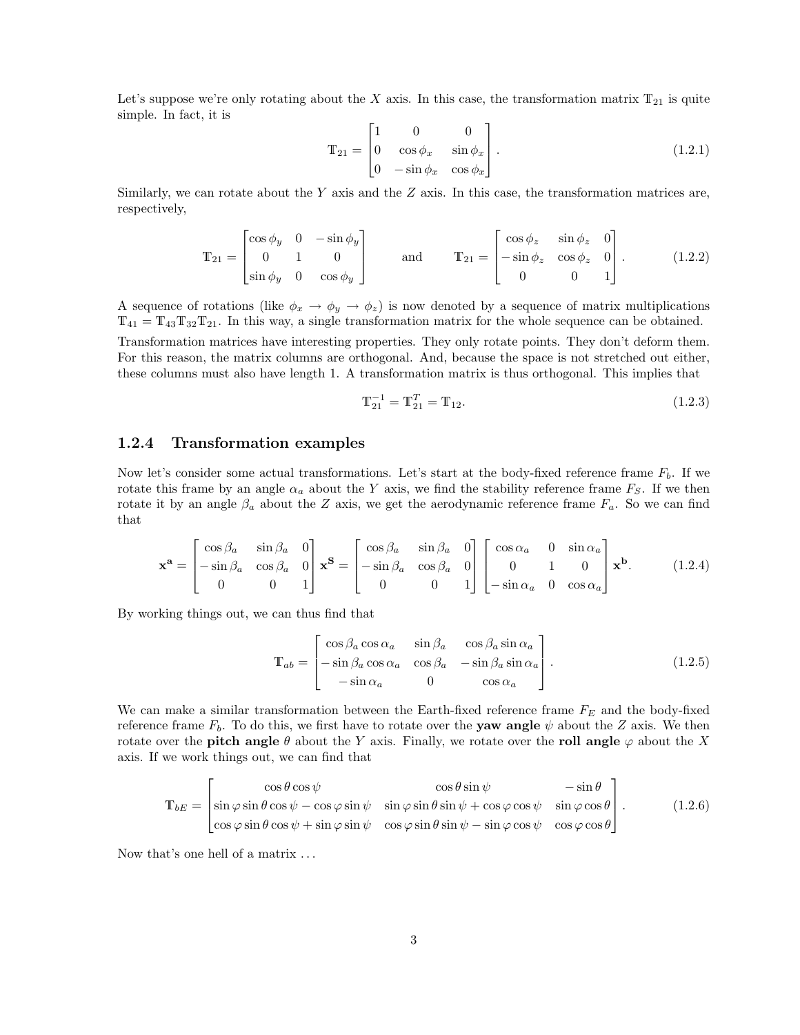Let's suppose we're only rotating about the $X$ axis. In this case, the transformation matrix $\mathbb{T}_{21}$ is quite simple. In fact, it is

$$\mathbb{T}_{21} = \begin{bmatrix} 1 & 0 & 0 \\ 0 & \cos\phi_x & \sin\phi_x \\ 0 & -\sin\phi_x & \cos\phi_x \end{bmatrix}. \tag{1.2.1}$$

Similarly, we can rotate about the $Y$ axis and the $Z$ axis. In this case, the transformation matrices are, respectively,

$$\mathbb{T}_{21} = \begin{bmatrix} \cos\phi_y & 0 & -\sin\phi_y \\ 0 & 1 & 0 \\ \sin\phi_y & 0 & \cos\phi_y \end{bmatrix} \qquad \text{and} \qquad \mathbb{T}_{21} = \begin{bmatrix} \cos\phi_z & \sin\phi_z & 0 \\ -\sin\phi_z & \cos\phi_z & 0 \\ 0 & 0 & 1 \end{bmatrix}. \tag{1.2.2}$$

A sequence of rotations (like $\phi_x \to \phi_y \to \phi_z$) is now denoted by a sequence of matrix multiplications $\mathbb{T}_{41} = \mathbb{T}_{43}\mathbb{T}_{32}\mathbb{T}_{21}$. In this way, a single transformation matrix for the whole sequence can be obtained.

Transformation matrices have interesting properties. They only rotate points. They don't deform them. For this reason, the matrix columns are orthogonal. And, because the space is not stretched out either, these columns must also have length 1. A transformation matrix is thus orthogonal. This implies that

$$\mathbb{T}_{21}^{-1} = \mathbb{T}_{21}^{T} = \mathbb{T}_{12}. \tag{1.2.3}$$

### 1.2.4 Transformation examples

Now let's consider some actual transformations. Let's start at the body-fixed reference frame $F_b$. If we rotate this frame by an angle $\alpha_a$ about the $Y$ axis, we find the stability reference frame $F_S$. If we then rotate it by an angle $\beta_a$ about the $Z$ axis, we get the aerodynamic reference frame $F_a$. So we can find that

$$\mathbf{x^a} = \begin{bmatrix} \cos\beta_a & \sin\beta_a & 0 \\ -\sin\beta_a & \cos\beta_a & 0 \\ 0 & 0 & 1 \end{bmatrix} \mathbf{x^S} = \begin{bmatrix} \cos\beta_a & \sin\beta_a & 0 \\ -\sin\beta_a & \cos\beta_a & 0 \\ 0 & 0 & 1 \end{bmatrix} \begin{bmatrix} \cos\alpha_a & 0 & \sin\alpha_a \\ 0 & 1 & 0 \\ -\sin\alpha_a & 0 & \cos\alpha_a \end{bmatrix} \mathbf{x^b}. \tag{1.2.4}$$

By working things out, we can thus find that

$$\mathbb{T}_{ab} = \begin{bmatrix} \cos\beta_a\cos\alpha_a & \sin\beta_a & \cos\beta_a\sin\alpha_a \\ -\sin\beta_a\cos\alpha_a & \cos\beta_a & -\sin\beta_a\sin\alpha_a \\ -\sin\alpha_a & 0 & \cos\alpha_a \end{bmatrix}. \tag{1.2.5}$$

We can make a similar transformation between the Earth-fixed reference frame $F_E$ and the body-fixed reference frame $F_b$. To do this, we first have to rotate over the **yaw angle** $\psi$ about the $Z$ axis. We then rotate over the **pitch angle** $\theta$ about the $Y$ axis. Finally, we rotate over the **roll angle** $\varphi$ about the $X$ axis. If we work things out, we can find that

$$\mathbb{T}_{bE} = \begin{bmatrix} \cos\theta\cos\psi & \cos\theta\sin\psi & -\sin\theta \\ \sin\varphi\sin\theta\cos\psi - \cos\varphi\sin\psi & \sin\varphi\sin\theta\sin\psi + \cos\varphi\cos\psi & \sin\varphi\cos\theta \\ \cos\varphi\sin\theta\cos\psi + \sin\varphi\sin\psi & \cos\varphi\sin\theta\sin\psi - \sin\varphi\cos\psi & \cos\varphi\cos\theta \end{bmatrix}. \tag{1.2.6}$$

Now that's one hell of a matrix ...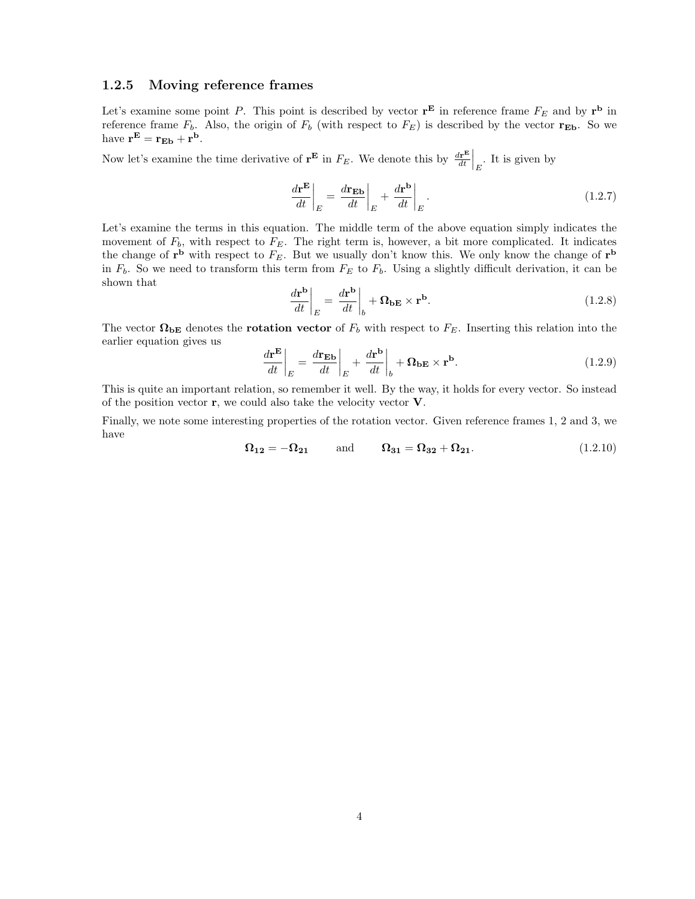### 1.2.5 Moving reference frames

Let's examine some point $P$. This point is described by vector $\mathbf{r^E}$ in reference frame $F_E$ and by $\mathbf{r^b}$ in reference frame $F_b$. Also, the origin of $F_b$ (with respect to $F_E$) is described by the vector $\mathbf{r_{Eb}}$. So we have $\mathbf{r^E} = \mathbf{r_{Eb}} + \mathbf{r^b}$.

Now let's examine the time derivative of $\mathbf{r^E}$ in $F_E$. We denote this by $\left.\frac{d\mathbf{r^E}}{dt}\right|_E$. It is given by

$$\left.\frac{d\mathbf{r^E}}{dt}\right|_E = \left.\frac{d\mathbf{r_{Eb}}}{dt}\right|_E + \left.\frac{d\mathbf{r^b}}{dt}\right|_E. \tag{1.2.7}$$

Let's examine the terms in this equation. The middle term of the above equation simply indicates the movement of $F_b$, with respect to $F_E$. The right term is, however, a bit more complicated. It indicates the change of $\mathbf{r^b}$ with respect to $F_E$. But we usually don't know this. We only know the change of $\mathbf{r^b}$ in $F_b$. So we need to transform this term from $F_E$ to $F_b$. Using a slightly difficult derivation, it can be shown that

$$\left.\frac{d\mathbf{r^b}}{dt}\right|_E = \left.\frac{d\mathbf{r^b}}{dt}\right|_b + \mathbf{\Omega_{bE}} \times \mathbf{r^b}. \tag{1.2.8}$$

The vector $\mathbf{\Omega_{bE}}$ denotes the **rotation vector** of $F_b$ with respect to $F_E$. Inserting this relation into the earlier equation gives us

$$\left.\frac{d\mathbf{r^E}}{dt}\right|_E = \left.\frac{d\mathbf{r_{Eb}}}{dt}\right|_E + \left.\frac{d\mathbf{r^b}}{dt}\right|_b + \mathbf{\Omega_{bE}} \times \mathbf{r^b}. \tag{1.2.9}$$

This is quite an important relation, so remember it welll. By the way, it holds for every vector. So instead of the position vector $\mathbf{r}$, we could also take the velocity vector $\mathbf{V}$.

Finally, we note some interesting properties of the rotation vector. Given reference frames 1, 2 and 3, we have

$$\mathbf{\Omega_{12}} = -\mathbf{\Omega_{21}} \qquad \text{and} \qquad \mathbf{\Omega_{31}} = \mathbf{\Omega_{32}} + \mathbf{\Omega_{21}}. \tag{1.2.10}$$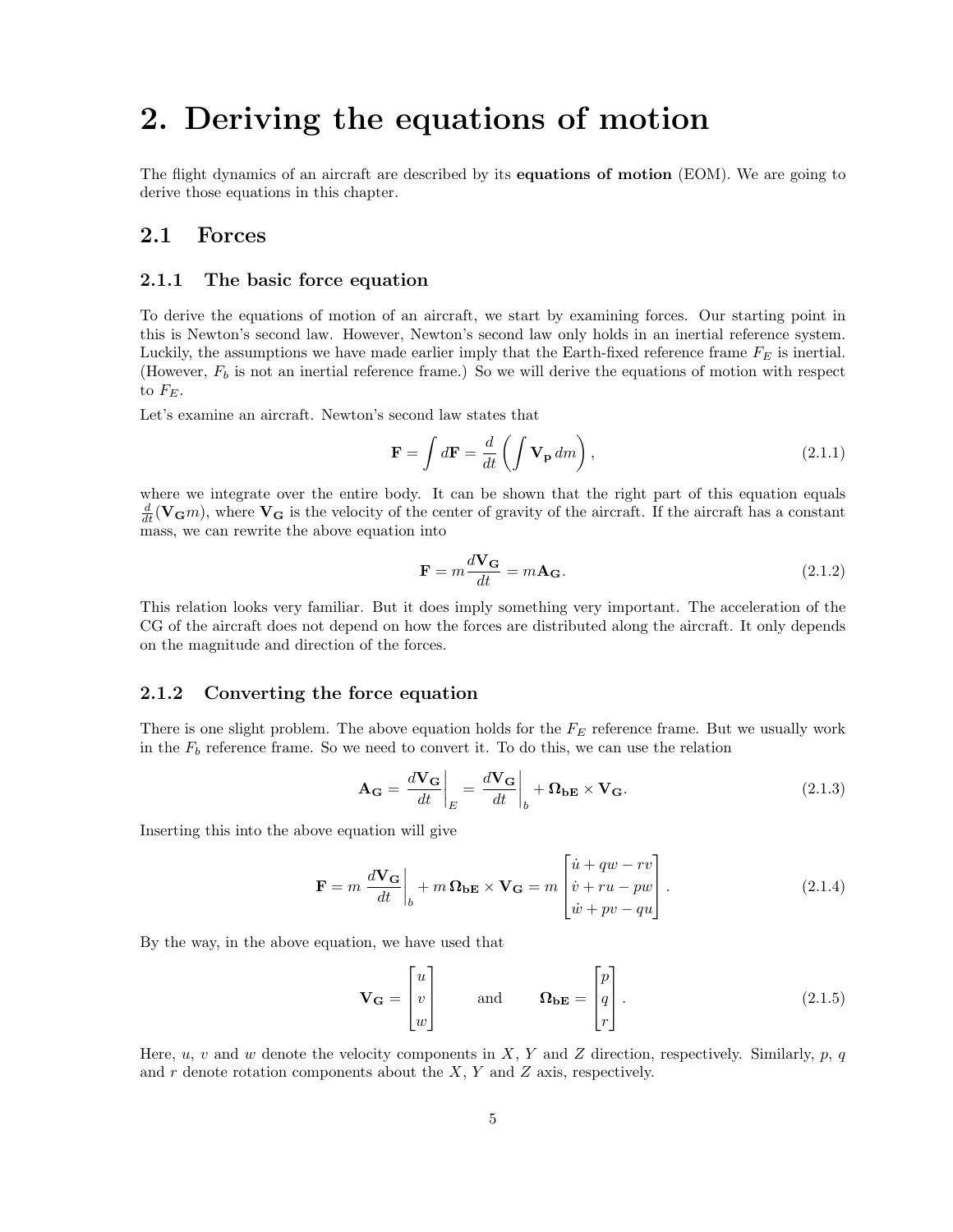# 2. Deriving the equations of motion

The flight dynamics of an aircraft are described by its **equations of motion** (EOM). We are going to derive those equations in this chapter.

## 2.1 Forces

### 2.1.1 The basic force equation

To derive the equations of motion of an aircraft, we start by examining forces. Our starting point in this is Newton's second law. However, Newton's second law only holds in an inertial reference system. Luckily, the assumptions we have made earlier imply that the Earth-fixed reference frame $F_E$ is inertial. (However, $F_b$ is not an inertial reference frame.) So we will derive the equations of motion with respect to $F_E$.

Let's examine an aircraft. Newton's second law states that

$$\mathbf{F} = \int d\mathbf{F} = \frac{d}{dt}\left(\int \mathbf{V_p}\, dm\right), \tag{2.1.1}$$

where we integrate over the entire body. It can be shown that the right part of this equation equals $\frac{d}{dt}(\mathbf{V_G} m)$, where $\mathbf{V_G}$ is the velocity of the center of gravity of the aircraft. If the aircraft has a constant mass, we can rewrite the above equation into

$$\mathbf{F} = m\frac{d\mathbf{V_G}}{dt} = m\mathbf{A_G}. \tag{2.1.2}$$

This relation looks very familiar. But it does imply something very important. The acceleration of the CG of the aircraft does not depend on how the forces are distributed along the aircraft. It only depends on the magnitude and direction of the forces.

### 2.1.2 Converting the force equation

There is one slight problem. The above equation holds for the $F_E$ reference frame. But we usually work in the $F_b$ reference frame. So we need to convert it. To do this, we can use the relation

$$\mathbf{A_G} = \left.\frac{d\mathbf{V_G}}{dt}\right|_E = \left.\frac{d\mathbf{V_G}}{dt}\right|_b + \mathbf{\Omega_{bE}} \times \mathbf{V_G}. \tag{2.1.3}$$

Inserting this into the above equation will give

$$\mathbf{F} = m\left.\frac{d\mathbf{V_G}}{dt}\right|_b + m\,\mathbf{\Omega_{bE}} \times \mathbf{V_G} = m\begin{bmatrix} \dot{u} + qw - rv \\ \dot{v} + ru - pw \\ \dot{w} + pv - qu \end{bmatrix}. \tag{2.1.4}$$

By the way, in the above equation, we have used that

$$\mathbf{V_G} = \begin{bmatrix} u \\ v \\ w \end{bmatrix} \qquad \text{and} \qquad \mathbf{\Omega_{bE}} = \begin{bmatrix} p \\ q \\ r \end{bmatrix}. \tag{2.1.5}$$

Here, $u$, $v$ and $w$ denote the velocity components in $X$, $Y$ and $Z$ direction, respectively. Similarly, $p$, $q$ and $r$ denote rotation components about the $X$, $Y$ and $Z$ axis, respectively.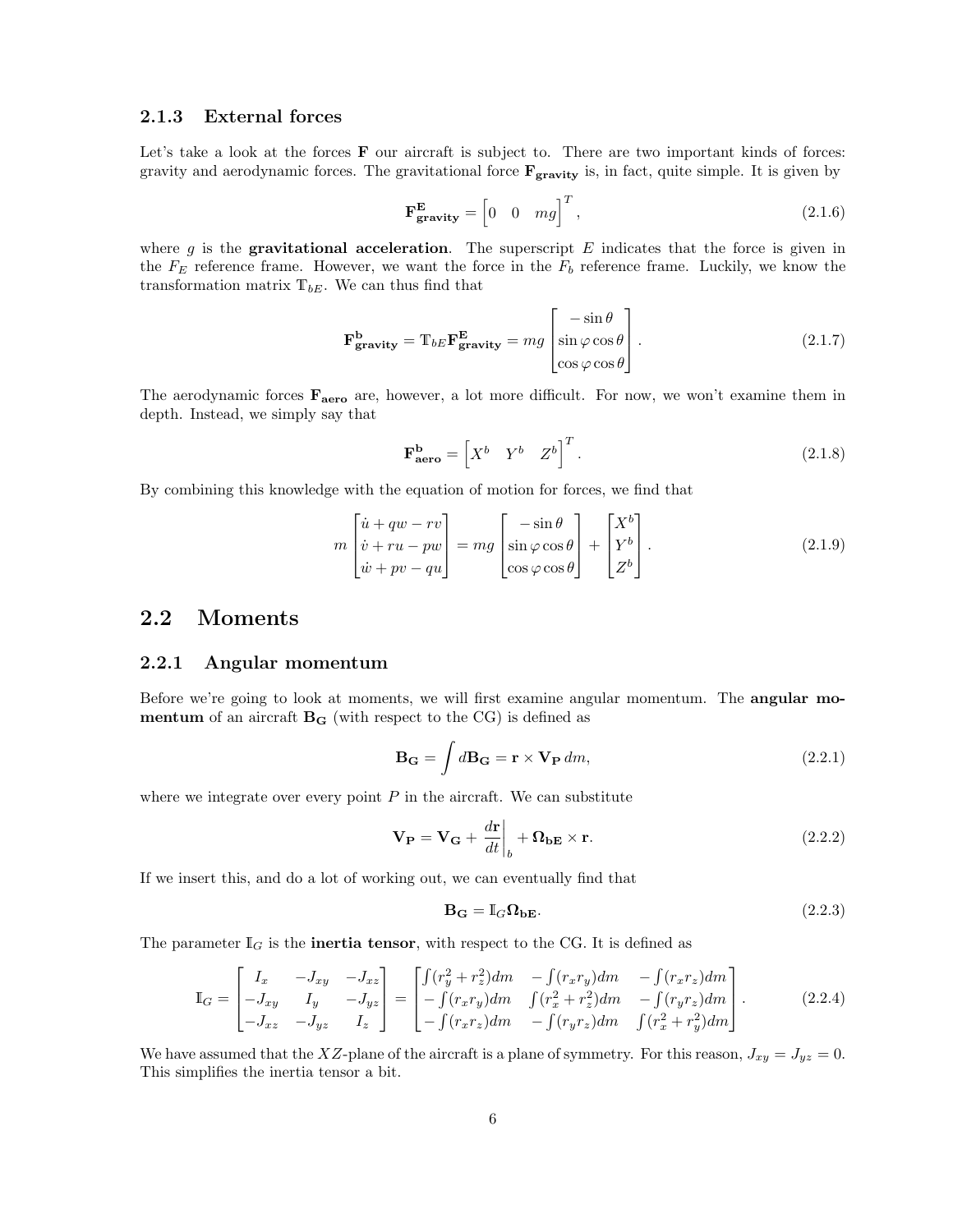### 2.1.3 External forces

Let's take a look at the forces $\mathbf{F}$ our aircraft is subject to. There are two important kinds of forces: gravity and aerodynamic forces. The gravitational force $\mathbf{F_{gravity}}$ is, in fact, quite simple. It is given by

$$\mathbf{F^E_{gravity}} = \begin{bmatrix} 0 & 0 & mg \end{bmatrix}^T, \tag{2.1.6}$$

where $g$ is the **gravitational acceleration**. The superscript $E$ indicates that the force is given in the $F_E$ reference frame. However, we want the force in the $F_b$ reference frame. Luckily, we know the transformation matrix $\mathbb{T}_{bE}$. We can thus find that

$$\mathbf{F^b_{gravity}} = \mathbb{T}_{bE}\mathbf{F^E_{gravity}} = mg \begin{bmatrix} -\sin\theta \\ \sin\varphi\cos\theta \\ \cos\varphi\cos\theta \end{bmatrix}. \tag{2.1.7}$$

The aerodynamic forces $\mathbf{F_{aero}}$ are, however, a lot more difficult. For now, we won't examine them in depth. Instead, we simply say that

$$\mathbf{F^b_{aero}} = \begin{bmatrix} X^b & Y^b & Z^b \end{bmatrix}^T. \tag{2.1.8}$$

By combining this knowledge with the equation of motion for forces, we find that

$$m \begin{bmatrix} \dot{u} + qw - rv \\ \dot{v} + ru - pw \\ \dot{w} + pv - qu \end{bmatrix} = mg \begin{bmatrix} -\sin\theta \\ \sin\varphi\cos\theta \\ \cos\varphi\cos\theta \end{bmatrix} + \begin{bmatrix} X^b \\ Y^b \\ Z^b \end{bmatrix}. \tag{2.1.9}$$

## 2.2 Moments

### 2.2.1 Angular momentum

Before we're going to look at moments, we will first examine angular momentum. The **angular momentum** of an aircraft $\mathbf{B_G}$ (with respect to the CG) is defined as

$$\mathbf{B_G} = \int d\mathbf{B_G} = \mathbf{r} \times \mathbf{V_P}\, dm, \tag{2.2.1}$$

where we integrate over every point $P$ in the aircraft. We can substitute

$$\mathbf{V_P} = \mathbf{V_G} + \left.\frac{d\mathbf{r}}{dt}\right|_b + \mathbf{\Omega_{bE}} \times \mathbf{r}. \tag{2.2.2}$$

If we insert this, and do a lot of working out, we can eventually find that

$$\mathbf{B_G} = \mathbb{I}_G \mathbf{\Omega_{bE}}. \tag{2.2.3}$$

The parameter $\mathbb{I}_G$ is the **inertia tensor**, with respect to the CG. It is defined as

$$\mathbb{I}_G = \begin{bmatrix} I_x & -J_{xy} & -J_{xz} \\ -J_{xy} & I_y & -J_{yz} \\ -J_{xz} & -J_{yz} & I_z \end{bmatrix} = \begin{bmatrix} \int(r_y^2 + r_z^2)dm & -\int(r_x r_y)dm & -\int(r_x r_z)dm \\ -\int(r_x r_y)dm & \int(r_x^2 + r_z^2)dm & -\int(r_y r_z)dm \\ -\int(r_x r_z)dm & -\int(r_y r_z)dm & \int(r_x^2 + r_y^2)dm \end{bmatrix}. \tag{2.2.4}$$

We have assumed that the $XZ$-plane of the aircraft is a plane of symmetry. For this reason, $J_{xy} = J_{yz} = 0$. This simplifies the inertia tensor a bit.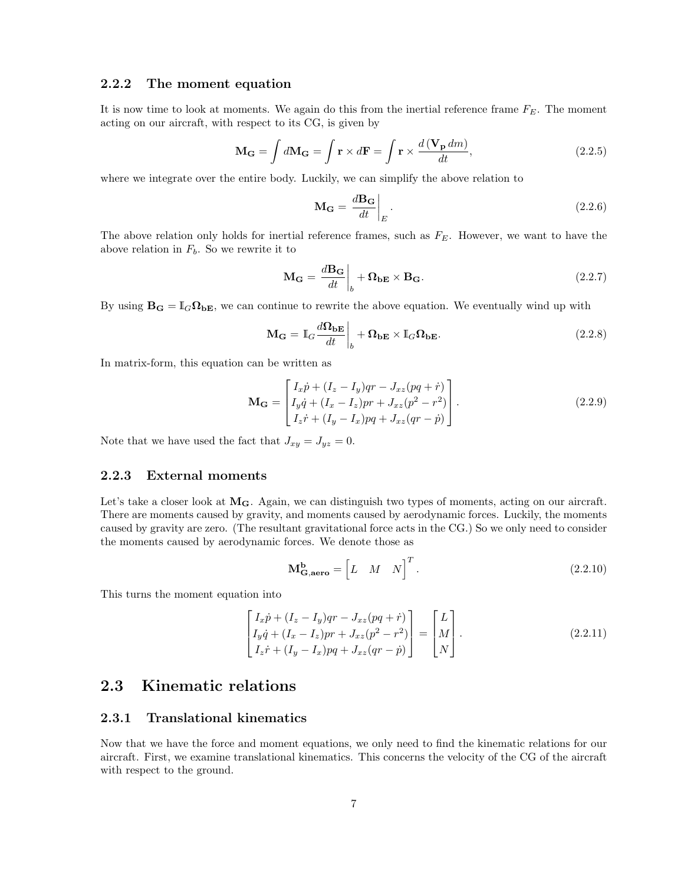### 2.2.2 The moment equation

It is now time to look at moments. We again do this from the inertial reference frame $F_E$. The moment acting on our aircraft, with respect to its CG, is given by

$$\mathbf{M_G} = \int d\mathbf{M_G} = \int \mathbf{r} \times d\mathbf{F} = \int \mathbf{r} \times \frac{d\left(\mathbf{V_p}\, dm\right)}{dt}, \tag{2.2.5}$$

where we integrate over the entire body. Luckily, we can simplify the above relation to

$$\mathbf{M_G} = \left.\frac{d\mathbf{B_G}}{dt}\right|_E. \tag{2.2.6}$$

The above relation only holds for inertial reference frames, such as $F_E$. However, we want to have the above relation in $F_b$. So we rewrite it to

$$\mathbf{M_G} = \left.\frac{d\mathbf{B_G}}{dt}\right|_b + \mathbf{\Omega_{bE}} \times \mathbf{B_G}. \tag{2.2.7}$$

By using $\mathbf{B_G} = \mathbb{I}_G \mathbf{\Omega_{bE}}$, we can continue to rewrite the above equation. We eventually wind up with

$$\mathbf{M_G} = \mathbb{I}_G \left.\frac{d\mathbf{\Omega_{bE}}}{dt}\right|_b + \mathbf{\Omega_{bE}} \times \mathbb{I}_G \mathbf{\Omega_{bE}}. \tag{2.2.8}$$

In matrix-form, this equation can be written as

$$\mathbf{M_G} = \begin{bmatrix} I_x \dot{p} + (I_z - I_y) qr - J_{xz}(pq + \dot{r}) \\ I_y \dot{q} + (I_x - I_z) pr + J_{xz}(p^2 - r^2) \\ I_z \dot{r} + (I_y - I_x) pq + J_{xz}(qr - \dot{p}) \end{bmatrix}. \tag{2.2.9}$$

Note that we have used the fact that $J_{xy} = J_{yz} = 0$.

### 2.2.3 External moments

Let's take a closer look at $\mathbf{M_G}$. Again, we can distinguish two types of moments, acting on our aircraft. There are moments caused by gravity, and moments caused by aerodynamic forces. Luckily, the moments caused by gravity are zero. (The resultant gravitational force acts in the CG.) So we only need to consider the moments caused by aerodynamic forces. We denote those as

$$\mathbf{M^b_{G,aero}} = \begin{bmatrix} L & M & N \end{bmatrix}^T. \tag{2.2.10}$$

This turns the moment equation into

$$\begin{bmatrix} I_x \dot{p} + (I_z - I_y) qr - J_{xz}(pq + \dot{r}) \\ I_y \dot{q} + (I_x - I_z) pr + J_{xz}(p^2 - r^2) \\ I_z \dot{r} + (I_y - I_x) pq + J_{xz}(qr - \dot{p}) \end{bmatrix} = \begin{bmatrix} L \\ M \\ N \end{bmatrix}. \tag{2.2.11}$$

## 2.3 Kinematic relations

### 2.3.1 Translational kinematics

Now that we have the force and moment equations, we only need to find the kinematic relations for our aircraft. First, we examine translational kinematics. This concerns the velocity of the CG of the aircraft with respect to the ground.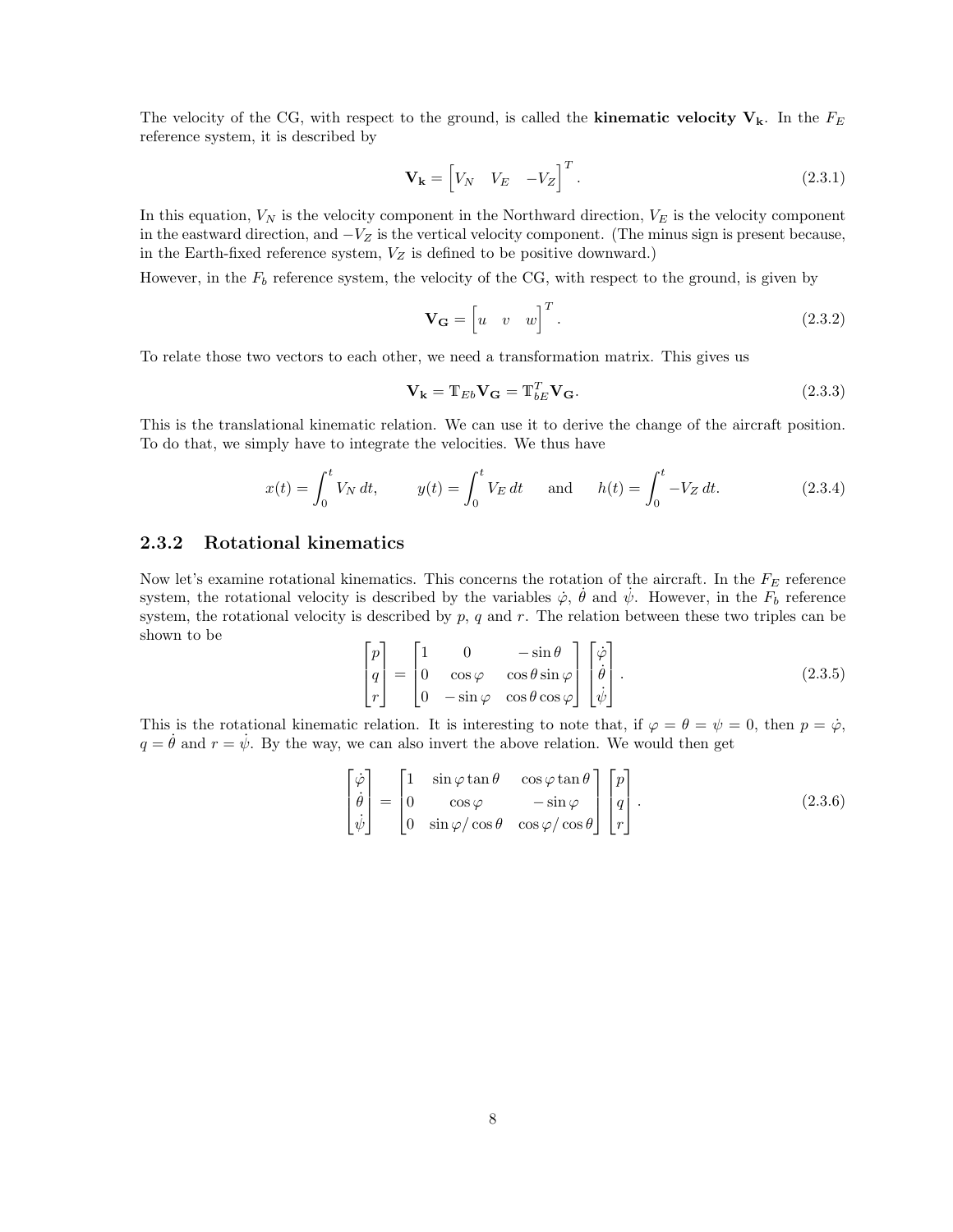The velocity of the CG, with respect to the ground, is called the **kinematic velocity $\mathbf{V_k}$**. In the $F_E$ reference system, it is described by

$$\mathbf{V_k} = \begin{bmatrix} V_N & V_E & -V_Z \end{bmatrix}^T. \tag{2.3.1}$$

In this equation, $V_N$ is the velocity component in the Northward direction, $V_E$ is the velocity component in the eastward direction, and $-V_Z$ is the vertical velocity component. (The minus sign is present because, in the Earth-fixed reference system, $V_Z$ is defined to be positive downward.)

However, in the $F_b$ reference system, the velocity of the CG, with respect to the ground, is given by

$$\mathbf{V_G} = \begin{bmatrix} u & v & w \end{bmatrix}^T. \tag{2.3.2}$$

To relate those two vectors to each other, we need a transformation matrix. This gives us

$$\mathbf{V_k} = \mathbb{T}_{Eb}\mathbf{V_G} = \mathbb{T}_{bE}^T\mathbf{V_G}. \tag{2.3.3}$$

This is the translational kinematic relation. We can use it to derive the change of the aircraft position. To do that, we simply have to integrate the velocities. We thus have

$$x(t) = \int_0^t V_N \, dt, \qquad y(t) = \int_0^t V_E \, dt \qquad \text{and} \qquad h(t) = \int_0^t -V_Z \, dt. \tag{2.3.4}$$

### 2.3.2 Rotational kinematics

Now let's examine rotational kinematics. This concerns the rotation of the aircraft. In the $F_E$ reference system, the rotational velocity is described by the variables $\dot{\varphi}$, $\dot{\theta}$ and $\dot{\psi}$. However, in the $F_b$ reference system, the rotational velocity is described by $p$, $q$ and $r$. The relation between these two triples can be shown to be

$$\begin{bmatrix} p \\ q \\ r \end{bmatrix} = \begin{bmatrix} 1 & 0 & -\sin\theta \\ 0 & \cos\varphi & \cos\theta\sin\varphi \\ 0 & -\sin\varphi & \cos\theta\cos\varphi \end{bmatrix} \begin{bmatrix} \dot{\varphi} \\ \dot{\theta} \\ \dot{\psi} \end{bmatrix}. \tag{2.3.5}$$

This is the rotational kinematic relation. It is interesting to note that, if $\varphi = \theta = \psi = 0$, then $p = \dot{\varphi}$, $q = \dot{\theta}$ and $r = \dot{\psi}$. By the way, we can also invert the above relation. We would then get

$$\begin{bmatrix} \dot{\varphi} \\ \dot{\theta} \\ \dot{\psi} \end{bmatrix} = \begin{bmatrix} 1 & \sin\varphi\tan\theta & \cos\varphi\tan\theta \\ 0 & \cos\varphi & -\sin\varphi \\ 0 & \sin\varphi/\cos\theta & \cos\varphi/\cos\theta \end{bmatrix} \begin{bmatrix} p \\ q \\ r \end{bmatrix}. \tag{2.3.6}$$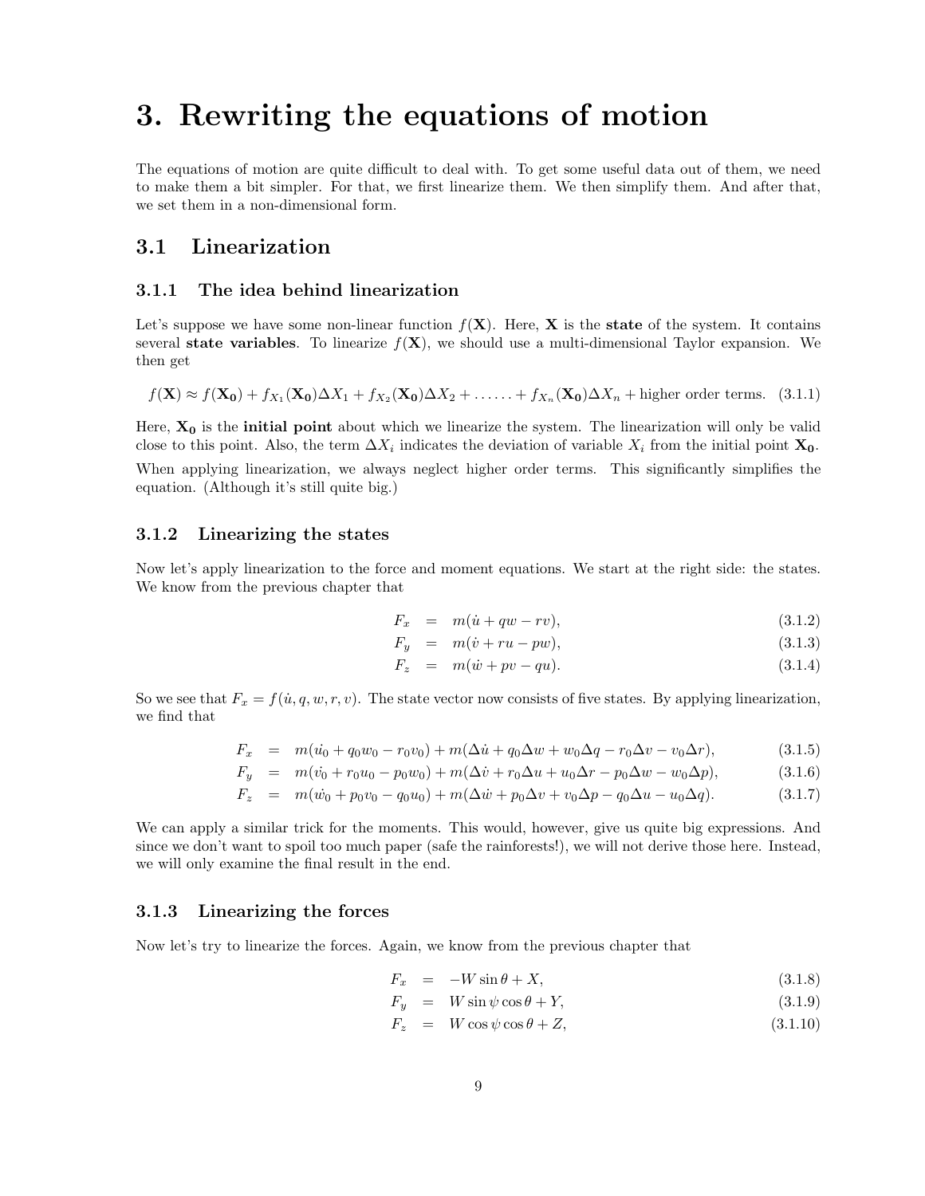# 3. Rewriting the equations of motion

The equations of motion are quite difficult to deal with. To get some useful data out of them, we need to make them a bit simpler. For that, we first linearize them. We then simplify them. And after that, we set them in a non-dimensional form.

## 3.1 Linearization

### 3.1.1 The idea behind linearization

Let's suppose we have some non-linear function $f(\mathbf{X})$. Here, $\mathbf{X}$ is the **state** of the system. It contains several **state variables**. To linearize $f(\mathbf{X})$, we should use a multi-dimensional Taylor expansion. We then get

$$f(\mathbf{X}) \approx f(\mathbf{X_0}) + f_{X_1}(\mathbf{X_0})\Delta X_1 + f_{X_2}(\mathbf{X_0})\Delta X_2 + \ldots\ldots + f_{X_n}(\mathbf{X_0})\Delta X_n + \text{higher order terms.} \tag{3.1.1}$$

Here, $\mathbf{X_0}$ is the **initial point** about which we linearize the system. The linearization will only be valid close to this point. Also, the term $\Delta X_i$ indicates the deviation of variable $X_i$ from the initial point $\mathbf{X_0}$.

When applying linearization, we always neglect higher order terms. This significantly simplifies the equation. (Although it's still quite big.)

### 3.1.2 Linearizing the states

Now let's apply linearization to the force and moment equations. We start at the right side: the states. We know from the previous chapter that

$$F_x = m(\dot{u} + qw - rv), \tag{3.1.2}$$

$$F_y = m(\dot{v} + ru - pw), \tag{3.1.3}$$

$$F_z = m(\dot{w} + pv - qu). \tag{3.1.4}$$

So we see that $F_x = f(\dot{u}, q, w, r, v)$. The state vector now consists of five states. By applying linearization, we find that

$$F_x = m(\dot{u_0} + q_0 w_0 - r_0 v_0) + m(\Delta\dot{u} + q_0\Delta w + w_0\Delta q - r_0\Delta v - v_0\Delta r), \tag{3.1.5}$$

$$F_y = m(\dot{v_0} + r_0 u_0 - p_0 w_0) + m(\Delta\dot{v} + r_0\Delta u + u_0\Delta r - p_0\Delta w - w_0\Delta p), \tag{3.1.6}$$

$$F_z = m(\dot{w_0} + p_0 v_0 - q_0 u_0) + m(\Delta\dot{w} + p_0\Delta v + v_0\Delta p - q_0\Delta u - u_0\Delta q). \tag{3.1.7}$$

We can apply a similar trick for the moments. This would, however, give us quite big expressions. And since we don't want to spoil too much paper (safe the rainforests!), we will not derive those here. Instead, we will only examine the final result in the end.

### 3.1.3 Linearizing the forces

Now let's try to linearize the forces. Again, we know from the previous chapter that

$$F_x = -W\sin\theta + X, \tag{3.1.8}$$

$$F_y = W\sin\psi\cos\theta + Y, \tag{3.1.9}$$

$$F_z = W\cos\psi\cos\theta + Z, \tag{3.1.10}$$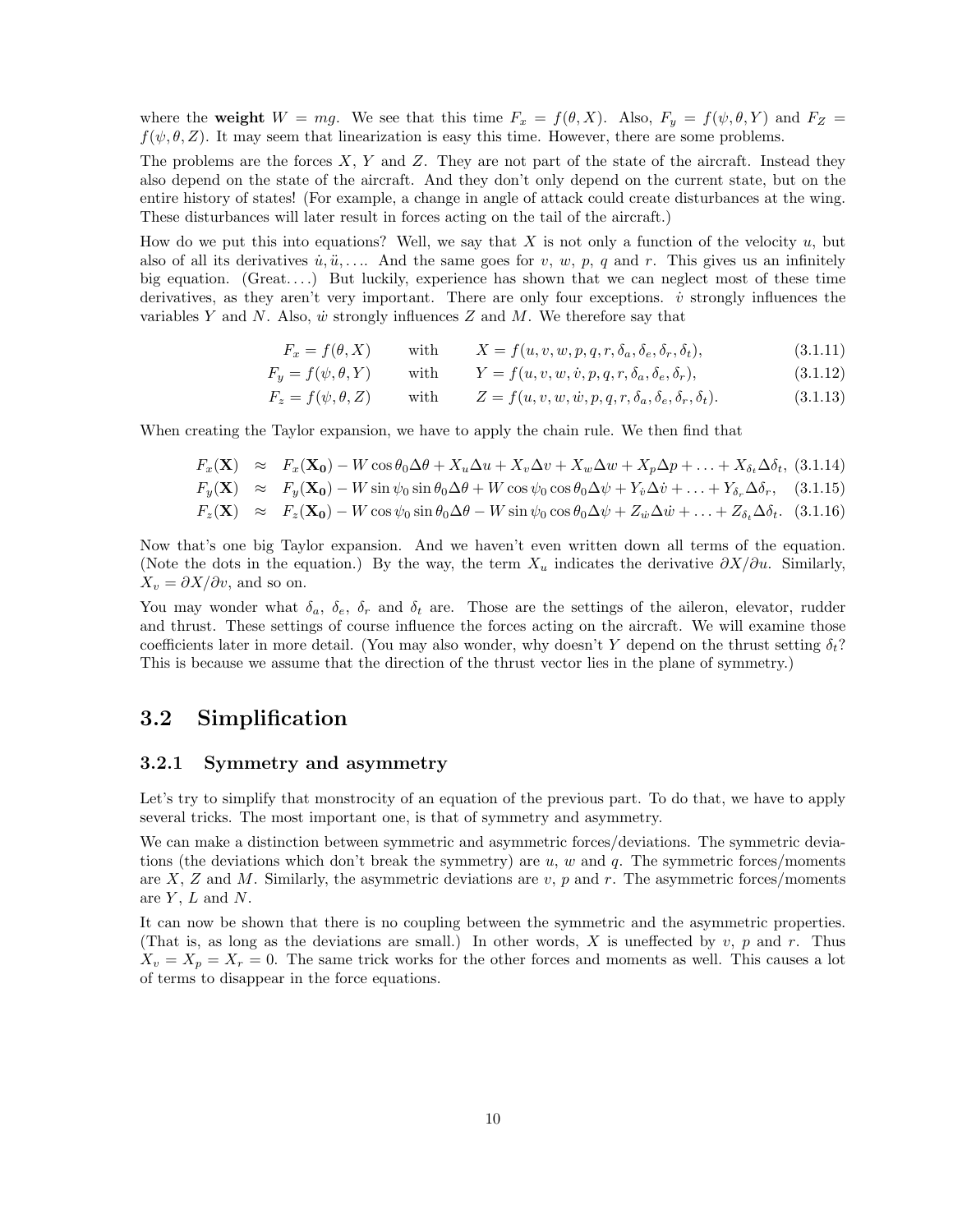where the **weight** $W = mg$. We see that this time $F_x = f(\theta, X)$. Also, $F_y = f(\psi, \theta, Y)$ and $F_Z = f(\psi, \theta, Z)$. It may seem that linearization is easy this time. However, there are some problems.

The problems are the forces $X$, $Y$ and $Z$. They are not part of the state of the aircraft. Instead they also depend on the state of the aircraft. And they don't only depend on the current state, but on the entire history of states! (For example, a change in angle of attack could create disturbances at the wing. These disturbances will later result in forces acting on the tail of the aircraft.)

How do we put this into equations? Well, we say that $X$ is not only a function of the velocity $u$, but also of all its derivatives $\dot{u}, \ddot{u}, \ldots$. And the same goes for $v$, $w$, $p$, $q$ and $r$. This gives us an infinitely big equation. (Great....) But luckily, experience has shown that we can neglect most of these time derivatives, as they aren't very important. There are only four exceptions. $\dot{v}$ strongly influences the variables $Y$ and $N$. Also, $\dot{w}$ strongly influences $Z$ and $M$. We therefore say that

$$F_x = f(\theta, X) \qquad \text{with} \qquad X = f(u, v, w, p, q, r, \delta_a, \delta_e, \delta_r, \delta_t), \tag{3.1.11}$$

$$F_y = f(\psi, \theta, Y) \qquad \text{with} \qquad Y = f(u, v, w, \dot{v}, p, q, r, \delta_a, \delta_e, \delta_r), \tag{3.1.12}$$

$$F_z = f(\psi, \theta, Z) \qquad \text{with} \qquad Z = f(u, v, w, \dot{w}, p, q, r, \delta_a, \delta_e, \delta_r, \delta_t). \tag{3.1.13}$$

When creating the Taylor expansion, we have to apply the chain rule. We then find that

$$F_x(\mathbf{X}) \approx F_x(\mathbf{X_0}) - W \cos\theta_0 \Delta\theta + X_u \Delta u + X_v \Delta v + X_w \Delta w + X_p \Delta p + \ldots + X_{\delta_t} \Delta\delta_t, \tag{3.1.14}$$

$$F_y(\mathbf{X}) \approx F_y(\mathbf{X_0}) - W \sin\psi_0 \sin\theta_0 \Delta\theta + W \cos\psi_0 \cos\theta_0 \Delta\psi + Y_{\dot{v}} \Delta\dot{v} + \ldots + Y_{\delta_r} \Delta\delta_r, \tag{3.1.15}$$

$$F_z(\mathbf{X}) \approx F_z(\mathbf{X_0}) - W \cos\psi_0 \sin\theta_0 \Delta\theta - W \sin\psi_0 \cos\theta_0 \Delta\psi + Z_{\dot{w}} \Delta\dot{w} + \ldots + Z_{\delta_t} \Delta\delta_t. \tag{3.1.16}$$

Now that's one big Taylor expansion. And we haven't even written down all terms of the equation. (Note the dots in the equation.) By the way, the term $X_u$ indicates the derivative $\partial X / \partial u$. Similarly, $X_v = \partial X / \partial v$, and so on.

You may wonder what $\delta_a$, $\delta_e$, $\delta_r$ and $\delta_t$ are. Those are the settings of the aileron, elevator, rudder and thrust. These settings of course influence the forces acting on the aircraft. We will examine those coefficients later in more detail. (You may also wonder, why doesn't $Y$ depend on the thrust setting $\delta_t$? This is because we assume that the direction of the thrust vector lies in the plane of symmetry.)

## 3.2 Simplification

### 3.2.1 Symmetry and asymmetry

Let's try to simplify that monstrocity of an equation of the previous part. To do that, we have to apply several tricks. The most important one, is that of symmetry and asymmetry.

We can make a distinction between symmetric and asymmetric forces/deviations. The symmetric deviations (the deviations which don't break the symmetry) are $u$, $w$ and $q$. The symmetric forces/moments are $X$, $Z$ and $M$. Similarly, the asymmetric deviations are $v$, $p$ and $r$. The asymmetric forces/moments are $Y$, $L$ and $N$.

It can now be shown that there is no coupling between the symmetric and the asymmetric properties. (That is, as long as the deviations are small.) In other words, $X$ is uneffected by $v$, $p$ and $r$. Thus $X_v = X_p = X_r = 0$. The same trick works for the other forces and moments as well. This causes a lot of terms to disappear in the force equations.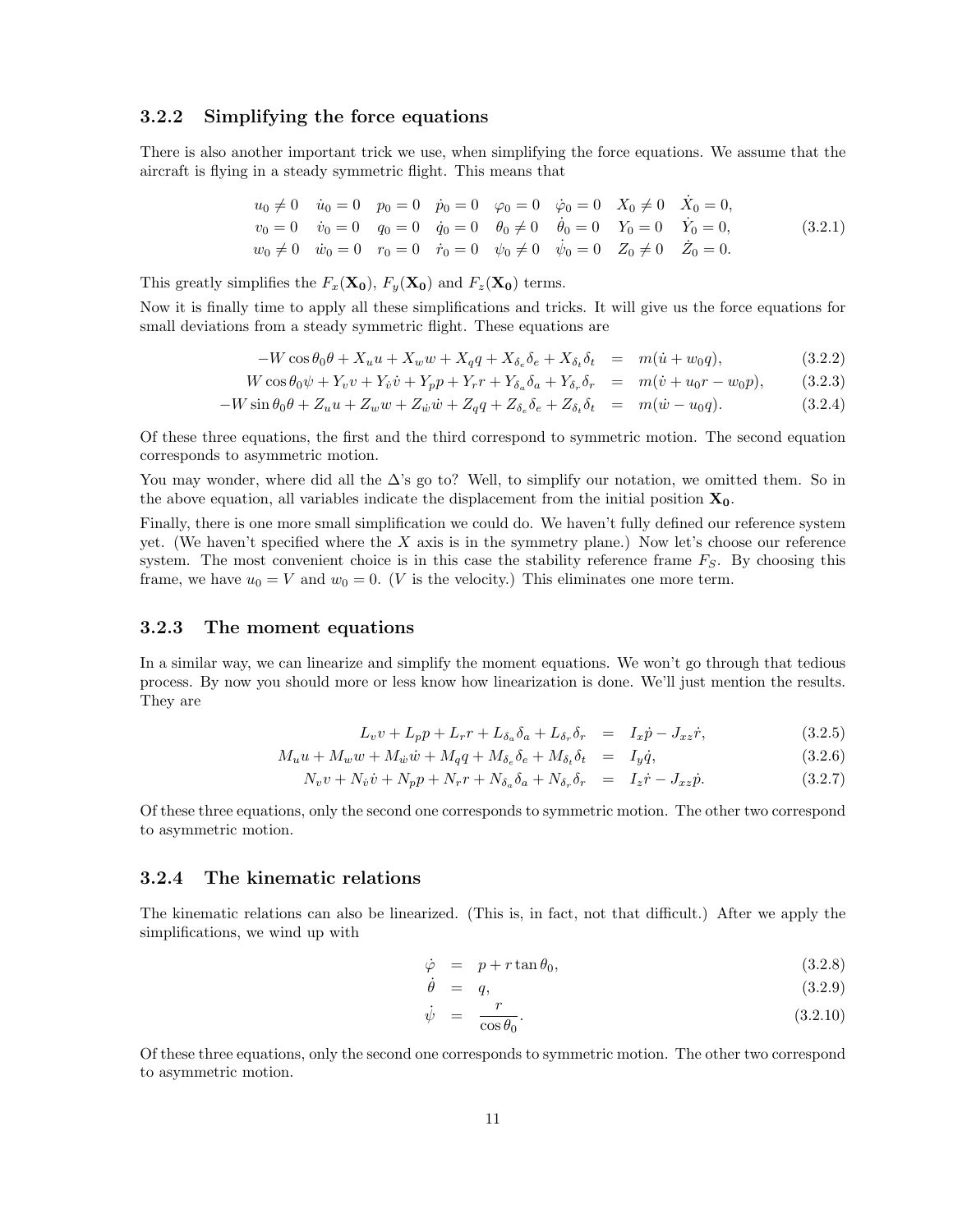### 3.2.2 Simplifying the force equations

There is also another important trick we use, when simplifying the force equations. We assume that the aircraft is flying in a steady symmetric flight. This means that

$$
\begin{array}{llllllll}
u_0 \neq 0 & \dot{u}_0 = 0 & p_0 = 0 & \dot{p}_0 = 0 & \varphi_0 = 0 & \dot{\varphi}_0 = 0 & X_0 \neq 0 & \dot{X}_0 = 0, \\
v_0 = 0 & \dot{v}_0 = 0 & q_0 = 0 & \dot{q}_0 = 0 & \theta_0 \neq 0 & \dot{\theta}_0 = 0 & Y_0 = 0 & \dot{Y}_0 = 0, \\
w_0 \neq 0 & \dot{w}_0 = 0 & r_0 = 0 & \dot{r}_0 = 0 & \psi_0 \neq 0 & \dot{\psi}_0 = 0 & Z_0 \neq 0 & \dot{Z}_0 = 0.
\end{array}
\tag{3.2.1}
$$

This greatly simplifies the $F_x(\mathbf{X_0})$, $F_y(\mathbf{X_0})$ and $F_z(\mathbf{X_0})$ terms.

Now it is finally time to apply all these simplifications and tricks. It will give us the force equations for small deviations from a steady symmetric flight. These equations are

$$-W\cos\theta_0\theta + X_u u + X_w w + X_q q + X_{\delta_e}\delta_e + X_{\delta_t}\delta_t = m(\dot{u} + w_0 q), \tag{3.2.2}$$

$$W\cos\theta_0\psi + Y_v v + Y_{\dot{v}}\dot{v} + Y_p p + Y_r r + Y_{\delta_a}\delta_a + Y_{\delta_r}\delta_r = m(\dot{v} + u_0 r - w_0 p), \tag{3.2.3}$$

$$-W\sin\theta_0\theta + Z_u u + Z_w w + Z_{\dot{w}}\dot{w} + Z_q q + Z_{\delta_e}\delta_e + Z_{\delta_t}\delta_t = m(\dot{w} - u_0 q). \tag{3.2.4}$$

Of these three equations, the first and the third correspond to symmetric motion. The second equation corresponds to asymmetric motion.

You may wonder, where did all the $\Delta$'s go to? Well, to simplify our notation, we omitted them. So in the above equation, all variables indicate the displacement from the initial position $\mathbf{X_0}$.

Finally, there is one more small simplification we could do. We haven't fully defined our reference system yet. (We haven't specified where the $X$ axis is in the symmetry plane.) Now let's choose our reference system. The most convenient choice is in this case the stability reference frame $F_S$. By choosing this frame, we have $u_0 = V$ and $w_0 = 0$. ($V$ is the velocity.) This eliminates one more term.

### 3.2.3 The moment equations

In a similar way, we can linearize and simplify the moment equations. We won't go through that tedious process. By now you should more or less know how linearization is done. We'll just mention the results. They are

$$L_v v + L_p p + L_r r + L_{\delta_a}\delta_a + L_{\delta_r}\delta_r = I_x\dot{p} - J_{xz}\dot{r}, \tag{3.2.5}$$

$$M_u u + M_w w + M_{\dot{w}}\dot{w} + M_q q + M_{\delta_e}\delta_e + M_{\delta_t}\delta_t = I_y\dot{q}, \tag{3.2.6}$$

$$N_v v + N_{\dot{v}}\dot{v} + N_p p + N_r r + N_{\delta_a}\delta_a + N_{\delta_r}\delta_r = I_z\dot{r} - J_{xz}\dot{p}. \tag{3.2.7}$$

Of these three equations, only the second one corresponds to symmetric motion. The other two correspond to asymmetric motion.

### 3.2.4 The kinematic relations

The kinematic relations can also be linearized. (This is, in fact, not that difficult.) After we apply the simplifications, we wind up with

$$\dot{\varphi} = p + r\tan\theta_0, \tag{3.2.8}$$

$$\dot{\theta} = q, \tag{3.2.9}$$

$$\dot{\psi} = \frac{r}{\cos\theta_0}. \tag{3.2.10}$$

Of these three equations, only the second one corresponds to symmetric motion. The other two correspond to asymmetric motion.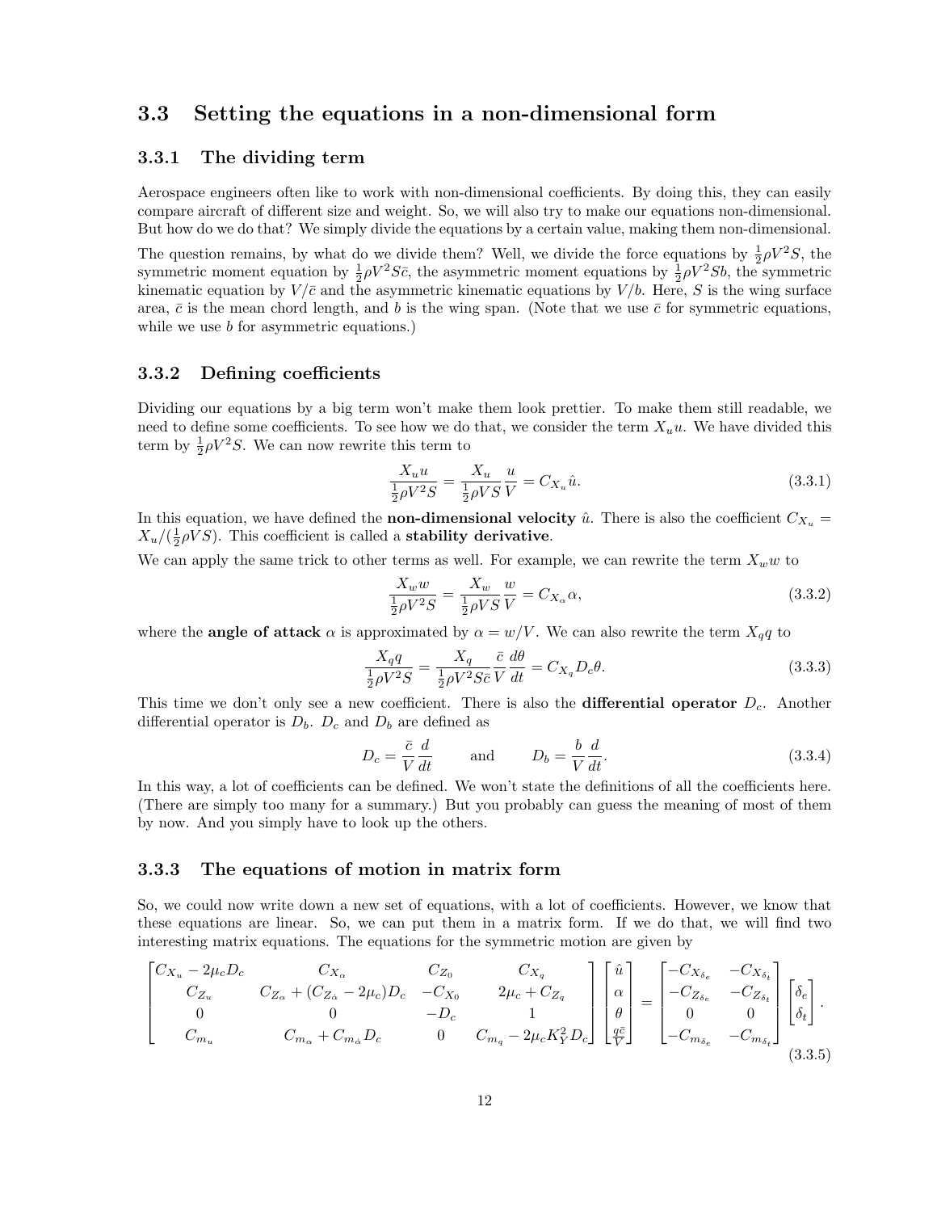## 3.3 Setting the equations in a non-dimensional form

### 3.3.1 The dividing term

Aerospace engineers often like to work with non-dimensional coefficients. By doing this, they can easily compare aircraft of different size and weight. So, we will also try to make our equations non-dimensional. But how do we do that? We simply divide the equations by a certain value, making them non-dimensional.

The question remains, by what do we divide them? Well, we divide the force equations by $\frac{1}{2}\rho V^2 S$, the symmetric moment equation by $\frac{1}{2}\rho V^2 S\bar{c}$, the asymmetric moment equations by $\frac{1}{2}\rho V^2 Sb$, the symmetric kinematic equation by $V/\bar{c}$ and the asymmetric kinematic equations by $V/b$. Here, $S$ is the wing surface area, $\bar{c}$ is the mean chord length, and $b$ is the wing span. (Note that we use $\bar{c}$ for symmetric equations, while we use $b$ for asymmetric equations.)

### 3.3.2 Defining coefficients

Dividing our equations by a big term won't make them look prettier. To make them still readable, we need to define some coefficients. To see how we do that, we consider the term $X_u u$. We have divided this term by $\frac{1}{2}\rho V^2 S$. We can now rewrite this term to

$$\frac{X_u u}{\frac{1}{2}\rho V^2 S} = \frac{X_u}{\frac{1}{2}\rho V S}\frac{u}{V} = C_{X_u}\hat{u}. \tag{3.3.1}$$

In this equation, we have defined the **non-dimensional velocity** $\hat{u}$. There is also the coefficient $C_{X_u} = X_u/(\frac{1}{2}\rho V S)$. This coefficient is called a **stability derivative**.

We can apply the same trick to other terms as well. For example, we can rewrite the term $X_w w$ to

$$\frac{X_w w}{\frac{1}{2}\rho V^2 S} = \frac{X_w}{\frac{1}{2}\rho V S}\frac{w}{V} = C_{X_\alpha}\alpha, \tag{3.3.2}$$

where the **angle of attack** $\alpha$ is approximated by $\alpha = w/V$. We can also rewrite the term $X_q q$ to

$$\frac{X_q q}{\frac{1}{2}\rho V^2 S} = \frac{X_q}{\frac{1}{2}\rho V^2 S\bar{c}}\frac{\bar{c}}{V}\frac{d\theta}{dt} = C_{X_q} D_c \theta. \tag{3.3.3}$$

This time we don't only see a new coefficient. There is also the **differential operator** $D_c$. Another differential operator is $D_b$. $D_c$ and $D_b$ are defined as

$$D_c = \frac{\bar{c}}{V}\frac{d}{dt} \qquad \text{and} \qquad D_b = \frac{b}{V}\frac{d}{dt}. \tag{3.3.4}$$

In this way, a lot of coefficients can be defined. We won't state the definitions of all the coefficients here. (There are simply too many for a summary.) But you probably can guess the meaning of most of them by now. And you simply have to look up the others.

### 3.3.3 The equations of motion in matrix form

So, we could now write down a new set of equations, with a lot of coefficients. However, we know that these equations are linear. So, we can put them in a matrix form. If we do that, we will find two interesting matrix equations. The equations for the symmetric motion are given by

$$\begin{bmatrix} C_{X_u} - 2\mu_c D_c & C_{X_\alpha} & C_{Z_0} & C_{X_q} \\ C_{Z_u} & C_{Z_\alpha} + (C_{Z_{\dot{\alpha}}} - 2\mu_c)D_c & -C_{X_0} & 2\mu_c + C_{Z_q} \\ 0 & 0 & -D_c & 1 \\ C_{m_u} & C_{m_\alpha} + C_{m_{\dot{\alpha}}} D_c & 0 & C_{m_q} - 2\mu_c K_Y^2 D_c \end{bmatrix} \begin{bmatrix} \hat{u} \\ \alpha \\ \theta \\ \frac{q\bar{c}}{V} \end{bmatrix} = \begin{bmatrix} -C_{X_{\delta_e}} & -C_{X_{\delta_t}} \\ -C_{Z_{\delta_e}} & -C_{Z_{\delta_t}} \\ 0 & 0 \\ -C_{m_{\delta_e}} & -C_{m_{\delta_t}} \end{bmatrix} \begin{bmatrix} \delta_e \\ \delta_t \end{bmatrix}. \tag{3.3.5}$$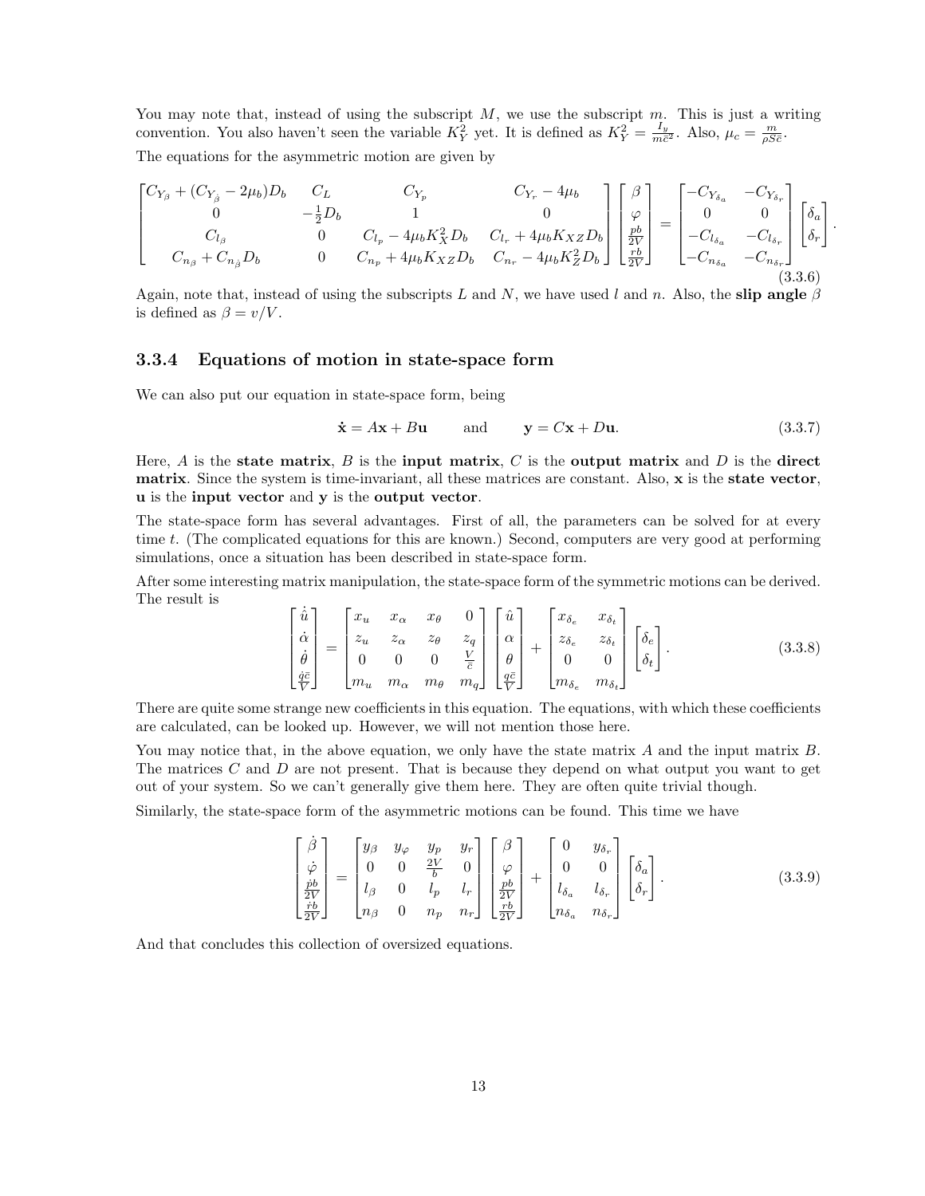You may note that, instead of using the subscript $M$, we use the subscript $m$. This is just a writing convention. You also haven't seen the variable $K_Y^2$ yet. It is defined as $K_Y^2 = \frac{I_y}{m\bar{c}^2}$. Also, $\mu_c = \frac{m}{\rho S \bar{c}}$.

The equations for the asymmetric motion are given by

$$\begin{bmatrix} C_{Y_\beta} + (C_{Y_{\dot{\beta}}} - 2\mu_b)D_b & C_L & C_{Y_p} & C_{Y_r} - 4\mu_b \\ 0 & -\frac{1}{2}D_b & 1 & 0 \\ C_{l_\beta} & 0 & C_{l_p} - 4\mu_b K_X^2 D_b & C_{l_r} + 4\mu_b K_{XZ} D_b \\ C_{n_\beta} + C_{n_{\dot{\beta}}} D_b & 0 & C_{n_p} + 4\mu_b K_{XZ} D_b & C_{n_r} - 4\mu_b K_Z^2 D_b \end{bmatrix} \begin{bmatrix} \beta \\ \varphi \\ \frac{pb}{2V} \\ \frac{rb}{2V} \end{bmatrix} = \begin{bmatrix} -C_{Y_{\delta_a}} & -C_{Y_{\delta_r}} \\ 0 & 0 \\ -C_{l_{\delta_a}} & -C_{l_{\delta_r}} \\ -C_{n_{\delta_a}} & -C_{n_{\delta_r}} \end{bmatrix} \begin{bmatrix} \delta_a \\ \delta_r \end{bmatrix}. \tag{3.3.6}$$

Again, note that, instead of using the subscripts $L$ and $N$, we have used $l$ and $n$. Also, the **slip angle** $\beta$ is defined as $\beta = v/V$.

### 3.3.4 Equations of motion in state-space form

We can also put our equation in state-space form, being

$$\dot{\mathbf{x}} = A\mathbf{x} + B\mathbf{u} \qquad \text{and} \qquad \mathbf{y} = C\mathbf{x} + D\mathbf{u}. \tag{3.3.7}$$

Here, $A$ is the **state matrix**, $B$ is the **input matrix**, $C$ is the **output matrix** and $D$ is the **direct matrix**. Since the system is time-invariant, all these matrices are constant. Also, $\mathbf{x}$ is the **state vector**, $\mathbf{u}$ is the **input vector** and $\mathbf{y}$ is the **output vector**.

The state-space form has several advantages. First of all, the parameters can be solved for at every time $t$. (The complicated equations for this are known.) Second, computers are very good at performing simulations, once a situation has been described in state-space form.

After some interesting matrix manipulation, the state-space form of the symmetric motions can be derived. The result is

$$\begin{bmatrix} \dot{\hat{u}} \\ \dot{\alpha} \\ \dot{\theta} \\ \frac{\dot{q}\bar{c}}{V} \end{bmatrix} = \begin{bmatrix} x_u & x_\alpha & x_\theta & 0 \\ z_u & z_\alpha & z_\theta & z_q \\ 0 & 0 & 0 & \frac{V}{\bar{c}} \\ m_u & m_\alpha & m_\theta & m_q \end{bmatrix} \begin{bmatrix} \hat{u} \\ \alpha \\ \theta \\ \frac{q\bar{c}}{V} \end{bmatrix} + \begin{bmatrix} x_{\delta_e} & x_{\delta_t} \\ z_{\delta_e} & z_{\delta_t} \\ 0 & 0 \\ m_{\delta_e} & m_{\delta_t} \end{bmatrix} \begin{bmatrix} \delta_e \\ \delta_t \end{bmatrix}. \tag{3.3.8}$$

There are quite some strange new coefficients in this equation. The equations, with which these coefficients are calculated, can be looked up. However, we will not mention those here.

You may notice that, in the above equation, we only have the state matrix $A$ and the input matrix $B$. The matrices $C$ and $D$ are not present. That is because they depend on what output you want to get out of your system. So we can't generally give them here. They are often quite trivial though.

Similarly, the state-space form of the asymmetric motions can be found. This time we have

$$\begin{bmatrix} \dot{\beta} \\ \dot{\varphi} \\ \frac{\dot{p}b}{2V} \\ \frac{\dot{r}b}{2V} \end{bmatrix} = \begin{bmatrix} y_\beta & y_\varphi & y_p & y_r \\ 0 & 0 & \frac{2V}{b} & 0 \\ l_\beta & 0 & l_p & l_r \\ n_\beta & 0 & n_p & n_r \end{bmatrix} \begin{bmatrix} \beta \\ \varphi \\ \frac{pb}{2V} \\ \frac{rb}{2V} \end{bmatrix} + \begin{bmatrix} 0 & y_{\delta_r} \\ 0 & 0 \\ l_{\delta_a} & l_{\delta_r} \\ n_{\delta_a} & n_{\delta_r} \end{bmatrix} \begin{bmatrix} \delta_a \\ \delta_r \end{bmatrix}. \tag{3.3.9}$$

And that concludes this collection of oversized equations.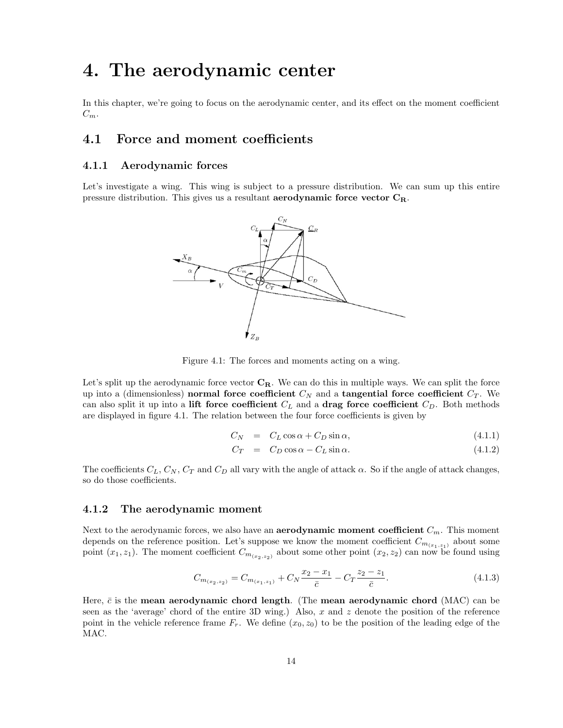# 4. The aerodynamic center

In this chapter, we're going to focus on the aerodynamic center, and its effect on the moment coefficient $C_m$.

## 4.1 Force and moment coefficients

### 4.1.1 Aerodynamic forces

Let's investigate a wing. This wing is subject to a pressure distribution. We can sum up this entire pressure distribution. This gives us a resultant **aerodynamic force vector $\mathbf{C_R}$**.

Figure 4.1: The forces and moments acting on a wing.

Let's split up the aerodynamic force vector $\mathbf{C_R}$. We can do this in multiple ways. We can split the force up into a (dimensionless) **normal force coefficient** $C_N$ and a **tangential force coefficient** $C_T$. We can also split it up into a **lift force coefficient** $C_L$ and a **drag force coefficient** $C_D$. Both methods are displayed in figure 4.1. The relation between the four force coefficients is given by

$$C_N = C_L \cos\alpha + C_D \sin\alpha, \tag{4.1.1}$$

$$C_T = C_D \cos\alpha - C_L \sin\alpha. \tag{4.1.2}$$

The coefficients $C_L$, $C_N$, $C_T$ and $C_D$ all vary with the angle of attack $\alpha$. So if the angle of attack changes, so do those coefficients.

### 4.1.2 The aerodynamic moment

Next to the aerodynamic forces, we also have an **aerodynamic moment coefficient** $C_m$. This moment depends on the reference position. Let's suppose we know the moment coefficient $C_{m_{(x_1,z_1)}}$ about some point $(x_1, z_1)$. The moment coefficient $C_{m_{(x_2,z_2)}}$ about some other point $(x_2, z_2)$ can now be found using

$$C_{m_{(x_2,z_2)}} = C_{m_{(x_1,z_1)}} + C_N \frac{x_2 - x_1}{\bar{c}} - C_T \frac{z_2 - z_1}{\bar{c}}. \tag{4.1.3}$$

Here, $\bar{c}$ is the **mean aerodynamic chord length**. (The **mean aerodynamic chord** (MAC) can be seen as the 'average' chord of the entire 3D wing.) Also, $x$ and $z$ denote the position of the reference point in the vehicle reference frame $F_r$. We define $(x_0, z_0)$ to be the position of the leading edge of the MAC.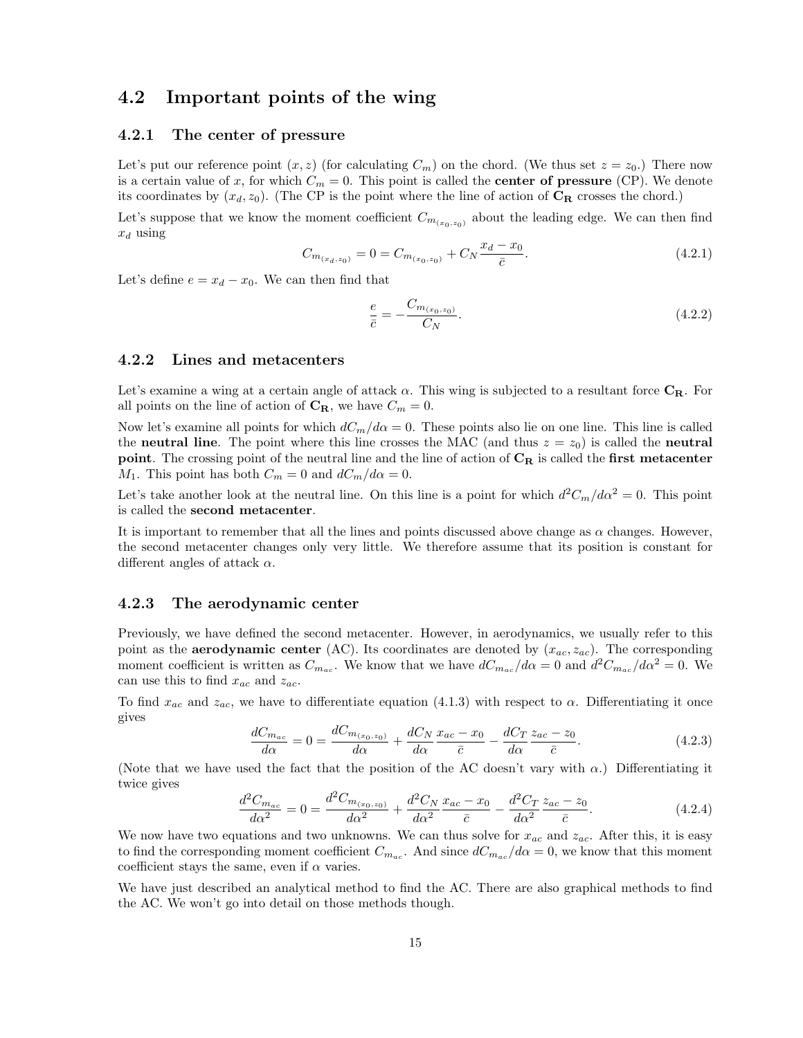## 4.2 Important points of the wing

### 4.2.1 The center of pressure

Let's put our reference point $(x, z)$ (for calculating $C_m$) on the chord. (We thus set $z = z_0$.) There now is a certain value of $x$, for which $C_m = 0$. This point is called the **center of pressure** (CP). We denote its coordinates by $(x_d, z_0)$. (The CP is the point where the line of action of $\mathbf{C_R}$ crosses the chord.)

Let's suppose that we know the moment coefficient $C_{m_{(x_0,z_0)}}$ about the leading edge. We can then find $x_d$ using

$$C_{m_{(x_d,z_0)}} = 0 = C_{m_{(x_0,z_0)}} + C_N \frac{x_d - x_0}{\bar{c}}. \tag{4.2.1}$$

Let's define $e = x_d - x_0$. We can then find that

$$\frac{e}{\bar{c}} = -\frac{C_{m_{(x_0,z_0)}}}{C_N}. \tag{4.2.2}$$

### 4.2.2 Lines and metacenters

Let's examine a wing at a certain angle of attack $\alpha$. This wing is subjected to a resultant force $\mathbf{C_R}$. For all points on the line of action of $\mathbf{C_R}$, we have $C_m = 0$.

Now let's examine all points for which $dC_m/d\alpha = 0$. These points also lie on one line. This line is called the **neutral line**. The point where this line crosses the MAC (and thus $z = z_0$) is called the **neutral point**. The crossing point of the neutral line and the line of action of $\mathbf{C_R}$ is called the **first metacenter** $M_1$. This point has both $C_m = 0$ and $dC_m/d\alpha = 0$.

Let's take another look at the neutral line. On this line is a point for which $d^2C_m/d\alpha^2 = 0$. This point is called the **second metacenter**.

It is important to remember that all the lines and points discussed above change as $\alpha$ changes. However, the second metacenter changes only very little. We therefore assume that its position is constant for different angles of attack $\alpha$.

### 4.2.3 The aerodynamic center

Previously, we have defined the second metacenter. However, in aerodynamics, we usually refer to this point as the **aerodynamic center** (AC). Its coordinates are denoted by $(x_{ac}, z_{ac})$. The corresponding moment coefficient is written as $C_{m_{ac}}$. We know that we have $dC_{m_{ac}}/d\alpha = 0$ and $d^2C_{m_{ac}}/d\alpha^2 = 0$. We can use this to find $x_{ac}$ and $z_{ac}$.

To find $x_{ac}$ and $z_{ac}$, we have to differentiate equation (4.1.3) with respect to $\alpha$. Differentiating it once gives

$$\frac{dC_{m_{ac}}}{d\alpha} = 0 = \frac{dC_{m_{(x_0,z_0)}}}{d\alpha} + \frac{dC_N}{d\alpha}\frac{x_{ac} - x_0}{\bar{c}} - \frac{dC_T}{d\alpha}\frac{z_{ac} - z_0}{\bar{c}}. \tag{4.2.3}$$

(Note that we have used the fact that the position of the AC doesn't vary with $\alpha$.) Differentiating it twice gives

$$\frac{d^2C_{m_{ac}}}{d\alpha^2} = 0 = \frac{d^2C_{m_{(x_0,z_0)}}}{d\alpha^2} + \frac{d^2C_N}{d\alpha^2}\frac{x_{ac} - x_0}{\bar{c}} - \frac{d^2C_T}{d\alpha^2}\frac{z_{ac} - z_0}{\bar{c}}. \tag{4.2.4}$$

We now have two equations and two unknowns. We can thus solve for $x_{ac}$ and $z_{ac}$. After this, it is easy to find the corresponding moment coefficient $C_{m_{ac}}$. And since $dC_{m_{ac}}/d\alpha = 0$, we know that this moment coefficient stays the same, even if $\alpha$ varies.

We have just described an analytical method to find the AC. There are also graphical methods to find the AC. We won't go into detail on those methods though.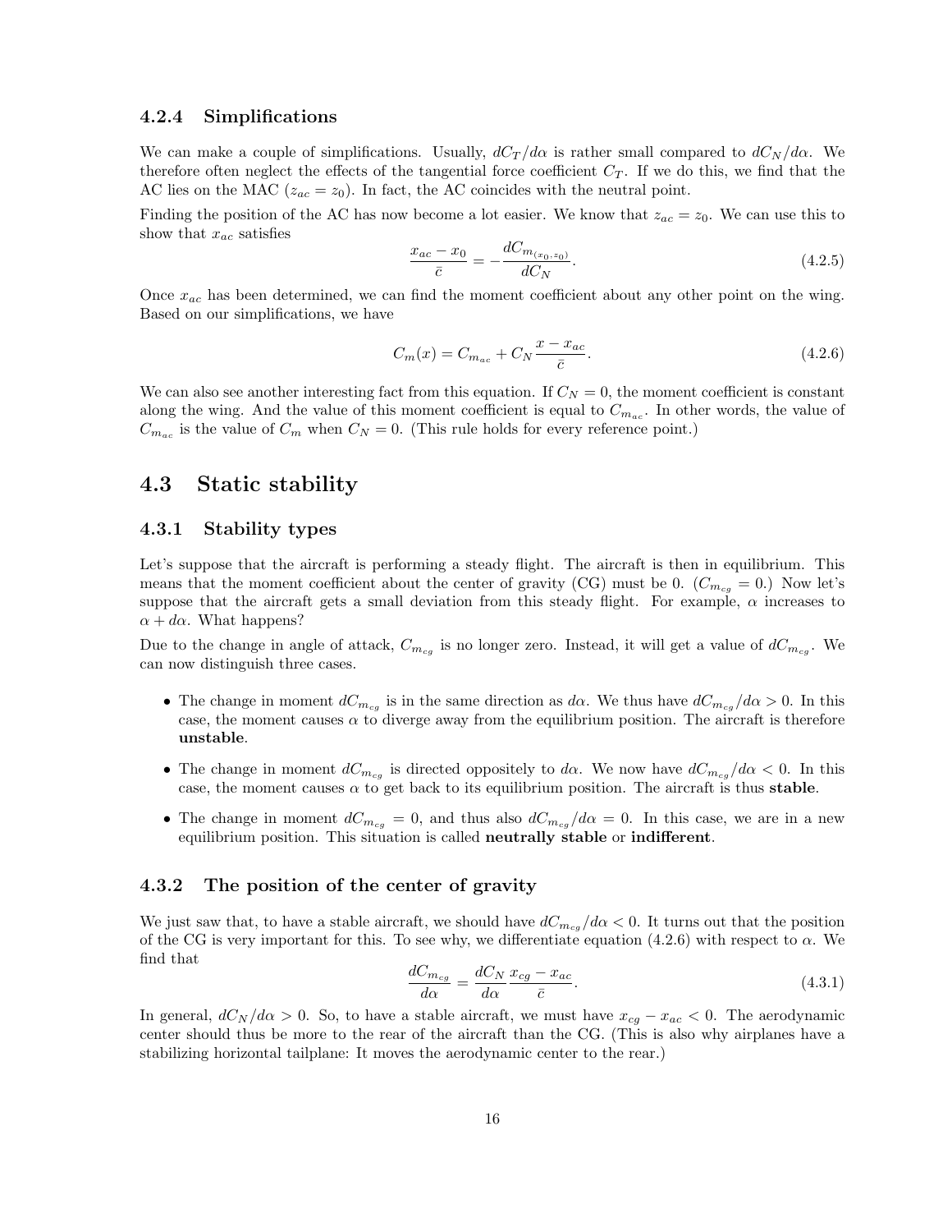### 4.2.4 Simplifications

We can make a couple of simplifications. Usually, $dC_T/d\alpha$ is rather small compared to $dC_N/d\alpha$. We therefore often neglect the effects of the tangential force coefficient $C_T$. If we do this, we find that the AC lies on the MAC ($z_{ac} = z_0$). In fact, the AC coincides with the neutral point.

Finding the position of the AC has now become a lot easier. We know that $z_{ac} = z_0$. We can use this to show that $x_{ac}$ satisfies

$$\frac{x_{ac} - x_0}{\bar{c}} = -\frac{dC_{m_{(x_0,z_0)}}}{dC_N}. \tag{4.2.5}$$

Once $x_{ac}$ has been determined, we can find the moment coefficient about any other point on the wing. Based on our simplifications, we have

$$C_m(x) = C_{m_{ac}} + C_N \frac{x - x_{ac}}{\bar{c}}. \tag{4.2.6}$$

We can also see another interesting fact from this equation. If $C_N = 0$, the moment coefficient is constant along the wing. And the value of this moment coefficient is equal to $C_{m_{ac}}$. In other words, the value of $C_{m_{ac}}$ is the value of $C_m$ when $C_N = 0$. (This rule holds for every reference point.)

## 4.3 Static stability

### 4.3.1 Stability types

Let's suppose that the aircraft is performing a steady flight. The aircraft is then in equilibrium. This means that the moment coefficient about the center of gravity (CG) must be 0. ($C_{m_{cg}} = 0$.) Now let's suppose that the aircraft gets a small deviation from this steady flight. For example, $\alpha$ increases to $\alpha + d\alpha$. What happens?

Due to the change in angle of attack, $C_{m_{cg}}$ is no longer zero. Instead, it will get a value of $dC_{m_{cg}}$. We can now distinguish three cases.

- The change in moment $dC_{m_{cg}}$ is in the same direction as $d\alpha$. We thus have $dC_{m_{cg}}/d\alpha > 0$. In this case, the moment causes $\alpha$ to diverge away from the equilibrium position. The aircraft is therefore **unstable**.
- The change in moment $dC_{m_{cg}}$ is directed oppositely to $d\alpha$. We now have $dC_{m_{cg}}/d\alpha < 0$. In this case, the moment causes $\alpha$ to get back to its equilibrium position. The aircraft is thus **stable**.
- The change in moment $dC_{m_{cg}} = 0$, and thus also $dC_{m_{cg}}/d\alpha = 0$. In this case, we are in a new equilibrium position. This situation is called **neutrally stable** or **indifferent**.

### 4.3.2 The position of the center of gravity

We just saw that, to have a stable aircraft, we should have $dC_{m_{cg}}/d\alpha < 0$. It turns out that the position of the CG is very important for this. To see why, we differentiate equation (4.2.6) with respect to $\alpha$. We find that

$$\frac{dC_{m_{cg}}}{d\alpha} = \frac{dC_N}{d\alpha}\frac{x_{cg} - x_{ac}}{\bar{c}}. \tag{4.3.1}$$

In general, $dC_N/d\alpha > 0$. So, to have a stable aircraft, we must have $x_{cg} - x_{ac} < 0$. The aerodynamic center should thus be more to the rear of the aircraft than the CG. (This is also why airplanes have a stabilizing horizontal tailplane: It moves the aerodynamic center to the rear.)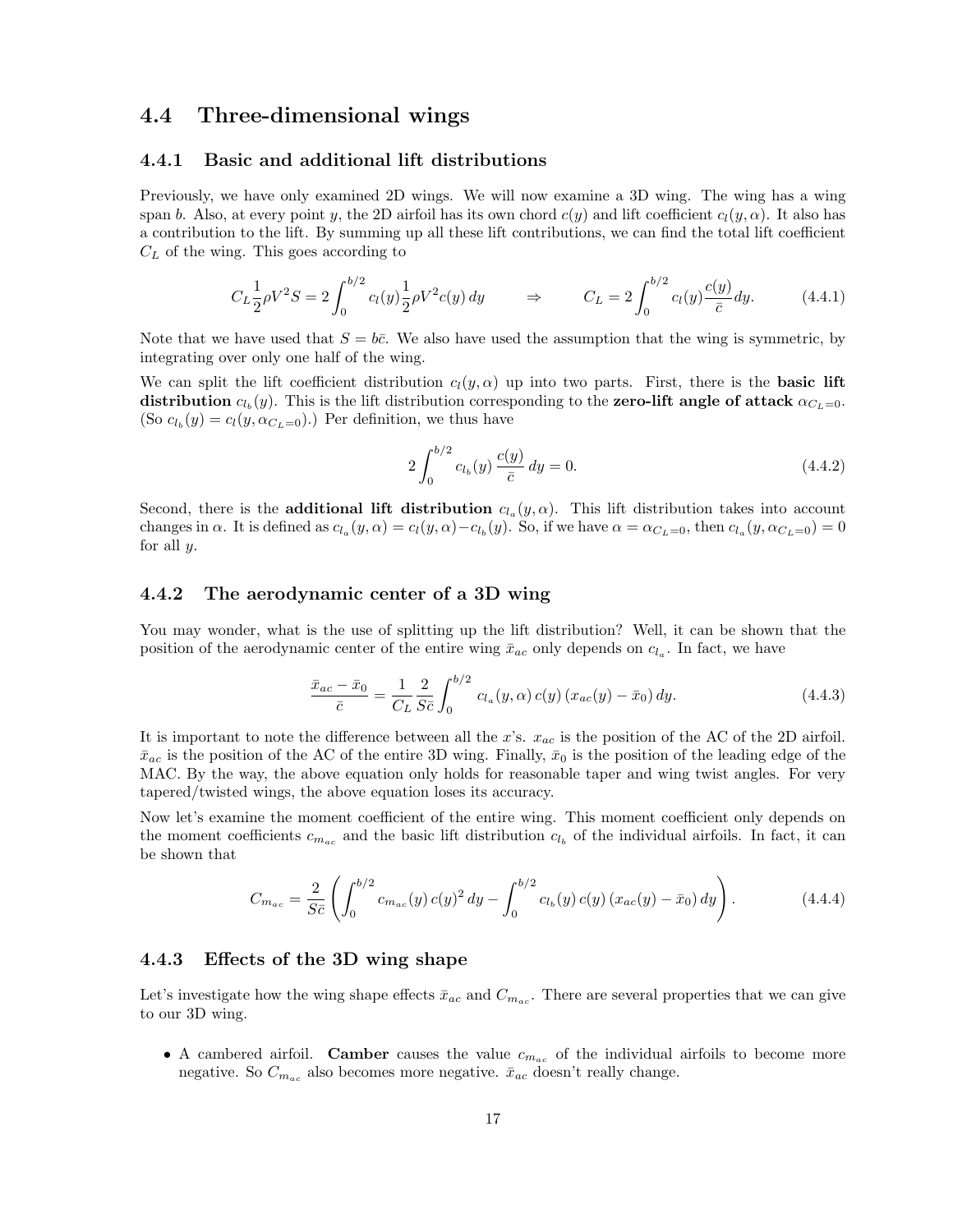## 4.4 Three-dimensional wings

### 4.4.1 Basic and additional lift distributions

Previously, we have only examined 2D wings. We will now examine a 3D wing. The wing has a wing span $b$. Also, at every point $y$, the 2D airfoil has its own chord $c(y)$ and lift coefficient $c_l(y, \alpha)$. It also has a contribution to the lift. By summing up all these lift contributions, we can find the total lift coefficient $C_L$ of the wing. This goes according to

$$C_L \frac{1}{2} \rho V^2 S = 2 \int_0^{b/2} c_l(y) \frac{1}{2} \rho V^2 c(y)\, dy \qquad \Rightarrow \qquad C_L = 2 \int_0^{b/2} c_l(y) \frac{c(y)}{\bar{c}} dy. \tag{4.4.1}$$

Note that we have used that $S = b\bar{c}$. We also have used the assumption that the wing is symmetric, by integrating over only one half of the wing.

We can split the lift coefficient distribution $c_l(y, \alpha)$ up into two parts. First, there is the **basic lift distribution** $c_{l_b}(y)$. This is the lift distribution corresponding to the **zero-lift angle of attack** $\alpha_{C_L=0}$. (So $c_{l_b}(y) = c_l(y, \alpha_{C_L=0})$.) Per definition, we thus have

$$2 \int_0^{b/2} c_{l_b}(y) \frac{c(y)}{\bar{c}} dy = 0. \tag{4.4.2}$$

Second, there is the **additional lift distribution** $c_{l_a}(y, \alpha)$. This lift distribution takes into account changes in $\alpha$. It is defined as $c_{l_a}(y, \alpha) = c_l(y, \alpha) - c_{l_b}(y)$. So, if we have $\alpha = \alpha_{C_L=0}$, then $c_{l_a}(y, \alpha_{C_L=0}) = 0$ for all $y$.

### 4.4.2 The aerodynamic center of a 3D wing

You may wonder, what is the use of splitting up the lift distribution? Well, it can be shown that the position of the aerodynamic center of the entire wing $\bar{x}_{ac}$ only depends on $c_{l_a}$. In fact, we have

$$\frac{\bar{x}_{ac} - \bar{x}_0}{\bar{c}} = \frac{1}{C_L} \frac{2}{S\bar{c}} \int_0^{b/2} c_{l_a}(y, \alpha)\, c(y) \left(x_{ac}(y) - \bar{x}_0\right) dy. \tag{4.4.3}$$

It is important to note the difference between all the $x$'s. $x_{ac}$ is the position of the AC of the 2D airfoil. $\bar{x}_{ac}$ is the position of the AC of the entire 3D wing. Finally, $\bar{x}_0$ is the position of the leading edge of the MAC. By the way, the above equation only holds for reasonable taper and wing twist angles. For very tapered/twisted wings, the above equation loses its accuracy.

Now let's examine the moment coefficient of the entire wing. This moment coefficient only depends on the moment coefficients $c_{m_{ac}}$ and the basic lift distribution $c_{l_b}$ of the individual airfoils. In fact, it can be shown that

$$C_{m_{ac}} = \frac{2}{S\bar{c}} \left( \int_0^{b/2} c_{m_{ac}}(y)\, c(y)^2\, dy - \int_0^{b/2} c_{l_b}(y)\, c(y) \left(x_{ac}(y) - \bar{x}_0\right) dy \right). \tag{4.4.4}$$

### 4.4.3 Effects of the 3D wing shape

Let's investigate how the wing shape effects $\bar{x}_{ac}$ and $C_{m_{ac}}$. There are several properties that we can give to our 3D wing.

- A cambered airfoil. **Camber** causes the value $c_{m_{ac}}$ of the individual airfoils to become more negative. So $C_{m_{ac}}$ also becomes more negative. $\bar{x}_{ac}$ doesn't really change.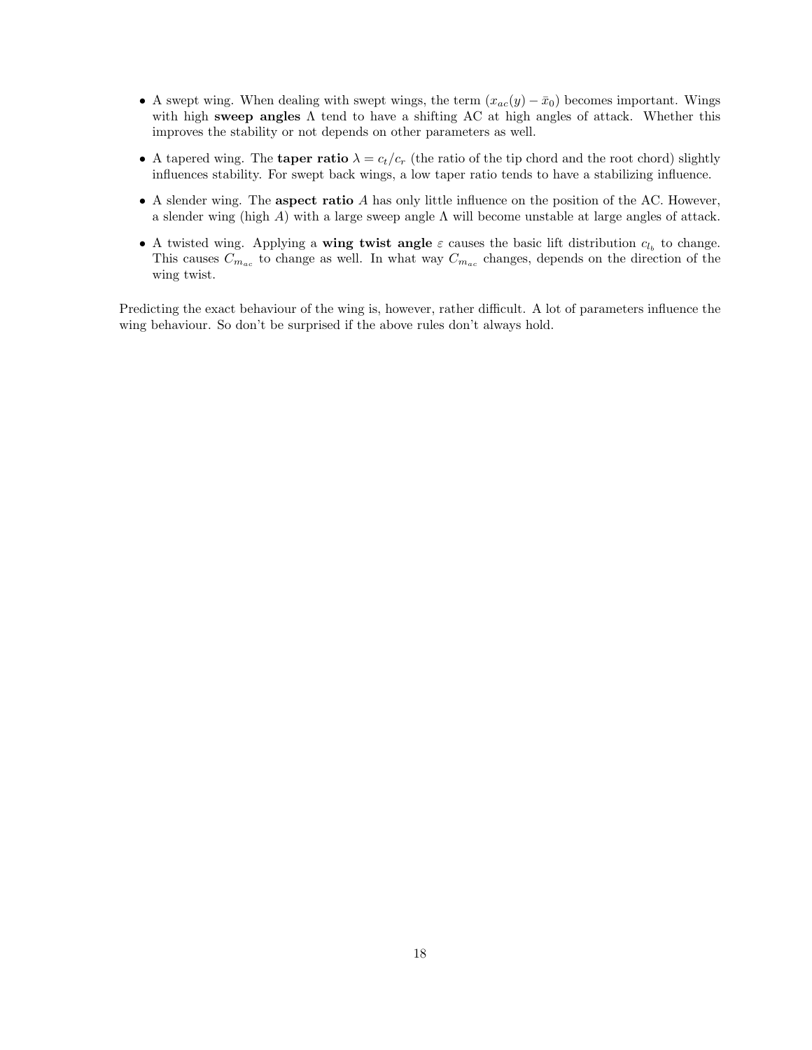- A swept wing. When dealing with swept wings, the term $(x_{ac}(y) - \bar{x}_0)$ becomes important. Wings with high **sweep angles** $\Lambda$ tend to have a shifting AC at high angles of attack. Whether this improves the stability or not depends on other parameters as well.
- A tapered wing. The **taper ratio** $\lambda = c_t/c_r$ (the ratio of the tip chord and the root chord) slightly influences stability. For swept back wings, a low taper ratio tends to have a stabilizing influence.
- A slender wing. The **aspect ratio** $A$ has only little influence on the position of the AC. However, a slender wing (high $A$) with a large sweep angle $\Lambda$ will become unstable at large angles of attack.
- A twisted wing. Applying a **wing twist angle** $\varepsilon$ causes the basic lift distribution $c_{l_b}$ to change. This causes $C_{m_{ac}}$ to change as well. In what way $C_{m_{ac}}$ changes, depends on the direction of the wing twist.

Predicting the exact behaviour of the wing is, however, rather difficult. A lot of parameters influence the wing behaviour. So don't be surprised if the above rules don't always hold.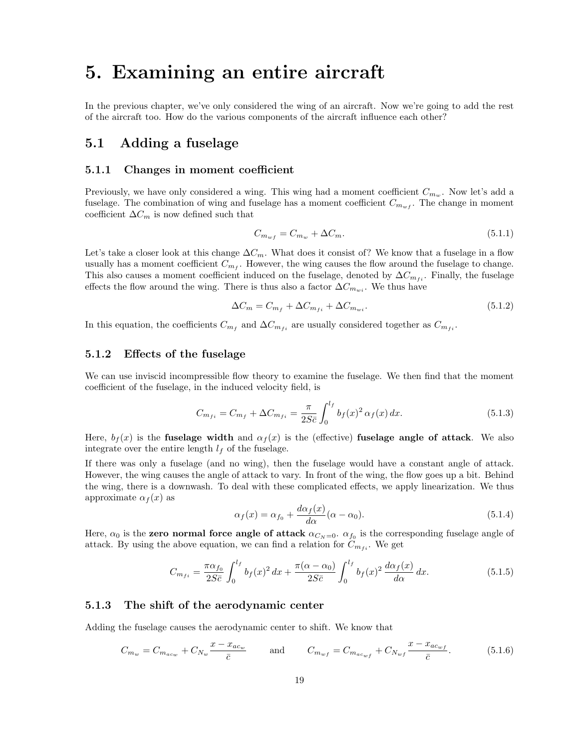# 5. Examining an entire aircraft

In the previous chapter, we've only considered the wing of an aircraft. Now we're going to add the rest of the aircraft too. How do the various components of the aircraft influence each other?

## 5.1 Adding a fuselage

### 5.1.1 Changes in moment coefficient

Previously, we have only considered a wing. This wing had a moment coefficient $C_{m_w}$. Now let's add a fuselage. The combination of wing and fuselage has a moment coefficient $C_{m_{wf}}$. The change in moment coefficient $\Delta C_m$ is now defined such that

$$C_{m_{wf}} = C_{m_w} + \Delta C_m. \tag{5.1.1}$$

Let's take a closer look at this change $\Delta C_m$. What does it consist of? We know that a fuselage in a flow usually has a moment coefficient $C_{m_f}$. However, the wing causes the flow around the fuselage to change. This also causes a moment coefficient induced on the fuselage, denoted by $\Delta C_{m_{fi}}$. Finally, the fuselage effects the flow around the wing. There is thus also a factor $\Delta C_{m_{wi}}$. We thus have

$$\Delta C_m = C_{m_f} + \Delta C_{m_{fi}} + \Delta C_{m_{wi}}. \tag{5.1.2}$$

In this equation, the coefficients $C_{m_f}$ and $\Delta C_{m_{fi}}$ are usually considered together as $C_{m_{fi}}$.

### 5.1.2 Effects of the fuselage

We can use inviscid incompressible flow theory to examine the fuselage. We then find that the moment coefficient of the fuselage, in the induced velocity field, is

$$C_{m_{fi}} = C_{m_f} + \Delta C_{m_{fi}} = \frac{\pi}{2S\bar{c}} \int_0^{l_f} b_f(x)^2 \, \alpha_f(x) \, dx. \tag{5.1.3}$$

Here, $b_f(x)$ is the **fuselage width** and $\alpha_f(x)$ is the (effective) **fuselage angle of attack**. We also integrate over the entire length $l_f$ of the fuselage.

If there was only a fuselage (and no wing), then the fuselage would have a constant angle of attack. However, the wing causes the angle of attack to vary. In front of the wing, the flow goes up a bit. Behind the wing, there is a downwash. To deal with these complicated effects, we apply linearization. We thus approximate $\alpha_f(x)$ as

$$\alpha_f(x) = \alpha_{f_0} + \frac{d\alpha_f(x)}{d\alpha}(\alpha - \alpha_0). \tag{5.1.4}$$

Here, $\alpha_0$ is the **zero normal force angle of attack** $\alpha_{C_N=0}$. $\alpha_{f_0}$ is the corresponding fuselage angle of attack. By using the above equation, we can find a relation for $C_{m_{fi}}$. We get

$$C_{m_{fi}} = \frac{\pi \alpha_{f_0}}{2S\bar{c}} \int_0^{l_f} b_f(x)^2 \, dx + \frac{\pi(\alpha - \alpha_0)}{2S\bar{c}} \int_0^{l_f} b_f(x)^2 \, \frac{d\alpha_f(x)}{d\alpha} \, dx. \tag{5.1.5}$$

### 5.1.3 The shift of the aerodynamic center

Adding the fuselage causes the aerodynamic center to shift. We know that

$$C_{m_w} = C_{m_{ac_w}} + C_{N_w} \frac{x - x_{ac_w}}{\bar{c}} \qquad \text{and} \qquad C_{m_{wf}} = C_{m_{ac_{wf}}} + C_{N_{wf}} \frac{x - x_{ac_{wf}}}{\bar{c}}. \tag{5.1.6}$$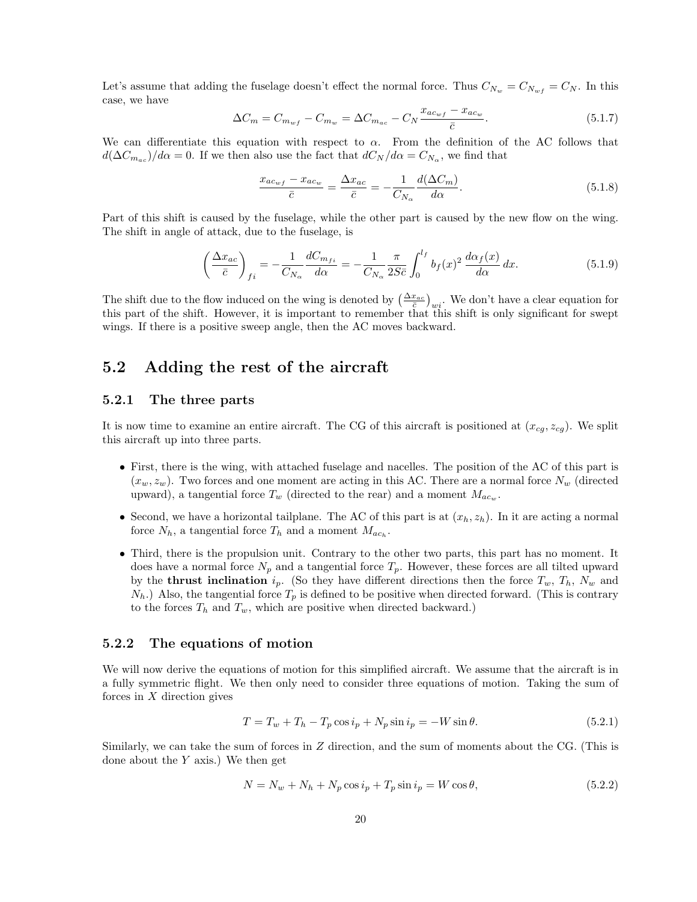Let's assume that adding the fuselage doesn't effect the normal force. Thus $C_{N_w} = C_{N_{wf}} = C_N$. In this case, we have

$$\Delta C_m = C_{m_{wf}} - C_{m_w} = \Delta C_{m_{ac}} - C_N \frac{x_{ac_{wf}} - x_{ac_w}}{\bar{c}}. \tag{5.1.7}$$

We can differentiate this equation with respect to $\alpha$. From the definition of the AC follows that $d(\Delta C_{m_{ac}})/d\alpha = 0$. If we then also use the fact that $dC_N/d\alpha = C_{N_\alpha}$, we find that

$$\frac{x_{ac_{wf}} - x_{ac_w}}{\bar{c}} = \frac{\Delta x_{ac}}{\bar{c}} = -\frac{1}{C_{N_\alpha}} \frac{d(\Delta C_m)}{d\alpha}. \tag{5.1.8}$$

Part of this shift is caused by the fuselage, while the other part is caused by the new flow on the wing. The shift in angle of attack, due to the fuselage, is

$$\left(\frac{\Delta x_{ac}}{\bar{c}}\right)_{fi} = -\frac{1}{C_{N_\alpha}} \frac{dC_{m_{fi}}}{d\alpha} = -\frac{1}{C_{N_\alpha}} \frac{\pi}{2S\bar{c}} \int_0^{l_f} b_f(x)^2 \, \frac{d\alpha_f(x)}{d\alpha} \, dx. \tag{5.1.9}$$

The shift due to the flow induced on the wing is denoted by $\left(\frac{\Delta x_{ac}}{\bar{c}}\right)_{wi}$. We don't have a clear equation for this part of the shift. However, it is important to remember that this shift is only significant for swept wings. If there is a positive sweep angle, then the AC moves backward.

## 5.2 Adding the rest of the aircraft

### 5.2.1 The three parts

It is now time to examine an entire aircraft. The CG of this aircraft is positioned at $(x_{cg}, z_{cg})$. We split this aircraft up into three parts.

- First, there is the wing, with attached fuselage and nacelles. The position of the AC of this part is $(x_w, z_w)$. Two forces and one moment are acting in this AC. There are a normal force $N_w$ (directed upward), a tangential force $T_w$ (directed to the rear) and a moment $M_{ac_w}$.
- Second, we have a horizontal tailplane. The AC of this part is at $(x_h, z_h)$. In it are acting a normal force $N_h$, a tangential force $T_h$ and a moment $M_{ac_h}$.
- Third, there is the propulsion unit. Contrary to the other two parts, this part has no moment. It does have a normal force $N_p$ and a tangential force $T_p$. However, these forces are all tilted upward by the **thrust inclination** $i_p$. (So they have different directions then the force $T_w$, $T_h$, $N_w$ and $N_h$.) Also, the tangential force $T_p$ is defined to be positive when directed forward. (This is contrary to the forces $T_h$ and $T_w$, which are positive when directed backward.)

### 5.2.2 The equations of motion

We will now derive the equations of motion for this simplified aircraft. We assume that the aircraft is in a fully symmetric flight. We then only need to consider three equations of motion. Taking the sum of forces in $X$ direction gives

$$T = T_w + T_h - T_p \cos i_p + N_p \sin i_p = -W \sin \theta. \tag{5.2.1}$$

Similarly, we can take the sum of forces in $Z$ direction, and the sum of moments about the CG. (This is done about the $Y$ axis.) We then get

$$N = N_w + N_h + N_p \cos i_p + T_p \sin i_p = W \cos \theta, \tag{5.2.2}$$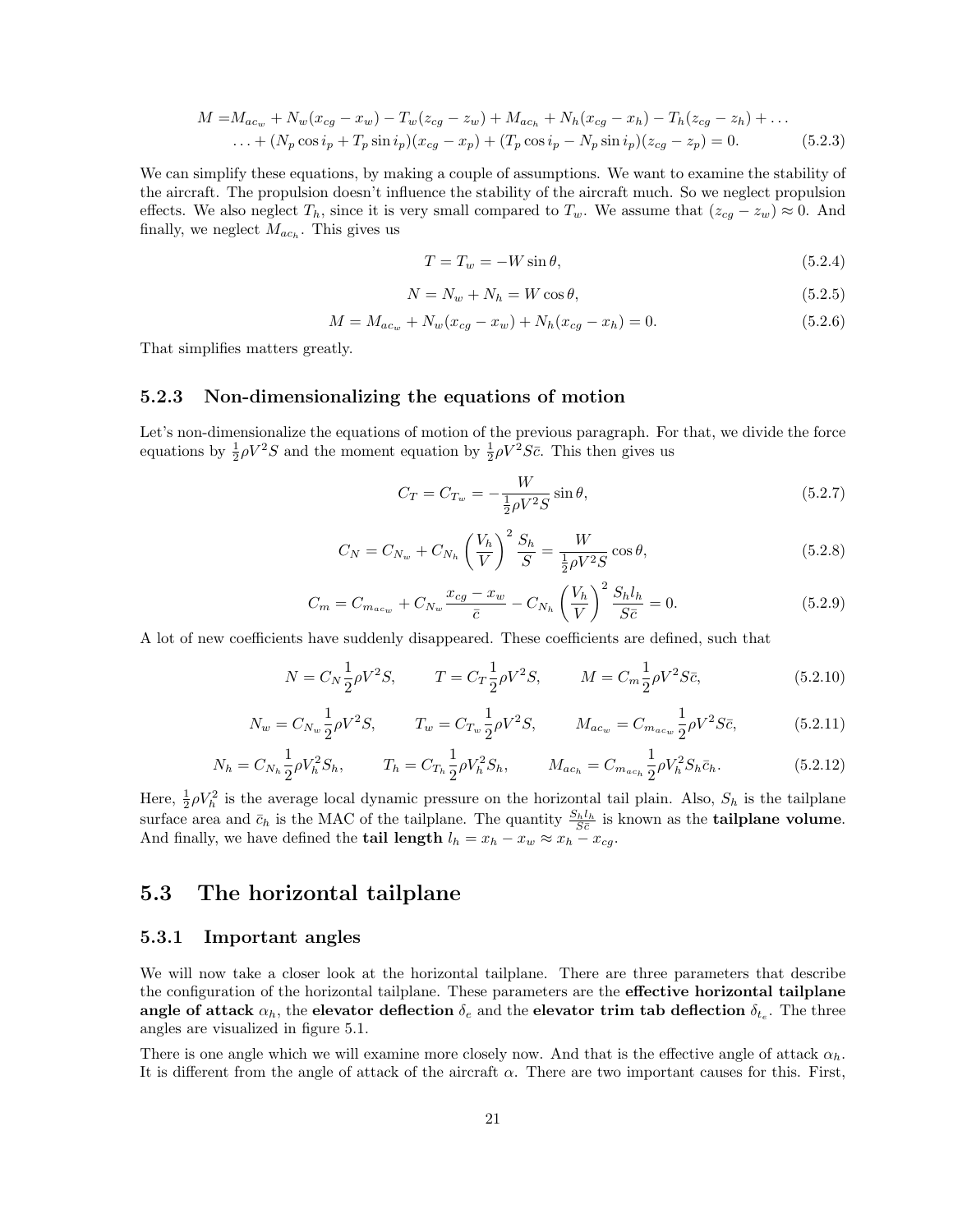$$
\begin{aligned}
M = & M_{ac_w} + N_w(x_{cg} - x_w) - T_w(z_{cg} - z_w) + M_{ac_h} + N_h(x_{cg} - x_h) - T_h(z_{cg} - z_h) + \ldots \\
& \ldots + (N_p \cos i_p + T_p \sin i_p)(x_{cg} - x_p) + (T_p \cos i_p - N_p \sin i_p)(z_{cg} - z_p) = 0. \qquad (5.2.3)
\end{aligned}
$$

We can simplify these equations, by making a couple of assumptions. We want to examine the stability of the aircraft. The propulsion doesn't influence the stability of the aircraft much. So we neglect propulsion effects. We also neglect $T_h$, since it is very small compared to $T_w$. We assume that $(z_{cg} - z_w) \approx 0$. And finally, we neglect $M_{ac_h}$. This gives us

$$T = T_w = -W \sin\theta, \qquad (5.2.4)$$

$$N = N_w + N_h = W \cos\theta, \qquad (5.2.5)$$

$$M = M_{ac_w} + N_w(x_{cg} - x_w) + N_h(x_{cg} - x_h) = 0. \qquad (5.2.6)$$

That simplifies matters greatly.

### 5.2.3 Non-dimensionalizing the equations of motion

Let's non-dimensionalize the equations of motion of the previous paragraph. For that, we divide the force equations by $\frac{1}{2}\rho V^2 S$ and the moment equation by $\frac{1}{2}\rho V^2 S\bar{c}$. This then gives us

$$C_T = C_{T_w} = -\frac{W}{\frac{1}{2}\rho V^2 S}\sin\theta, \qquad (5.2.7)$$

$$C_N = C_{N_w} + C_{N_h}\left(\frac{V_h}{V}\right)^2 \frac{S_h}{S} = \frac{W}{\frac{1}{2}\rho V^2 S}\cos\theta, \qquad (5.2.8)$$

$$C_m = C_{m_{ac_w}} + C_{N_w}\frac{x_{cg} - x_w}{\bar{c}} - C_{N_h}\left(\frac{V_h}{V}\right)^2 \frac{S_h l_h}{S\bar{c}} = 0. \qquad (5.2.9)$$

A lot of new coefficients have suddenly disappeared. These coefficients are defined, such that

$$N = C_N \frac{1}{2}\rho V^2 S, \qquad T = C_T \frac{1}{2}\rho V^2 S, \qquad M = C_m \frac{1}{2}\rho V^2 S\bar{c}, \qquad (5.2.10)$$

$$N_w = C_{N_w} \frac{1}{2}\rho V^2 S, \qquad T_w = C_{T_w} \frac{1}{2}\rho V^2 S, \qquad M_{ac_w} = C_{m_{ac_w}} \frac{1}{2}\rho V^2 S\bar{c}, \qquad (5.2.11)$$

$$N_h = C_{N_h} \frac{1}{2}\rho V_h^2 S_h, \qquad T_h = C_{T_h} \frac{1}{2}\rho V_h^2 S_h, \qquad M_{ac_h} = C_{m_{ac_h}} \frac{1}{2}\rho V_h^2 S_h \bar{c}_h. \qquad (5.2.12)$$

Here, $\frac{1}{2}\rho V_h^2$ is the average local dynamic pressure on the horizontal tail plain. Also, $S_h$ is the tailplane surface area and $\bar{c}_h$ is the MAC of the tailplane. The quantity $\frac{S_h l_h}{S\bar{c}}$ is known as the **tailplane volume**. And finally, we have defined the **tail length** $l_h = x_h - x_w \approx x_h - x_{cg}$.

## 5.3 The horizontal tailplane

### 5.3.1 Important angles

We will now take a closer look at the horizontal tailplane. There are three parameters that describe the configuration of the horizontal tailplane. These parameters are the **effective horizontal tailplane angle of attack** $\alpha_h$, the **elevator deflection** $\delta_e$ and the **elevator trim tab deflection** $\delta_{t_e}$. The three angles are visualized in figure 5.1.

There is one angle which we will examine more closely now. And that is the effective angle of attack $\alpha_h$. It is different from the angle of attack of the aircraft $\alpha$. There are two important causes for this. First,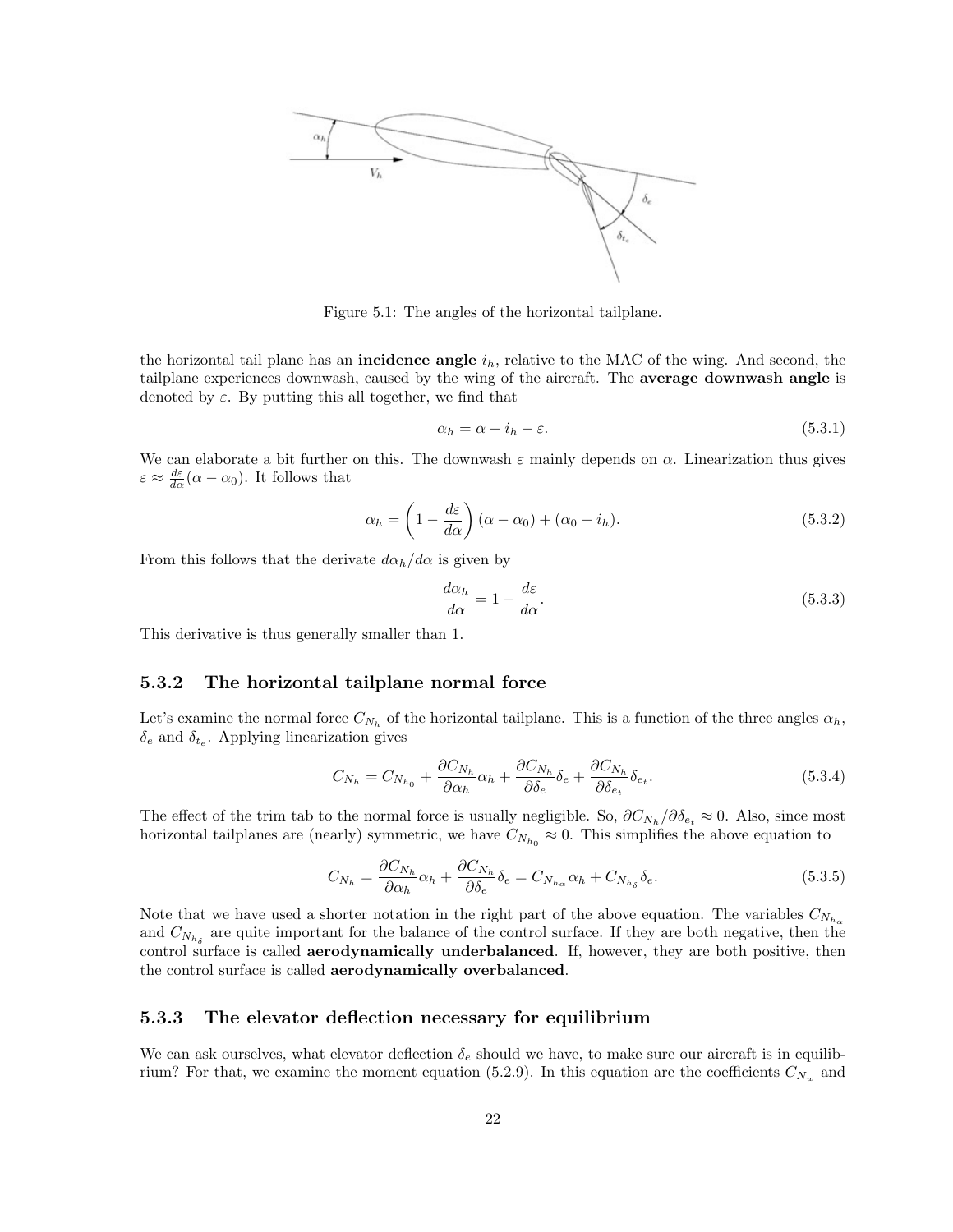Figure 5.1: The angles of the horizontal tailplane.

the horizontal tail plane has an **incidence angle** $i_h$, relative to the MAC of the wing. And second, the tailplane experiences downwash, caused by the wing of the aircraft. The **average downwash angle** is denoted by $\varepsilon$. By putting this all together, we find that

$$\alpha_h = \alpha + i_h - \varepsilon. \tag{5.3.1}$$

We can elaborate a bit further on this. The downwash $\varepsilon$ mainly depends on $\alpha$. Linearization thus gives $\varepsilon \approx \frac{d\varepsilon}{d\alpha}(\alpha - \alpha_0)$. It follows that

$$\alpha_h = \left(1 - \frac{d\varepsilon}{d\alpha}\right)(\alpha - \alpha_0) + (\alpha_0 + i_h). \tag{5.3.2}$$

From this follows that the derivate $d\alpha_h/d\alpha$ is given by

$$\frac{d\alpha_h}{d\alpha} = 1 - \frac{d\varepsilon}{d\alpha}. \tag{5.3.3}$$

This derivative is thus generally smaller than 1.

### 5.3.2 The horizontal tailplane normal force

Let's examine the normal force $C_{N_h}$ of the horizontal tailplane. This is a function of the three angles $\alpha_h$, $\delta_e$ and $\delta_{t_e}$. Applying linearization gives

$$C_{N_h} = C_{N_{h_0}} + \frac{\partial C_{N_h}}{\partial \alpha_h}\alpha_h + \frac{\partial C_{N_h}}{\partial \delta_e}\delta_e + \frac{\partial C_{N_h}}{\partial \delta_{e_t}}\delta_{e_t}. \tag{5.3.4}$$

The effect of the trim tab to the normal force is usually negligible. So, $\partial C_{N_h}/\partial \delta_{e_t} \approx 0$. Also, since most horizontal tailplanes are (nearly) symmetric, we have $C_{N_{h_0}} \approx 0$. This simplifies the above equation to

$$C_{N_h} = \frac{\partial C_{N_h}}{\partial \alpha_h}\alpha_h + \frac{\partial C_{N_h}}{\partial \delta_e}\delta_e = C_{N_{h_\alpha}}\alpha_h + C_{N_{h_\delta}}\delta_e. \tag{5.3.5}$$

Note that we have used a shorter notation in the right part of the above equation. The variables $C_{N_{h_\alpha}}$ and $C_{N_{h_\delta}}$ are quite important for the balance of the control surface. If they are both negative, then the control surface is called **aerodynamically underbalanced**. If, however, they are both positive, then the control surface is called **aerodynamically overbalanced**.

### 5.3.3 The elevator deflection necessary for equilibrium

We can ask ourselves, what elevator deflection $\delta_e$ should we have, to make sure our aircraft is in equilibrium? For that, we examine the moment equation (5.2.9). In this equation are the coefficients $C_{N_w}$ and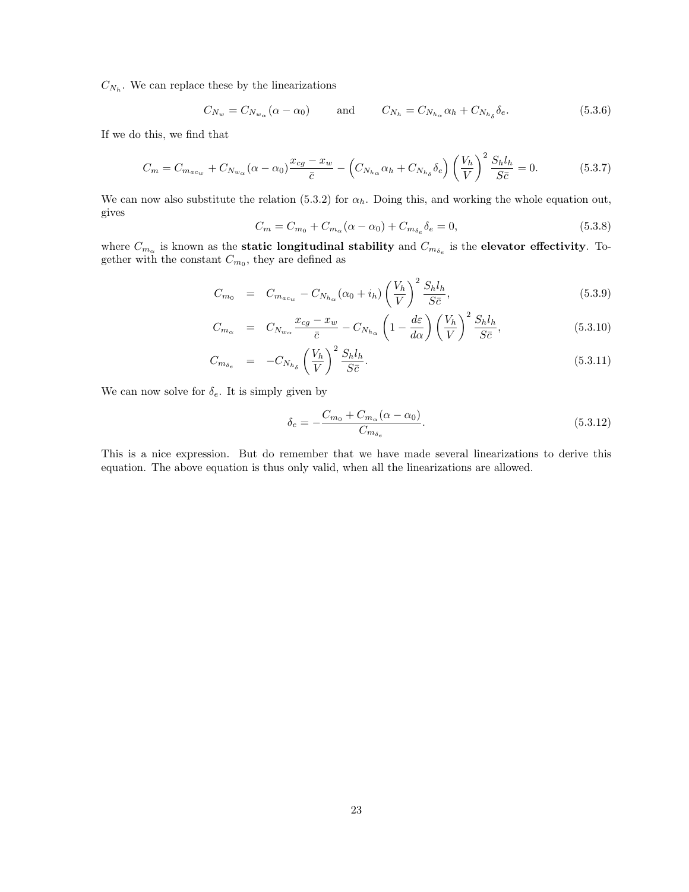$C_{N_h}$. We can replace these by the linearizations

$$C_{N_w} = C_{N_{w_\alpha}}(\alpha - \alpha_0) \qquad \text{and} \qquad C_{N_h} = C_{N_{h_\alpha}}\alpha_h + C_{N_{h_\delta}}\delta_e. \tag{5.3.6}$$

If we do this, we find that

$$C_m = C_{m_{ac_w}} + C_{N_{w_\alpha}}(\alpha - \alpha_0)\frac{x_{cg} - x_w}{\bar{c}} - \left(C_{N_{h_\alpha}}\alpha_h + C_{N_{h_\delta}}\delta_e\right)\left(\frac{V_h}{V}\right)^2 \frac{S_h l_h}{S\bar{c}} = 0. \tag{5.3.7}$$

We can now also substitute the relation (5.3.2) for $\alpha_h$. Doing this, and working the whole equation out, gives

$$C_m = C_{m_0} + C_{m_\alpha}(\alpha - \alpha_0) + C_{m_{\delta_e}}\delta_e = 0, \tag{5.3.8}$$

where $C_{m_\alpha}$ is known as the **static longitudinal stability** and $C_{m_{\delta_e}}$ is the **elevator effectivity**. Together with the constant $C_{m_0}$, they are defined as

$$C_{m_0} = C_{m_{ac_w}} - C_{N_{h_\alpha}}(\alpha_0 + i_h)\left(\frac{V_h}{V}\right)^2 \frac{S_h l_h}{S\bar{c}}, \tag{5.3.9}$$

$$C_{m_\alpha} = C_{N_{w_\alpha}}\frac{x_{cg} - x_w}{\bar{c}} - C_{N_{h_\alpha}}\left(1 - \frac{d\varepsilon}{d\alpha}\right)\left(\frac{V_h}{V}\right)^2 \frac{S_h l_h}{S\bar{c}}, \tag{5.3.10}$$

$$C_{m_{\delta_e}} = -C_{N_{h_\delta}}\left(\frac{V_h}{V}\right)^2 \frac{S_h l_h}{S\bar{c}}. \tag{5.3.11}$$

We can now solve for $\delta_e$. It is simply given by

$$\delta_e = -\frac{C_{m_0} + C_{m_\alpha}(\alpha - \alpha_0)}{C_{m_{\delta_e}}}. \tag{5.3.12}$$

This is a nice expression. But do remember that we have made several linearizations to derive this equation. The above equation is thus only valid, when all the linearizations are allowed.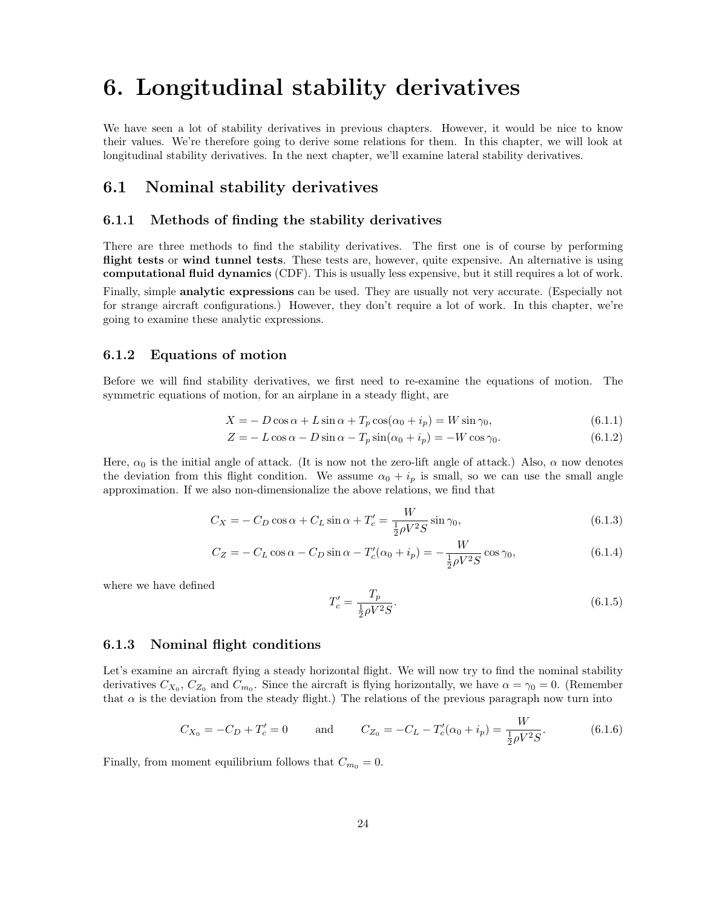# 6. Longitudinal stability derivatives

We have seen a lot of stability derivatives in previous chapters. However, it would be nice to know their values. We're therefore going to derive some relations for them. In this chapter, we will look at longitudinal stability derivatives. In the next chapter, we'll examine lateral stability derivatives.

## 6.1 Nominal stability derivatives

### 6.1.1 Methods of finding the stability derivatives

There are three methods to find the stability derivatives. The first one is of course by performing **flight tests** or **wind tunnel tests**. These tests are, however, quite expensive. An alternative is using **computational fluid dynamics** (CDF). This is usually less expensive, but it still requires a lot of work.

Finally, simple **analytic expressions** can be used. They are usually not very accurate. (Especially not for strange aircraft configurations.) However, they don't require a lot of work. In this chapter, we're going to examine these analytic expressions.

### 6.1.2 Equations of motion

Before we will find stability derivatives, we first need to re-examine the equations of motion. The symmetric equations of motion, for an airplane in a steady flight, are

$$X = -D\cos\alpha + L\sin\alpha + T_p\cos(\alpha_0 + i_p) = W\sin\gamma_0, \tag{6.1.1}$$

$$Z = -L\cos\alpha - D\sin\alpha - T_p\sin(\alpha_0 + i_p) = -W\cos\gamma_0. \tag{6.1.2}$$

Here, $\alpha_0$ is the initial angle of attack. (It is now not the zero-lift angle of attack.) Also, $\alpha$ now denotes the deviation from this flight condition. We assume $\alpha_0 + i_p$ is small, so we can use the small angle approximation. If we also non-dimensionalize the above relations, we find that

$$C_X = -C_D\cos\alpha + C_L\sin\alpha + T_c' = \frac{W}{\frac{1}{2}\rho V^2 S}\sin\gamma_0, \tag{6.1.3}$$

$$C_Z = -C_L\cos\alpha - C_D\sin\alpha - T_c'(\alpha_0 + i_p) = -\frac{W}{\frac{1}{2}\rho V^2 S}\cos\gamma_0, \tag{6.1.4}$$

where we have defined

$$T_c' = \frac{T_p}{\frac{1}{2}\rho V^2 S}. \tag{6.1.5}$$

### 6.1.3 Nominal flight conditions

Let's examine an aircraft flying a steady horizontal flight. We will now try to find the nominal stability derivatives $C_{X_0}$, $C_{Z_0}$ and $C_{m_0}$. Since the aircraft is flying horizontally, we have $\alpha = \gamma_0 = 0$. (Remember that $\alpha$ is the deviation from the steady flight.) The relations of the previous paragraph now turn into

$$C_{X_0} = -C_D + T_c' = 0 \qquad \text{and} \qquad C_{Z_0} = -C_L - T_c'(\alpha_0 + i_p) = \frac{W}{\frac{1}{2}\rho V^2 S}. \tag{6.1.6}$$

Finally, from moment equilibrium follows that $C_{m_0} = 0$.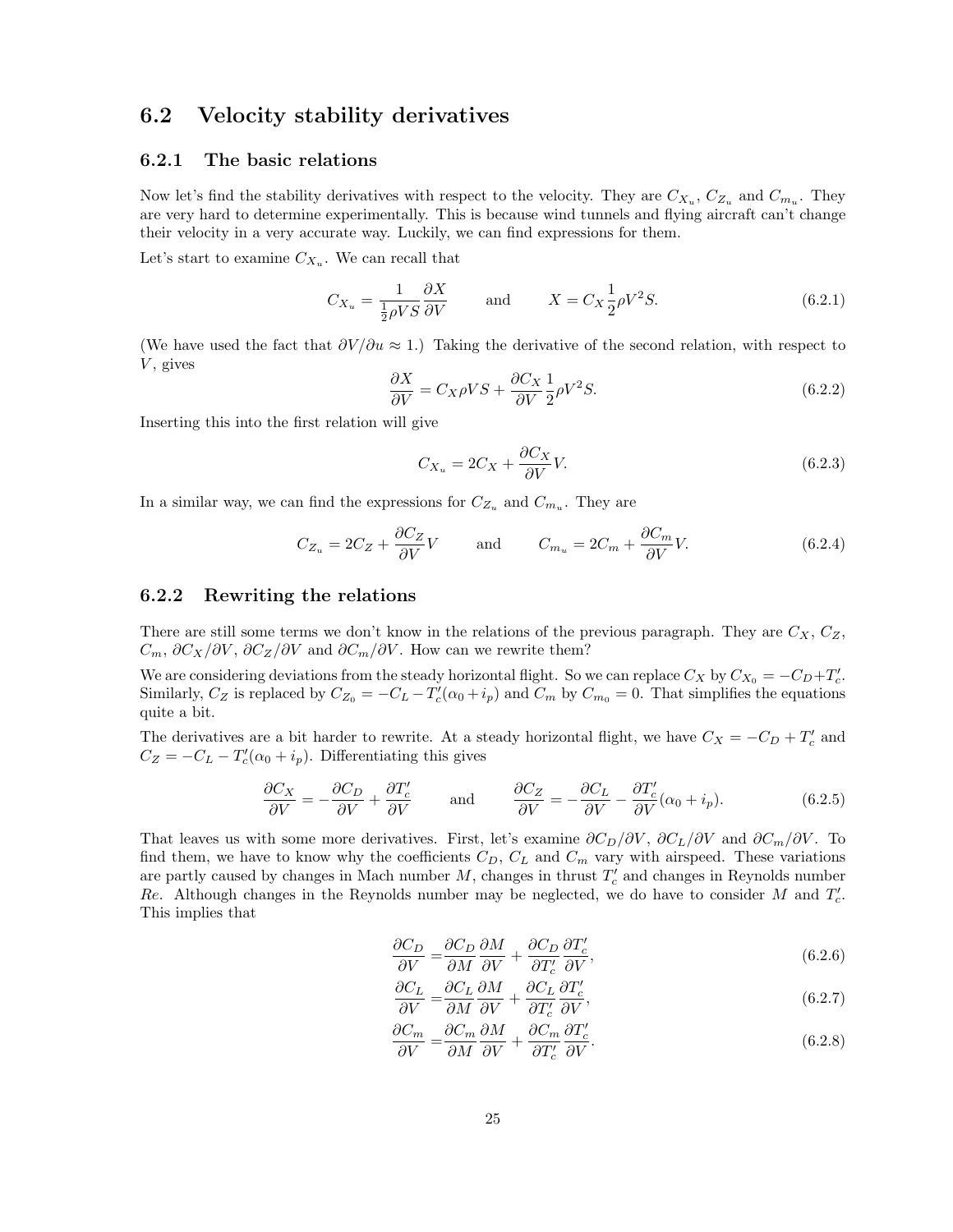## 6.2 Velocity stability derivatives

### 6.2.1 The basic relations

Now let's find the stability derivatives with respect to the velocity. They are $C_{X_u}$, $C_{Z_u}$ and $C_{m_u}$. They are very hard to determine experimentally. This is because wind tunnels and flying aircraft can't change their velocity in a very accurate way. Luckily, we can find expressions for them.

Let's start to examine $C_{X_u}$. We can recall that

$$C_{X_u} = \frac{1}{\frac{1}{2}\rho V S}\frac{\partial X}{\partial V} \qquad \text{and} \qquad X = C_X \frac{1}{2}\rho V^2 S. \tag{6.2.1}$$

(We have used the fact that $\partial V / \partial u \approx 1$.) Taking the derivative of the second relation, with respect to $V$, gives

$$\frac{\partial X}{\partial V} = C_X \rho V S + \frac{\partial C_X}{\partial V}\frac{1}{2}\rho V^2 S. \tag{6.2.2}$$

Inserting this into the first relation will give

$$C_{X_u} = 2C_X + \frac{\partial C_X}{\partial V} V. \tag{6.2.3}$$

In a similar way, we can find the expressions for $C_{Z_u}$ and $C_{m_u}$. They are

$$C_{Z_u} = 2C_Z + \frac{\partial C_Z}{\partial V} V \qquad \text{and} \qquad C_{m_u} = 2C_m + \frac{\partial C_m}{\partial V} V. \tag{6.2.4}$$

### 6.2.2 Rewriting the relations

There are still some terms we don't know in the relations of the previous paragraph. They are $C_X$, $C_Z$, $C_m$, $\partial C_X / \partial V$, $\partial C_Z / \partial V$ and $\partial C_m / \partial V$. How can we rewrite them?

We are considering deviations from the steady horizontal flight. So we can replace $C_X$ by $C_{X_0} = -C_D + T_c'$. Similarly, $C_Z$ is replaced by $C_{Z_0} = -C_L - T_c'(\alpha_0 + i_p)$ and $C_m$ by $C_{m_0} = 0$. That simplifies the equations quite a bit.

The derivatives are a bit harder to rewrite. At a steady horizontal flight, we have $C_X = -C_D + T_c'$ and $C_Z = -C_L - T_c'(\alpha_0 + i_p)$. Differentiating this gives

$$\frac{\partial C_X}{\partial V} = -\frac{\partial C_D}{\partial V} + \frac{\partial T_c'}{\partial V} \qquad \text{and} \qquad \frac{\partial C_Z}{\partial V} = -\frac{\partial C_L}{\partial V} - \frac{\partial T_c'}{\partial V}(\alpha_0 + i_p). \tag{6.2.5}$$

That leaves us with some more derivatives. First, let's examine $\partial C_D / \partial V$, $\partial C_L / \partial V$ and $\partial C_m / \partial V$. To find them, we have to know why the coefficients $C_D$, $C_L$ and $C_m$ vary with airspeed. These variations are partly caused by changes in Mach number $M$, changes in thrust $T_c'$ and changes in Reynolds number $Re$. Although changes in the Reynolds number may be neglected, we do have to consider $M$ and $T_c'$. This implies that

$$\frac{\partial C_D}{\partial V} = \frac{\partial C_D}{\partial M}\frac{\partial M}{\partial V} + \frac{\partial C_D}{\partial T_c'}\frac{\partial T_c'}{\partial V}, \tag{6.2.6}$$

$$\frac{\partial C_L}{\partial V} = \frac{\partial C_L}{\partial M}\frac{\partial M}{\partial V} + \frac{\partial C_L}{\partial T_c'}\frac{\partial T_c'}{\partial V}, \tag{6.2.7}$$

$$\frac{\partial C_m}{\partial V} = \frac{\partial C_m}{\partial M}\frac{\partial M}{\partial V} + \frac{\partial C_m}{\partial T_c'}\frac{\partial T_c'}{\partial V}. \tag{6.2.8}$$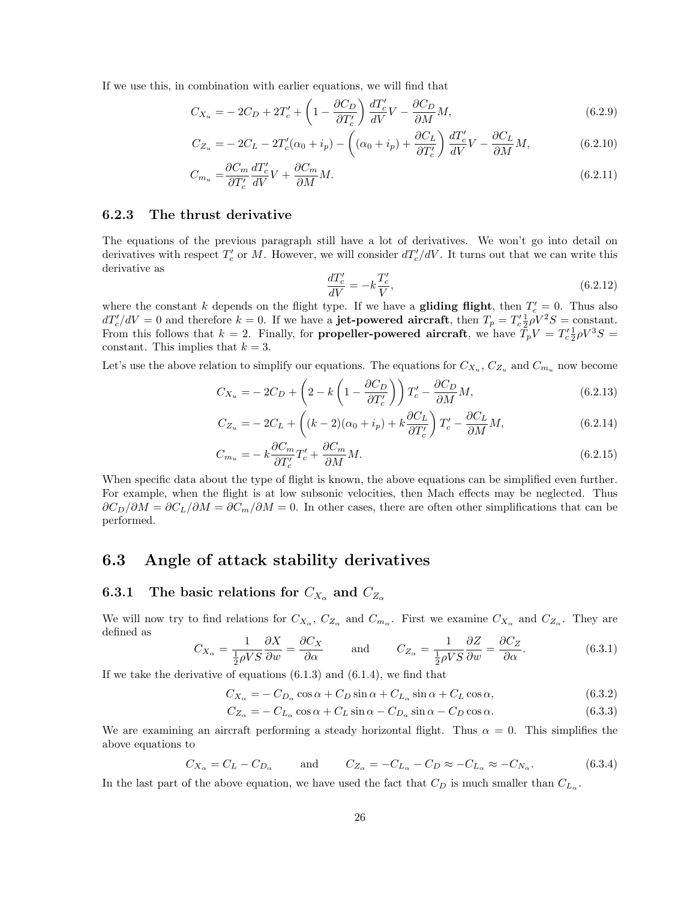If we use this, in combination with earlier equations, we will find that

$$C_{X_u} = -2C_D + 2T_c' + \left(1 - \frac{\partial C_D}{\partial T_c'}\right)\frac{dT_c'}{dV}V - \frac{\partial C_D}{\partial M}M, \tag{6.2.9}$$

$$C_{Z_u} = -2C_L - 2T_c'(\alpha_0 + i_p) - \left((\alpha_0 + i_p) + \frac{\partial C_L}{\partial T_c'}\right)\frac{dT_c'}{dV}V - \frac{\partial C_L}{\partial M}M, \tag{6.2.10}$$

$$C_{m_u} = \frac{\partial C_m}{\partial T_c'}\frac{dT_c'}{dV}V + \frac{\partial C_m}{\partial M}M. \tag{6.2.11}$$

### 6.2.3 The thrust derivative

The equations of the previous paragraph still have a lot of derivatives. We won't go into detail on derivatives with respect $T_c'$ or $M$. However, we will consider $dT_c'/dV$. It turns out that we can write this derivative as

$$\frac{dT_c'}{dV} = -k\frac{T_c'}{V}, \tag{6.2.12}$$

where the constant $k$ depends on the flight type. If we have a **gliding flight**, then $T_c' = 0$. Thus also $dT_c'/dV = 0$ and therefore $k = 0$. If we have a **jet-powered aircraft**, then $T_p = T_c'\frac{1}{2}\rho V^2 S = \text{constant}$. From this follows that $k = 2$. Finally, for **propeller-powered aircraft**, we have $T_p V = T_c'\frac{1}{2}\rho V^3 S = \text{constant}$. This implies that $k = 3$.

Let's use the above relation to simplify our equations. The equations for $C_{X_u}$, $C_{Z_u}$ and $C_{m_u}$ now become

$$C_{X_u} = -2C_D + \left(2 - k\left(1 - \frac{\partial C_D}{\partial T_c'}\right)\right)T_c' - \frac{\partial C_D}{\partial M}M, \tag{6.2.13}$$

$$C_{Z_u} = -2C_L + \left((k-2)(\alpha_0 + i_p) + k\frac{\partial C_L}{\partial T_c'}\right)T_c' - \frac{\partial C_L}{\partial M}M, \tag{6.2.14}$$

$$C_{m_u} = -k\frac{\partial C_m}{\partial T_c'}T_c' + \frac{\partial C_m}{\partial M}M. \tag{6.2.15}$$

When specific data about the type of flight is known, the above equations can be simplified even further. For example, when the flight is at low subsonic velocities, then Mach effects may be neglected. Thus $\partial C_D/\partial M = \partial C_L/\partial M = \partial C_m/\partial M = 0$. In other cases, there are often other simplifications that can be performed.

## 6.3 Angle of attack stability derivatives

### 6.3.1 The basic relations for $C_{X_\alpha}$ and $C_{Z_\alpha}$

We will now try to find relations for $C_{X_\alpha}$, $C_{Z_\alpha}$ and $C_{m_\alpha}$. First we examine $C_{X_\alpha}$ and $C_{Z_\alpha}$. They are defined as

$$C_{X_\alpha} = \frac{1}{\frac{1}{2}\rho V S}\frac{\partial X}{\partial w} = \frac{\partial C_X}{\partial \alpha} \qquad \text{and} \qquad C_{Z_\alpha} = \frac{1}{\frac{1}{2}\rho V S}\frac{\partial Z}{\partial w} = \frac{\partial C_Z}{\partial \alpha}. \tag{6.3.1}$$

If we take the derivative of equations (6.1.3) and (6.1.4), we find that

$$C_{X_\alpha} = -C_{D_\alpha}\cos\alpha + C_D\sin\alpha + C_{L_\alpha}\sin\alpha + C_L\cos\alpha, \tag{6.3.2}$$

$$C_{Z_\alpha} = -C_{L_\alpha}\cos\alpha + C_L\sin\alpha - C_{D_\alpha}\sin\alpha - C_D\cos\alpha. \tag{6.3.3}$$

We are examining an aircraft performing a steady horizontal flight. Thus $\alpha = 0$. This simplifies the above equations to

$$C_{X_\alpha} = C_L - C_{D_\alpha} \qquad \text{and} \qquad C_{Z_\alpha} = -C_{L_\alpha} - C_D \approx -C_{L_\alpha} \approx -C_{N_\alpha}. \tag{6.3.4}$$

In the last part of the above equation, we have used the fact that $C_D$ is much smaller than $C_{L_\alpha}$.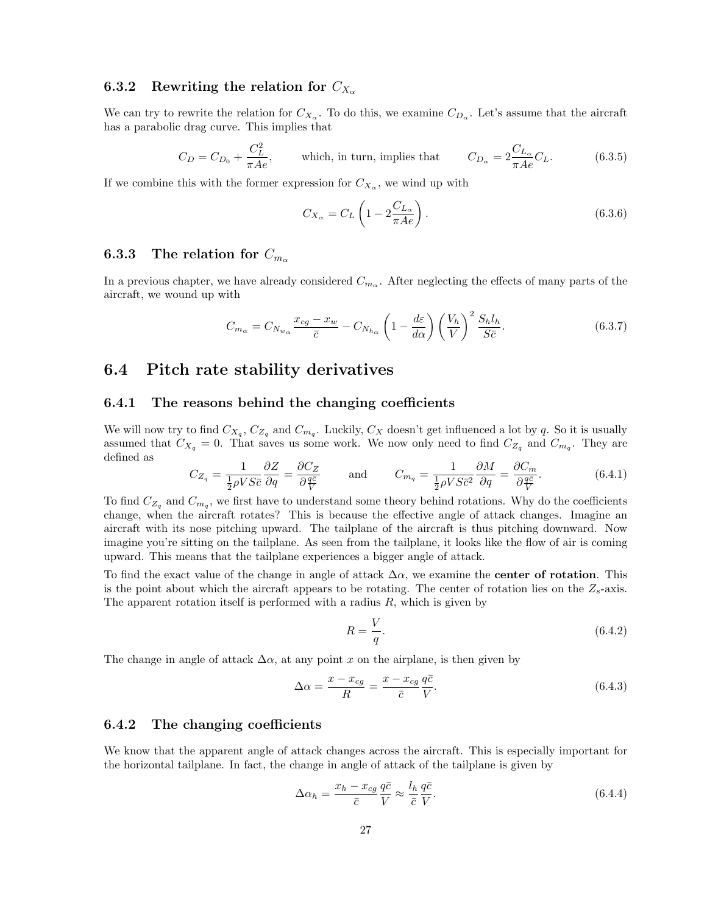### 6.3.2 Rewriting the relation for $C_{X_\alpha}$

We can try to rewrite the relation for $C_{X_\alpha}$. To do this, we examine $C_{D_\alpha}$. Let's assume that the aircraft has a parabolic drag curve. This implies that

$$C_D = C_{D_0} + \frac{C_L^2}{\pi A e}, \qquad \text{which, in turn, implies that} \qquad C_{D_\alpha} = 2\frac{C_{L_\alpha}}{\pi A e} C_L. \tag{6.3.5}$$

If we combine this with the former expression for $C_{X_\alpha}$, we wind up with

$$C_{X_\alpha} = C_L \left(1 - 2\frac{C_{L_\alpha}}{\pi A e}\right). \tag{6.3.6}$$

### 6.3.3 The relation for $C_{m_\alpha}$

In a previous chapter, we have already considered $C_{m_\alpha}$. After neglecting the effects of many parts of the aircraft, we wound up with

$$C_{m_\alpha} = C_{N_{w_\alpha}} \frac{x_{cg} - x_w}{\bar{c}} - C_{N_{h_\alpha}} \left(1 - \frac{d\varepsilon}{d\alpha}\right) \left(\frac{V_h}{V}\right)^2 \frac{S_h l_h}{S\bar{c}}. \tag{6.3.7}$$

## 6.4 Pitch rate stability derivatives

### 6.4.1 The reasons behind the changing coefficients

We will now try to find $C_{X_q}$, $C_{Z_q}$ and $C_{m_q}$. Luckily, $C_X$ doesn't get influenced a lot by $q$. So it is usually assumed that $C_{X_q} = 0$. That saves us some work. We now only need to find $C_{Z_q}$ and $C_{m_q}$. They are defined as

$$C_{Z_q} = \frac{1}{\frac{1}{2}\rho V S \bar{c}} \frac{\partial Z}{\partial q} = \frac{\partial C_Z}{\partial \frac{q\bar{c}}{V}} \qquad \text{and} \qquad C_{m_q} = \frac{1}{\frac{1}{2}\rho V S \bar{c}^2} \frac{\partial M}{\partial q} = \frac{\partial C_m}{\partial \frac{q\bar{c}}{V}}. \tag{6.4.1}$$

To find $C_{Z_q}$ and $C_{m_q}$, we first have to understand some theory behind rotations. Why do the coefficients change, when the aircraft rotates? This is because the effective angle of attack changes. Imagine an aircraft with its nose pitching upward. The tailplane of the aircraft is thus pitching downward. Now imagine you're sitting on the tailplane. As seen from the tailplane, it looks like the flow of air is coming upward. This means that the tailplane experiences a bigger angle of attack.

To find the exact value of the change in angle of attack $\Delta\alpha$, we examine the **center of rotation**. This is the point about which the aircraft appears to be rotating. The center of rotation lies on the $Z_s$-axis. The apparent rotation itself is performed with a radius $R$, which is given by

$$R = \frac{V}{q}. \tag{6.4.2}$$

The change in angle of attack $\Delta\alpha$, at any point $x$ on the airplane, is then given by

$$\Delta\alpha = \frac{x - x_{cg}}{R} = \frac{x - x_{cg}}{\bar{c}} \frac{q\bar{c}}{V}. \tag{6.4.3}$$

### 6.4.2 The changing coefficients

We know that the apparent angle of attack changes across the aircraft. This is especially important for the horizontal tailplane. In fact, the change in angle of attack of the tailplane is given by

$$\Delta\alpha_h = \frac{x_h - x_{cg}}{\bar{c}} \frac{q\bar{c}}{V} \approx \frac{l_h}{\bar{c}} \frac{q\bar{c}}{V}. \tag{6.4.4}$$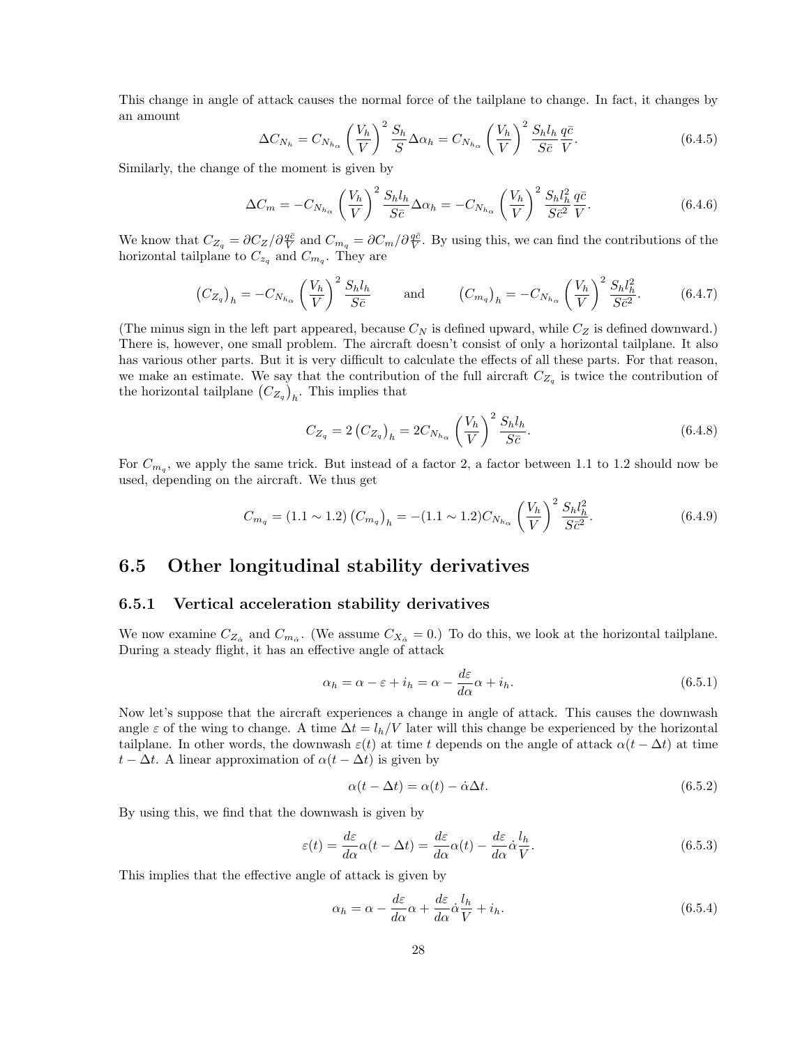This change in angle of attack causes the normal force of the tailplane to change. In fact, it changes by an amount

$$\Delta C_{N_h} = C_{N_{h_\alpha}} \left(\frac{V_h}{V}\right)^2 \frac{S_h}{S} \Delta \alpha_h = C_{N_{h_\alpha}} \left(\frac{V_h}{V}\right)^2 \frac{S_h l_h}{S \bar{c}} \frac{q \bar{c}}{V}. \tag{6.4.5}$$

Similarly, the change of the moment is given by

$$\Delta C_m = -C_{N_{h_\alpha}} \left(\frac{V_h}{V}\right)^2 \frac{S_h l_h}{S \bar{c}} \Delta \alpha_h = -C_{N_{h_\alpha}} \left(\frac{V_h}{V}\right)^2 \frac{S_h l_h^2}{S \bar{c}^2} \frac{q \bar{c}}{V}. \tag{6.4.6}$$

We know that $C_{Z_q} = \partial C_Z / \partial \frac{q\bar{c}}{V}$ and $C_{m_q} = \partial C_m / \partial \frac{q\bar{c}}{V}$. By using this, we can find the contributions of the horizontal tailplane to $C_{z_q}$ and $C_{m_q}$. They are

$$\left(C_{Z_q}\right)_h = -C_{N_{h_\alpha}} \left(\frac{V_h}{V}\right)^2 \frac{S_h l_h}{S \bar{c}} \qquad \text{and} \qquad \left(C_{m_q}\right)_h = -C_{N_{h_\alpha}} \left(\frac{V_h}{V}\right)^2 \frac{S_h l_h^2}{S \bar{c}^2}. \tag{6.4.7}$$

(The minus sign in the left part appeared, because $C_N$ is defined upward, while $C_Z$ is defined downward.) There is, however, one small problem. The aircraft doesn't consist of only a horizontal tailplane. It also has various other parts. But it is very difficult to calculate the effects of all these parts. For that reason, we make an estimate. We say that the contribution of the full aircraft $C_{Z_q}$ is twice the contribution of the horizontal tailplane $\left(C_{Z_q}\right)_h$. This implies that

$$C_{Z_q} = 2 \left(C_{Z_q}\right)_h = 2 C_{N_{h_\alpha}} \left(\frac{V_h}{V}\right)^2 \frac{S_h l_h}{S \bar{c}}. \tag{6.4.8}$$

For $C_{m_q}$, we apply the same trick. But instead of a factor 2, a factor between 1.1 to 1.2 should now be used, depending on the aircraft. We thus get

$$C_{m_q} = (1.1 \sim 1.2) \left(C_{m_q}\right)_h = -(1.1 \sim 1.2) C_{N_{h_\alpha}} \left(\frac{V_h}{V}\right)^2 \frac{S_h l_h^2}{S \bar{c}^2}. \tag{6.4.9}$$

## 6.5 Other longitudinal stability derivatives

### 6.5.1 Vertical acceleration stability derivatives

We now examine $C_{Z_{\dot\alpha}}$ and $C_{m_{\dot\alpha}}$. (We assume $C_{X_{\dot\alpha}} = 0$.) To do this, we look at the horizontal tailplane. During a steady flight, it has an effective angle of attack

$$\alpha_h = \alpha - \varepsilon + i_h = \alpha - \frac{d\varepsilon}{d\alpha} \alpha + i_h. \tag{6.5.1}$$

Now let's suppose that the aircraft experiences a change in angle of attack. This causes the downwash angle $\varepsilon$ of the wing to change. A time $\Delta t = l_h / V$ later will this change be experienced by the horizontal tailplane. In other words, the downwash $\varepsilon(t)$ at time $t$ depends on the angle of attack $\alpha(t - \Delta t)$ at time $t - \Delta t$. A linear approximation of $\alpha(t - \Delta t)$ is given by

$$\alpha(t - \Delta t) = \alpha(t) - \dot\alpha \Delta t. \tag{6.5.2}$$

By using this, we find that the downwash is given by

$$\varepsilon(t) = \frac{d\varepsilon}{d\alpha} \alpha(t - \Delta t) = \frac{d\varepsilon}{d\alpha} \alpha(t) - \frac{d\varepsilon}{d\alpha} \dot\alpha \frac{l_h}{V}. \tag{6.5.3}$$

This implies that the effective angle of attack is given by

$$\alpha_h = \alpha - \frac{d\varepsilon}{d\alpha} \alpha + \frac{d\varepsilon}{d\alpha} \dot\alpha \frac{l_h}{V} + i_h. \tag{6.5.4}$$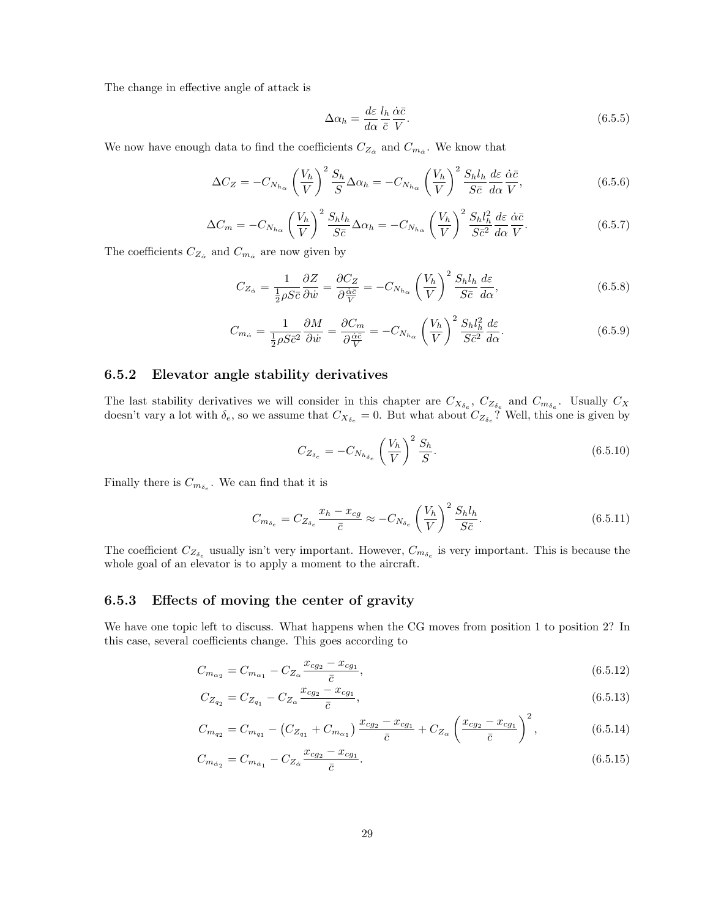The change in effective angle of attack is

$$\Delta\alpha_h = \frac{d\varepsilon}{d\alpha}\frac{l_h}{\bar{c}}\frac{\dot{\alpha}\bar{c}}{V}. \tag{6.5.5}$$

We now have enough data to find the coefficients $C_{Z_{\dot{\alpha}}}$ and $C_{m_{\dot{\alpha}}}$. We know that

$$\Delta C_Z = -C_{N_{h_\alpha}}\left(\frac{V_h}{V}\right)^2\frac{S_h}{S}\Delta\alpha_h = -C_{N_{h_\alpha}}\left(\frac{V_h}{V}\right)^2\frac{S_h l_h}{S\bar{c}}\frac{d\varepsilon}{d\alpha}\frac{\dot{\alpha}\bar{c}}{V}, \tag{6.5.6}$$

$$\Delta C_m = -C_{N_{h_\alpha}}\left(\frac{V_h}{V}\right)^2\frac{S_h l_h}{S\bar{c}}\Delta\alpha_h = -C_{N_{h_\alpha}}\left(\frac{V_h}{V}\right)^2\frac{S_h l_h^2}{S\bar{c}^2}\frac{d\varepsilon}{d\alpha}\frac{\dot{\alpha}\bar{c}}{V}. \tag{6.5.7}$$

The coefficients $C_{Z_{\dot{\alpha}}}$ and $C_{m_{\dot{\alpha}}}$ are now given by

$$C_{Z_{\dot{\alpha}}} = \frac{1}{\frac{1}{2}\rho S\bar{c}}\frac{\partial Z}{\partial \dot{w}} = \frac{\partial C_Z}{\partial \frac{\dot{\alpha}\bar{c}}{V}} = -C_{N_{h_\alpha}}\left(\frac{V_h}{V}\right)^2\frac{S_h l_h}{S\bar{c}}\frac{d\varepsilon}{d\alpha}, \tag{6.5.8}$$

$$C_{m_{\dot{\alpha}}} = \frac{1}{\frac{1}{2}\rho S\bar{c}^2}\frac{\partial M}{\partial \dot{w}} = \frac{\partial C_m}{\partial \frac{\dot{\alpha}\bar{c}}{V}} = -C_{N_{h_\alpha}}\left(\frac{V_h}{V}\right)^2\frac{S_h l_h^2}{S\bar{c}^2}\frac{d\varepsilon}{d\alpha}. \tag{6.5.9}$$

### 6.5.2 Elevator angle stability derivatives

The last stability derivatives we will consider in this chapter are $C_{X_{\delta_e}}$, $C_{Z_{\delta_e}}$ and $C_{m_{\delta_e}}$. Usually $C_X$ doesn't vary a lot with $\delta_e$, so we assume that $C_{X_{\delta_e}} = 0$. But what about $C_{Z_{\delta_e}}$? Well, this one is given by

$$C_{Z_{\delta_e}} = -C_{N_{h_{\delta_e}}}\left(\frac{V_h}{V}\right)^2\frac{S_h}{S}. \tag{6.5.10}$$

Finally there is $C_{m_{\delta_e}}$. We can find that it is

$$C_{m_{\delta_e}} = C_{Z_{\delta_e}}\frac{x_h - x_{cg}}{\bar{c}} \approx -C_{N_{\delta_e}}\left(\frac{V_h}{V}\right)^2\frac{S_h l_h}{S\bar{c}}. \tag{6.5.11}$$

The coefficient $C_{Z_{\delta_e}}$ usually isn't very important. However, $C_{m_{\delta_e}}$ is very important. This is because the whole goal of an elevator is to apply a moment to the aircraft.

### 6.5.3 Effects of moving the center of gravity

We have one topic left to discuss. What happens when the CG moves from position 1 to position 2? In this case, several coefficients change. This goes according to

$$C_{m_{\alpha_2}} = C_{m_{\alpha_1}} - C_{Z_\alpha}\frac{x_{cg_2} - x_{cg_1}}{\bar{c}}, \tag{6.5.12}$$

$$C_{Z_{q_2}} = C_{Z_{q_1}} - C_{Z_\alpha}\frac{x_{cg_2} - x_{cg_1}}{\bar{c}}, \tag{6.5.13}$$

$$C_{m_{q_2}} = C_{m_{q_1}} - \left(C_{Z_{q_1}} + C_{m_{\alpha_1}}\right)\frac{x_{cg_2} - x_{cg_1}}{\bar{c}} + C_{Z_\alpha}\left(\frac{x_{cg_2} - x_{cg_1}}{\bar{c}}\right)^2, \tag{6.5.14}$$

$$C_{m_{\dot{\alpha}_2}} = C_{m_{\dot{\alpha}_1}} - C_{Z_{\dot{\alpha}}}\frac{x_{cg_2} - x_{cg_1}}{\bar{c}}. \tag{6.5.15}$$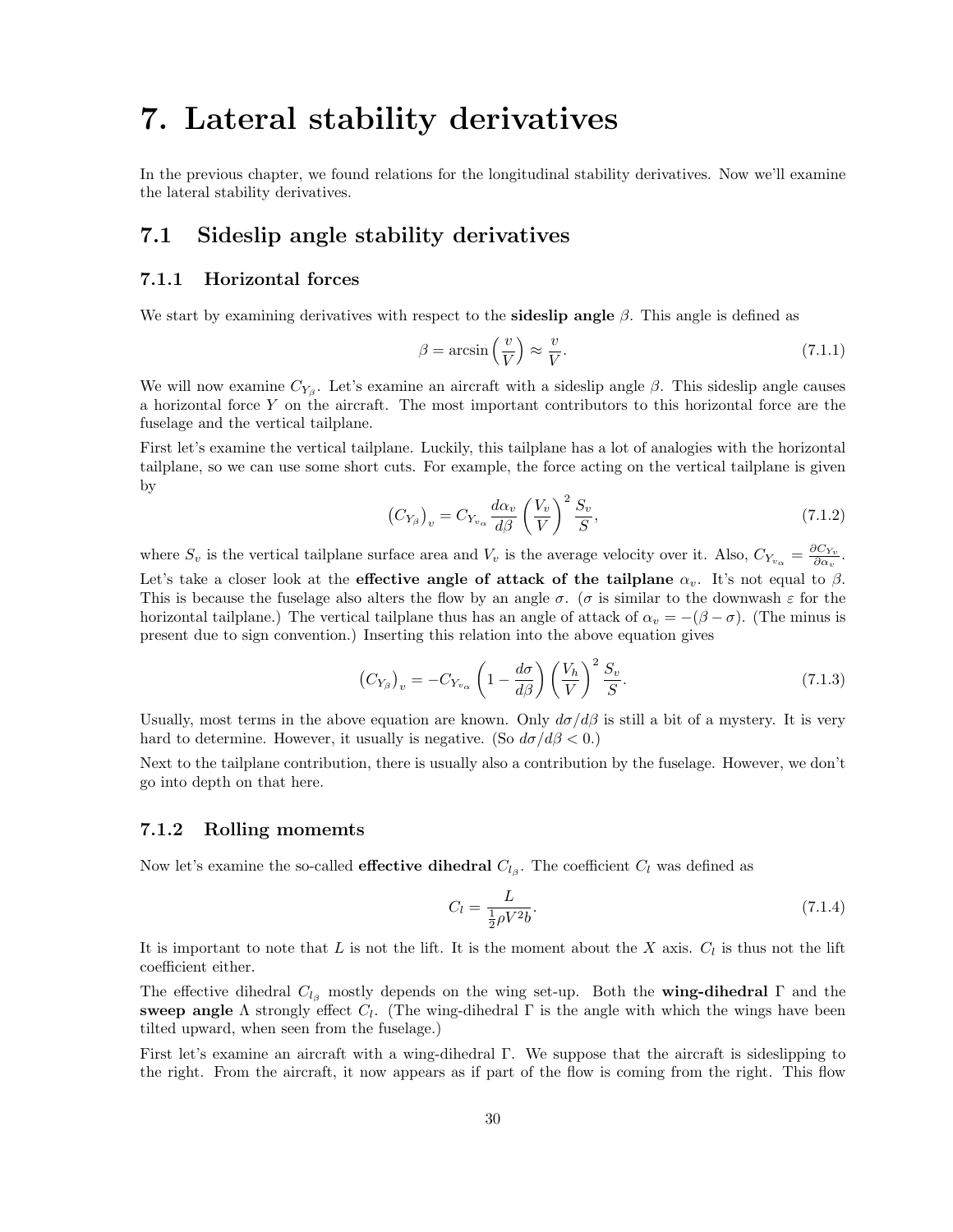# 7. Lateral stability derivatives

In the previous chapter, we found relations for the longitudinal stability derivatives. Now we'll examine the lateral stability derivatives.

## 7.1 Sideslip angle stability derivatives

### 7.1.1 Horizontal forces

We start by examining derivatives with respect to the **sideslip angle** $\beta$. This angle is defined as

$$\beta = \arcsin\left(\frac{v}{V}\right) \approx \frac{v}{V}. \tag{7.1.1}$$

We will now examine $C_{Y_\beta}$. Let's examine an aircraft with a sideslip angle $\beta$. This sideslip angle causes a horizontal force $Y$ on the aircraft. The most important contributors to this horizontal force are the fuselage and the vertical tailplane.

First let's examine the vertical tailplane. Luckily, this tailplane has a lot of analogies with the horizontal tailplane, so we can use some short cuts. For example, the force acting on the vertical tailplane is given by

$$\left(C_{Y_\beta}\right)_v = C_{Y_{v_\alpha}} \frac{d\alpha_v}{d\beta} \left(\frac{V_v}{V}\right)^2 \frac{S_v}{S}, \tag{7.1.2}$$

where $S_v$ is the vertical tailplane surface area and $V_v$ is the average velocity over it. Also, $C_{Y_{v_\alpha}} = \frac{\partial C_{Y_v}}{\partial \alpha_v}$.

Let's take a closer look at the **effective angle of attack of the tailplane** $\alpha_v$. It's not equal to $\beta$. This is because the fuselage also alters the flow by an angle $\sigma$. ($\sigma$ is similar to the downwash $\varepsilon$ for the horizontal tailplane.) The vertical tailplane thus has an angle of attack of $\alpha_v = -(\beta - \sigma)$. (The minus is present due to sign convention.) Inserting this relation into the above equation gives

$$\left(C_{Y_\beta}\right)_v = -C_{Y_{v_\alpha}} \left(1 - \frac{d\sigma}{d\beta}\right) \left(\frac{V_h}{V}\right)^2 \frac{S_v}{S}. \tag{7.1.3}$$

Usually, most terms in the above equation are known. Only $d\sigma/d\beta$ is still a bit of a mystery. It is very hard to determine. However, it usually is negative. (So $d\sigma/d\beta < 0$.)

Next to the tailplane contribution, there is usually also a contribution by the fuselage. However, we don't go into depth on that here.

### 7.1.2 Rolling momemts

Now let's examine the so-called **effective dihedral** $C_{l_\beta}$. The coefficient $C_l$ was defined as

$$C_l = \frac{L}{\frac{1}{2}\rho V^2 b}. \tag{7.1.4}$$

It is important to note that $L$ is not the lift. It is the moment about the $X$ axis. $C_l$ is thus not the lift coefficient either.

The effective dihedral $C_{l_\beta}$ mostly depends on the wing set-up. Both the **wing-dihedral** $\Gamma$ and the **sweep angle** $\Lambda$ strongly effect $C_l$. (The wing-dihedral $\Gamma$ is the angle with which the wings have been tilted upward, when seen from the fuselage.)

First let's examine an aircraft with a wing-dihedral $\Gamma$. We suppose that the aircraft is sideslipping to the right. From the aircraft, it now appears as if part of the flow is coming from the right. This flow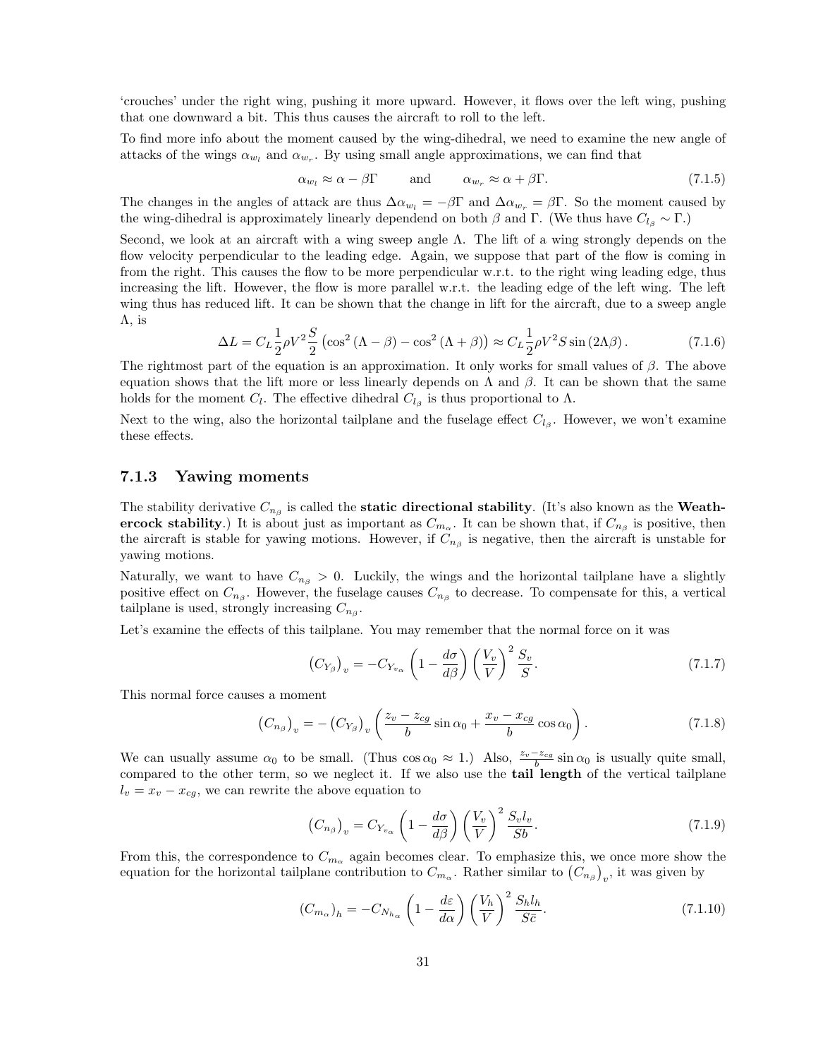'crouches' under the right wing, pushing it more upward. However, it flows over the left wing, pushing that one downward a bit. This thus causes the aircraft to roll to the left.

To find more info about the moment caused by the wing-dihedral, we need to examine the new angle of attacks of the wings $\alpha_{w_l}$ and $\alpha_{w_r}$. By using small angle approximations, we can find that

$$\alpha_{w_l} \approx \alpha - \beta\Gamma \qquad \text{and} \qquad \alpha_{w_r} \approx \alpha + \beta\Gamma. \tag{7.1.5}$$

The changes in the angles of attack are thus $\Delta\alpha_{w_l} = -\beta\Gamma$ and $\Delta\alpha_{w_r} = \beta\Gamma$. So the moment caused by the wing-dihedral is approximately linearly dependend on both $\beta$ and $\Gamma$. (We thus have $C_{l_\beta} \sim \Gamma$.)

Second, we look at an aircraft with a wing sweep angle $\Lambda$. The lift of a wing strongly depends on the flow velocity perpendicular to the leading edge. Again, we suppose that part of the flow is coming in from the right. This causes the flow to be more perpendicular w.r.t. to the right wing leading edge, thus increasing the lift. However, the flow is more parallel w.r.t. the leading edge of the left wing. The left wing thus has reduced lift. It can be shown that the change in lift for the aircraft, due to a sweep angle $\Lambda$, is

$$\Delta L = C_L \frac{1}{2}\rho V^2 \frac{S}{2}\left(\cos^2(\Lambda - \beta) - \cos^2(\Lambda + \beta)\right) \approx C_L \frac{1}{2}\rho V^2 S \sin(2\Lambda\beta). \tag{7.1.6}$$

The rightmost part of the equation is an approximation. It only works for small values of $\beta$. The above equation shows that the lift more or less linearly depends on $\Lambda$ and $\beta$. It can be shown that the same holds for the moment $C_l$. The effective dihedral $C_{l_\beta}$ is thus proportional to $\Lambda$.

Next to the wing, also the horizontal tailplane and the fuselage effect $C_{l_\beta}$. However, we won't examine these effects.

### 7.1.3 Yawing moments

The stability derivative $C_{n_\beta}$ is called the **static directional stability**. (It's also known as the **Weathercock stability**.) It is about just as important as $C_{m_\alpha}$. It can be shown that, if $C_{n_\beta}$ is positive, then the aircraft is stable for yawing motions. However, if $C_{n_\beta}$ is negative, then the aircraft is unstable for yawing motions.

Naturally, we want to have $C_{n_\beta} > 0$. Luckily, the wings and the horizontal tailplane have a slightly positive effect on $C_{n_\beta}$. However, the fuselage causes $C_{n_\beta}$ to decrease. To compensate for this, a vertical tailplane is used, strongly increasing $C_{n_\beta}$.

Let's examine the effects of this tailplane. You may remember that the normal force on it was

$$\left(C_{Y_\beta}\right)_v = -C_{Y_{v_\alpha}}\left(1 - \frac{d\sigma}{d\beta}\right)\left(\frac{V_v}{V}\right)^2 \frac{S_v}{S}. \tag{7.1.7}$$

This normal force causes a moment

$$\left(C_{n_\beta}\right)_v = -\left(C_{Y_\beta}\right)_v \left(\frac{z_v - z_{cg}}{b}\sin\alpha_0 + \frac{x_v - x_{cg}}{b}\cos\alpha_0\right). \tag{7.1.8}$$

We can usually assume $\alpha_0$ to be small. (Thus $\cos\alpha_0 \approx 1$.) Also, $\frac{z_v - z_{cg}}{b}\sin\alpha_0$ is usually quite small, compared to the other term, so we neglect it. If we also use the **tail length** of the vertical tailplane $l_v = x_v - x_{cg}$, we can rewrite the above equation to

$$\left(C_{n_\beta}\right)_v = C_{Y_{v_\alpha}}\left(1 - \frac{d\sigma}{d\beta}\right)\left(\frac{V_v}{V}\right)^2 \frac{S_v l_v}{S b}. \tag{7.1.9}$$

From this, the correspondence to $C_{m_\alpha}$ again becomes clear. To emphasize this, we once more show the equation for the horizontal tailplane contribution to $C_{m_\alpha}$. Rather similar to $\left(C_{n_\beta}\right)_v$, it was given by

$$\left(C_{m_\alpha}\right)_h = -C_{N_{h_\alpha}}\left(1 - \frac{d\varepsilon}{d\alpha}\right)\left(\frac{V_h}{V}\right)^2 \frac{S_h l_h}{S\bar{c}}. \tag{7.1.10}$$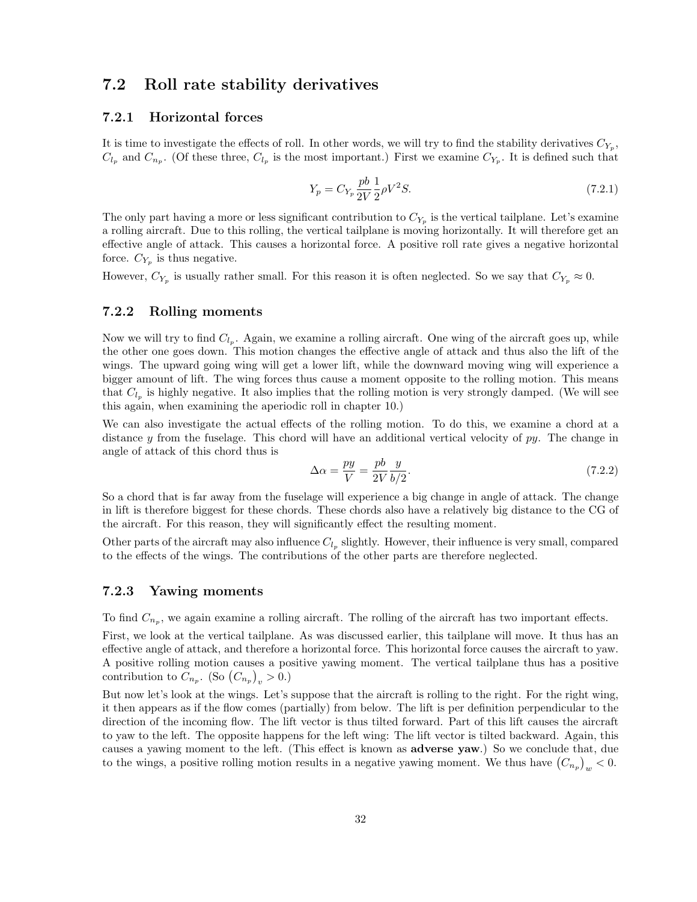## 7.2 Roll rate stability derivatives

### 7.2.1 Horizontal forces

It is time to investigate the effects of roll. In other words, we will try to find the stability derivatives $C_{Y_p}$, $C_{l_p}$ and $C_{n_p}$. (Of these three, $C_{l_p}$ is the most important.) First we examine $C_{Y_p}$. It is defined such that

$$Y_p = C_{Y_p} \frac{pb}{2V} \frac{1}{2} \rho V^2 S. \tag{7.2.1}$$

The only part having a more or less significant contribution to $C_{Y_p}$ is the vertical tailplane. Let's examine a rolling aircraft. Due to this rolling, the vertical tailplane is moving horizontally. It will therefore get an effective angle of attack. This causes a horizontal force. A positive roll rate gives a negative horizontal force. $C_{Y_p}$ is thus negative.

However, $C_{Y_p}$ is usually rather small. For this reason it is often neglected. So we say that $C_{Y_p} \approx 0$.

### 7.2.2 Rolling moments

Now we will try to find $C_{l_p}$. Again, we examine a rolling aircraft. One wing of the aircraft goes up, while the other one goes down. This motion changes the effective angle of attack and thus also the lift of the wings. The upward going wing will get a lower lift, while the downward moving wing will experience a bigger amount of lift. The wing forces thus cause a moment opposite to the rolling motion. This means that $C_{l_p}$ is highly negative. It also implies that the rolling motion is very strongly damped. (We will see this again, when examining the aperiodic roll in chapter 10.)

We can also investigate the actual effects of the rolling motion. To do this, we examine a chord at a distance $y$ from the fuselage. This chord will have an additional vertical velocity of $py$. The change in angle of attack of this chord thus is

$$\Delta\alpha = \frac{py}{V} = \frac{pb}{2V} \frac{y}{b/2}. \tag{7.2.2}$$

So a chord that is far away from the fuselage will experience a big change in angle of attack. The change in lift is therefore biggest for these chords. These chords also have a relatively big distance to the CG of the aircraft. For this reason, they will significantly effect the resulting moment.

Other parts of the aircraft may also influence $C_{l_p}$ slightly. However, their influence is very small, compared to the effects of the wings. The contributions of the other parts are therefore neglected.

### 7.2.3 Yawing moments

To find $C_{n_p}$, we again examine a rolling aircraft. The rolling of the aircraft has two important effects.

First, we look at the vertical tailplane. As was discussed earlier, this tailplane will move. It thus has an effective angle of attack, and therefore a horizontal force. This horizontal force causes the aircraft to yaw. A positive rolling motion causes a positive yawing moment. The vertical tailplane thus has a positive contribution to $C_{n_p}$. (So $\left(C_{n_p}\right)_v > 0$.)

But now let's look at the wings. Let's suppose that the aircraft is rolling to the right. For the right wing, it then appears as if the flow comes (partially) from below. The lift is per definition perpendicular to the direction of the incoming flow. The lift vector is thus tilted forward. Part of this lift causes the aircraft to yaw to the left. The opposite happens for the left wing: The lift vector is tilted backward. Again, this causes a yawing moment to the left. (This effect is known as **adverse yaw**.) So we conclude that, due to the wings, a positive rolling motion results in a negative yawing moment. We thus have $\left(C_{n_p}\right)_w < 0$.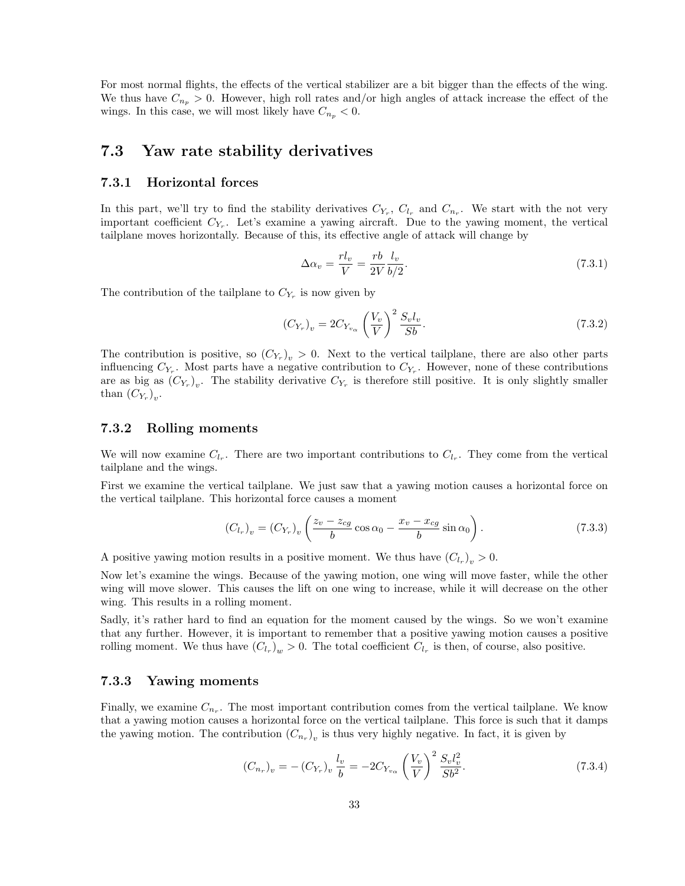For most normal flights, the effects of the vertical stabilizer are a bit bigger than the effects of the wing. We thus have $C_{n_p} > 0$. However, high roll rates and/or high angles of attack increase the effect of the wings. In this case, we will most likely have $C_{n_p} < 0$.

## 7.3 Yaw rate stability derivatives

### 7.3.1 Horizontal forces

In this part, we'll try to find the stability derivatives $C_{Y_r}$, $C_{l_r}$ and $C_{n_r}$. We start with the not very important coefficient $C_{Y_r}$. Let's examine a yawing aircraft. Due to the yawing moment, the vertical tailplane moves horizontally. Because of this, its effective angle of attack will change by

$$\Delta\alpha_v = \frac{r l_v}{V} = \frac{rb}{2V}\frac{l_v}{b/2}. \tag{7.3.1}$$

The contribution of the tailplane to $C_{Y_r}$ is now given by

$$(C_{Y_r})_v = 2C_{Y_{v_\alpha}}\left(\frac{V_v}{V}\right)^2 \frac{S_v l_v}{Sb}. \tag{7.3.2}$$

The contribution is positive, so $(C_{Y_r})_v > 0$. Next to the vertical tailplane, there are also other parts influencing $C_{Y_r}$. Most parts have a negative contribution to $C_{Y_r}$. However, none of these contributions are as big as $(C_{Y_r})_v$. The stability derivative $C_{Y_r}$ is therefore still positive. It is only slightly smaller than $(C_{Y_r})_v$.

### 7.3.2 Rolling moments

We will now examine $C_{l_r}$. There are two important contributions to $C_{l_r}$. They come from the vertical tailplane and the wings.

First we examine the vertical tailplane. We just saw that a yawing motion causes a horizontal force on the vertical tailplane. This horizontal force causes a moment

$$(C_{l_r})_v = (C_{Y_r})_v \left(\frac{z_v - z_{cg}}{b}\cos\alpha_0 - \frac{x_v - x_{cg}}{b}\sin\alpha_0\right). \tag{7.3.3}$$

A positive yawing motion results in a positive moment. We thus have $(C_{l_r})_v > 0$.

Now let's examine the wings. Because of the yawing motion, one wing will move faster, while the other wing will move slower. This causes the lift on one wing to increase, while it will decrease on the other wing. This results in a rolling moment.

Sadly, it's rather hard to find an equation for the moment caused by the wings. So we won't examine that any further. However, it is important to remember that a positive yawing motion causes a positive rolling moment. We thus have $(C_{l_r})_w > 0$. The total coefficient $C_{l_r}$ is then, of course, also positive.

### 7.3.3 Yawing moments

Finally, we examine $C_{n_r}$. The most important contribution comes from the vertical tailplane. We know that a yawing motion causes a horizontal force on the vertical tailplane. This force is such that it damps the yawing motion. The contribution $(C_{n_r})_v$ is thus very highly negative. In fact, it is given by

$$(C_{n_r})_v = -(C_{Y_r})_v \frac{l_v}{b} = -2C_{Y_{v_\alpha}}\left(\frac{V_v}{V}\right)^2 \frac{S_v l_v^2}{Sb^2}. \tag{7.3.4}$$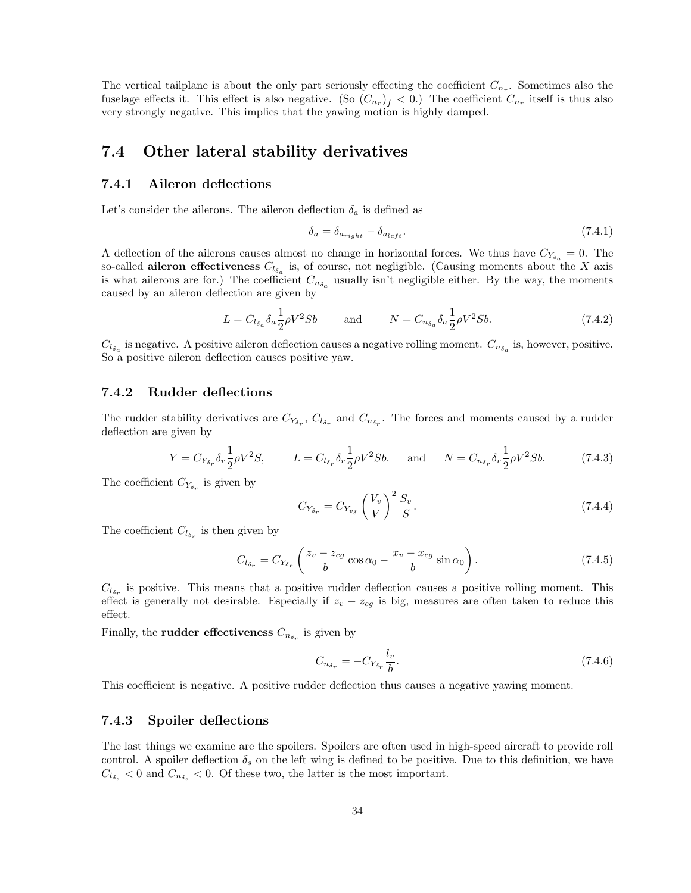The vertical tailplane is about the only part seriously effecting the coefficient $C_{n_r}$. Sometimes also the fuselage effects it. This effect is also negative. (So $(C_{n_r})_f < 0$.) The coefficient $C_{n_r}$ itself is thus also very strongly negative. This implies that the yawing motion is highly damped.

## 7.4 Other lateral stability derivatives

### 7.4.1 Aileron deflections

Let's consider the ailerons. The aileron deflection $\delta_a$ is defined as

$$\delta_a = \delta_{a_{right}} - \delta_{a_{left}}. \tag{7.4.1}$$

A deflection of the ailerons causes almost no change in horizontal forces. We thus have $C_{Y_{\delta_a}} = 0$. The so-called **aileron effectiveness** $C_{l_{\delta_a}}$ is, of course, not negligible. (Causing moments about the $X$ axis is what ailerons are for.) The coefficient $C_{n_{\delta_a}}$ usually isn't negligible either. By the way, the moments caused by an aileron deflection are given by

$$L = C_{l_{\delta_a}} \delta_a \frac{1}{2} \rho V^2 S b \qquad \text{and} \qquad N = C_{n_{\delta_a}} \delta_a \frac{1}{2} \rho V^2 S b. \tag{7.4.2}$$

$C_{l_{\delta_a}}$ is negative. A positive aileron deflection causes a negative rolling moment. $C_{n_{\delta_a}}$ is, however, positive. So a positive aileron deflection causes positive yaw.

### 7.4.2 Rudder deflections

The rudder stability derivatives are $C_{Y_{\delta_r}}$, $C_{l_{\delta_r}}$ and $C_{n_{\delta_r}}$. The forces and moments caused by a rudder deflection are given by

$$Y = C_{Y_{\delta_r}} \delta_r \frac{1}{2} \rho V^2 S, \qquad L = C_{l_{\delta_r}} \delta_r \frac{1}{2} \rho V^2 S b. \quad \text{and} \quad N = C_{n_{\delta_r}} \delta_r \frac{1}{2} \rho V^2 S b. \tag{7.4.3}$$

The coefficient $C_{Y_{\delta_r}}$ is given by

$$C_{Y_{\delta_r}} = C_{Y_{v_\delta}} \left( \frac{V_v}{V} \right)^2 \frac{S_v}{S}. \tag{7.4.4}$$

The coefficient $C_{l_{\delta_r}}$ is then given by

$$C_{l_{\delta_r}} = C_{Y_{\delta_r}} \left( \frac{z_v - z_{cg}}{b} \cos \alpha_0 - \frac{x_v - x_{cg}}{b} \sin \alpha_0 \right). \tag{7.4.5}$$

$C_{l_{\delta_r}}$ is positive. This means that a positive rudder deflection causes a positive rolling moment. This effect is generally not desirable. Especially if $z_v - z_{cg}$ is big, measures are often taken to reduce this effect.

Finally, the **rudder effectiveness** $C_{n_{\delta_r}}$ is given by

$$C_{n_{\delta_r}} = -C_{Y_{\delta_r}} \frac{l_v}{b}. \tag{7.4.6}$$

This coefficient is negative. A positive rudder deflection thus causes a negative yawing moment.

### 7.4.3 Spoiler deflections

The last things we examine are the spoilers. Spoilers are often used in high-speed aircraft to provide roll control. A spoiler deflection $\delta_s$ on the left wing is defined to be positive. Due to this definition, we have $C_{l_{\delta_s}} < 0$ and $C_{n_{\delta_s}} < 0$. Of these two, the latter is the most important.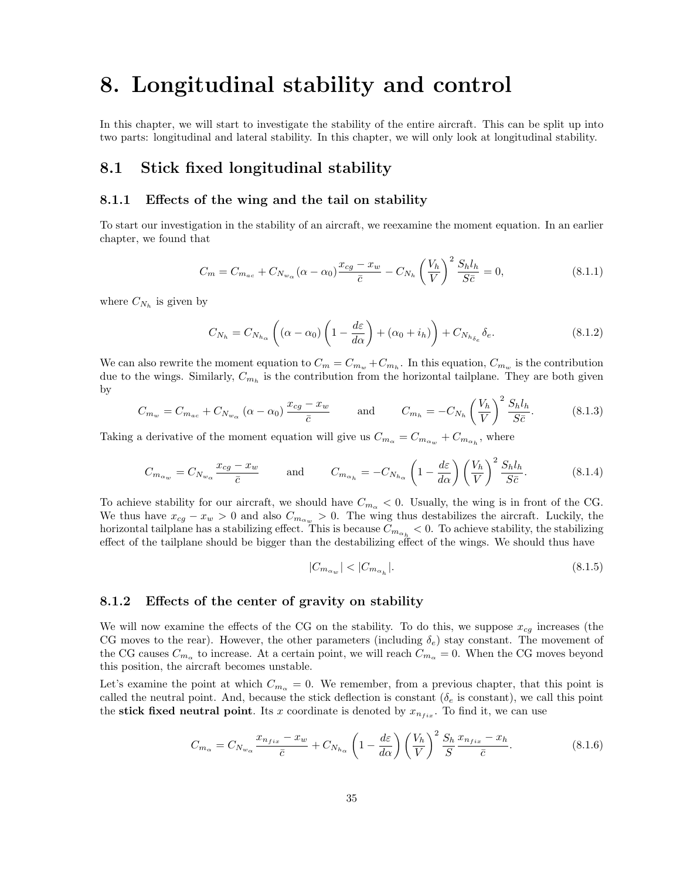# 8. Longitudinal stability and control

In this chapter, we will start to investigate the stability of the entire aircraft. This can be split up into two parts: longitudinal and lateral stability. In this chapter, we will only look at longitudinal stability.

## 8.1 Stick fixed longitudinal stability

### 8.1.1 Effects of the wing and the tail on stability

To start our investigation in the stability of an aircraft, we reexamine the moment equation. In an earlier chapter, we found that

$$C_m = C_{m_{ac}} + C_{N_{w_\alpha}}(\alpha - \alpha_0)\frac{x_{cg} - x_w}{\bar{c}} - C_{N_h}\left(\frac{V_h}{V}\right)^2 \frac{S_h l_h}{S\bar{c}} = 0, \tag{8.1.1}$$

where $C_{N_h}$ is given by

$$C_{N_h} = C_{N_{h_\alpha}}\left((\alpha - \alpha_0)\left(1 - \frac{d\varepsilon}{d\alpha}\right) + (\alpha_0 + i_h)\right) + C_{N_{h_{\delta_e}}}\delta_e. \tag{8.1.2}$$

We can also rewrite the moment equation to $C_m = C_{m_w} + C_{m_h}$. In this equation, $C_{m_w}$ is the contribution due to the wings. Similarly, $C_{m_h}$ is the contribution from the horizontal tailplane. They are both given by

$$C_{m_w} = C_{m_{ac}} + C_{N_{w_\alpha}}(\alpha - \alpha_0)\frac{x_{cg} - x_w}{\bar{c}} \qquad \text{and} \qquad C_{m_h} = -C_{N_h}\left(\frac{V_h}{V}\right)^2 \frac{S_h l_h}{S\bar{c}}. \tag{8.1.3}$$

Taking a derivative of the moment equation will give us $C_{m_\alpha} = C_{m_{\alpha_w}} + C_{m_{\alpha_h}}$, where

$$C_{m_{\alpha_w}} = C_{N_{w_\alpha}}\frac{x_{cg} - x_w}{\bar{c}} \qquad \text{and} \qquad C_{m_{\alpha_h}} = -C_{N_{h_\alpha}}\left(1 - \frac{d\varepsilon}{d\alpha}\right)\left(\frac{V_h}{V}\right)^2 \frac{S_h l_h}{S\bar{c}}. \tag{8.1.4}$$

To achieve stability for our aircraft, we should have $C_{m_\alpha} < 0$. Usually, the wing is in front of the CG. We thus have $x_{cg} - x_w > 0$ and also $C_{m_{\alpha_w}} > 0$. The wing thus destabilizes the aircraft. Luckily, the horizontal tailplane has a stabilizing effect. This is because $C_{m_{\alpha_h}} < 0$. To achieve stability, the stabilizing effect of the tailplane should be bigger than the destabilizing effect of the wings. We should thus have

$$|C_{m_{\alpha_w}}| < |C_{m_{\alpha_h}}|. \tag{8.1.5}$$

### 8.1.2 Effects of the center of gravity on stability

We will now examine the effects of the CG on the stability. To do this, we suppose $x_{cg}$ increases (the CG moves to the rear). However, the other parameters (including $\delta_e$) stay constant. The movement of the CG causes $C_{m_\alpha}$ to increase. At a certain point, we will reach $C_{m_\alpha} = 0$. When the CG moves beyond this position, the aircraft becomes unstable.

Let's examine the point at which $C_{m_\alpha} = 0$. We remember, from a previous chapter, that this point is called the neutral point. And, because the stick deflection is constant ($\delta_e$ is constant), we call this point the **stick fixed neutral point**. Its $x$ coordinate is denoted by $x_{n_{fix}}$. To find it, we can use

$$C_{m_\alpha} = C_{N_{w_\alpha}}\frac{x_{n_{fix}} - x_w}{\bar{c}} + C_{N_{h_\alpha}}\left(1 - \frac{d\varepsilon}{d\alpha}\right)\left(\frac{V_h}{V}\right)^2 \frac{S_h}{S}\frac{x_{n_{fix}} - x_h}{\bar{c}}. \tag{8.1.6}$$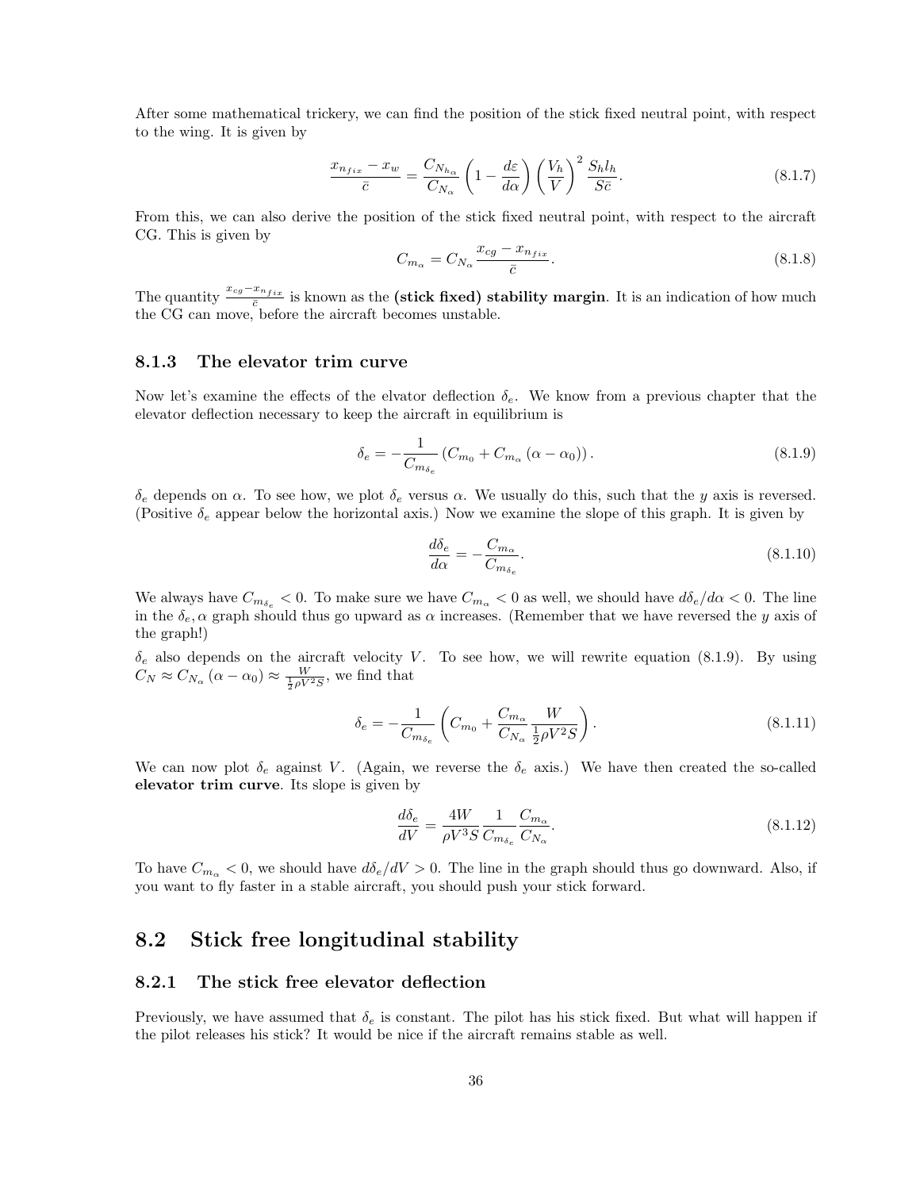After some mathematical trickery, we can find the position of the stick fixed neutral point, with respect to the wing. It is given by

$$\frac{x_{n_{fix}} - x_w}{\bar{c}} = \frac{C_{N_{h_\alpha}}}{C_{N_\alpha}} \left(1 - \frac{d\varepsilon}{d\alpha}\right) \left(\frac{V_h}{V}\right)^2 \frac{S_h l_h}{S\bar{c}}. \tag{8.1.7}$$

From this, we can also derive the position of the stick fixed neutral point, with respect to the aircraft CG. This is given by

$$C_{m_\alpha} = C_{N_\alpha} \frac{x_{cg} - x_{n_{fix}}}{\bar{c}}. \tag{8.1.8}$$

The quantity $\frac{x_{cg} - x_{n_{fix}}}{\bar{c}}$ is known as the **(stick fixed) stability margin**. It is an indication of how much the CG can move, before the aircraft becomes unstable.

### 8.1.3 The elevator trim curve

Now let's examine the effects of the elvator deflection $\delta_e$. We know from a previous chapter that the elevator deflection necessary to keep the aircraft in equilibrium is

$$\delta_e = -\frac{1}{C_{m_{\delta_e}}} \left(C_{m_0} + C_{m_\alpha} (\alpha - \alpha_0)\right). \tag{8.1.9}$$

$\delta_e$ depends on $\alpha$. To see how, we plot $\delta_e$ versus $\alpha$. We usually do this, such that the $y$ axis is reversed. (Positive $\delta_e$ appear below the horizontal axis.) Now we examine the slope of this graph. It is given by

$$\frac{d\delta_e}{d\alpha} = -\frac{C_{m_\alpha}}{C_{m_{\delta_e}}}. \tag{8.1.10}$$

We always have $C_{m_{\delta_e}} < 0$. To make sure we have $C_{m_\alpha} < 0$ as well, we should have $d\delta_e/d\alpha < 0$. The line in the $\delta_e, \alpha$ graph should thus go upward as $\alpha$ increases. (Remember that we have reversed the $y$ axis of the graph!)

$\delta_e$ also depends on the aircraft velocity $V$. To see how, we will rewrite equation (8.1.9). By using $C_N \approx C_{N_\alpha} (\alpha - \alpha_0) \approx \frac{W}{\frac{1}{2}\rho V^2 S}$, we find that

$$\delta_e = -\frac{1}{C_{m_{\delta_e}}} \left(C_{m_0} + \frac{C_{m_\alpha}}{C_{N_\alpha}} \frac{W}{\frac{1}{2}\rho V^2 S}\right). \tag{8.1.11}$$

We can now plot $\delta_e$ against $V$. (Again, we reverse the $\delta_e$ axis.) We have then created the so-called **elevator trim curve**. Its slope is given by

$$\frac{d\delta_e}{dV} = \frac{4W}{\rho V^3 S} \frac{1}{C_{m_{\delta_e}}} \frac{C_{m_\alpha}}{C_{N_\alpha}}. \tag{8.1.12}$$

To have $C_{m_\alpha} < 0$, we should have $d\delta_e/dV > 0$. The line in the graph should thus go downward. Also, if you want to fly faster in a stable aircraft, you should push your stick forward.

## 8.2 Stick free longitudinal stability

### 8.2.1 The stick free elevator deflection

Previously, we have assumed that $\delta_e$ is constant. The pilot has his stick fixed. But what will happen if the pilot releases his stick? It would be nice if the aircraft remains stable as well.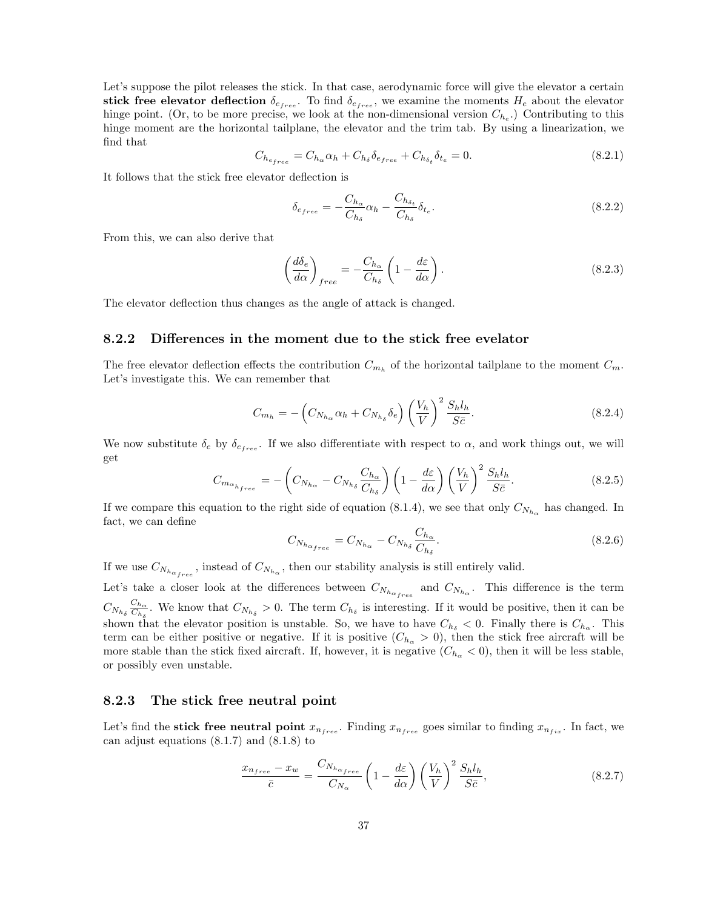Let's suppose the pilot releases the stick. In that case, aerodynamic force will give the elevator a certain **stick free elevator deflection** $\delta_{e_{free}}$. To find $\delta_{e_{free}}$, we examine the moments $H_e$ about the elevator hinge point. (Or, to be more precise, we look at the non-dimensional version $C_{h_e}$.) Contributing to this hinge moment are the horizontal tailplane, the elevator and the trim tab. By using a linearization, we find that

$$C_{h_{e_{free}}} = C_{h_\alpha}\alpha_h + C_{h_\delta}\delta_{e_{free}} + C_{h_{\delta_t}}\delta_{t_e} = 0. \tag{8.2.1}$$

It follows that the stick free elevator deflection is

$$\delta_{e_{free}} = -\frac{C_{h_\alpha}}{C_{h_\delta}}\alpha_h - \frac{C_{h_{\delta_t}}}{C_{h_\delta}}\delta_{t_e}. \tag{8.2.2}$$

From this, we can also derive that

$$\left(\frac{d\delta_e}{d\alpha}\right)_{free} = -\frac{C_{h_\alpha}}{C_{h_\delta}}\left(1 - \frac{d\varepsilon}{d\alpha}\right). \tag{8.2.3}$$

The elevator deflection thus changes as the angle of attack is changed.

### 8.2.2 Differences in the moment due to the stick free evelator

The free elevator deflection effects the contribution $C_{m_h}$ of the horizontal tailplane to the moment $C_m$. Let's investigate this. We can remember that

$$C_{m_h} = -\left(C_{N_{h_\alpha}}\alpha_h + C_{N_{h_\delta}}\delta_e\right)\left(\frac{V_h}{V}\right)^2 \frac{S_h l_h}{S\bar{c}}. \tag{8.2.4}$$

We now substitute $\delta_e$ by $\delta_{e_{free}}$. If we also differentiate with respect to $\alpha$, and work things out, we will get

$$C_{m_{\alpha_{h_{free}}}} = -\left(C_{N_{h_\alpha}} - C_{N_{h_\delta}}\frac{C_{h_\alpha}}{C_{h_\delta}}\right)\left(1 - \frac{d\varepsilon}{d\alpha}\right)\left(\frac{V_h}{V}\right)^2 \frac{S_h l_h}{S\bar{c}}. \tag{8.2.5}$$

If we compare this equation to the right side of equation (8.1.4), we see that only $C_{N_{h_\alpha}}$ has changed. In fact, we can define

$$C_{N_{h_{\alpha_{free}}}} = C_{N_{h_\alpha}} - C_{N_{h_\delta}}\frac{C_{h_\alpha}}{C_{h_\delta}}. \tag{8.2.6}$$

If we use $C_{N_{h_{\alpha_{free}}}}$, instead of $C_{N_{h_\alpha}}$, then our stability analysis is still entirely valid.

Let's take a closer look at the differences between $C_{N_{h_{\alpha_{free}}}}$ and $C_{N_{h_\alpha}}$. This difference is the term $C_{N_{h_\delta}}\frac{C_{h_\alpha}}{C_{h_\delta}}$. We know that $C_{N_{h_\delta}} > 0$. The term $C_{h_\delta}$ is interesting. If it would be positive, then it can be shown that the elevator position is unstable. So, we have to have $C_{h_\delta} < 0$. Finally there is $C_{h_\alpha}$. This term can be either positive or negative. If it is positive ($C_{h_\alpha} > 0$), then the stick free aircraft will be more stable than the stick fixed aircraft. If, however, it is negative ($C_{h_\alpha} < 0$), then it will be less stable, or possibly even unstable.

### 8.2.3 The stick free neutral point

Let's find the **stick free neutral point** $x_{n_{free}}$. Finding $x_{n_{free}}$ goes similar to finding $x_{n_{fix}}$. In fact, we can adjust equations (8.1.7) and (8.1.8) to

$$\frac{x_{n_{free}} - x_w}{\bar{c}} = \frac{C_{N_{h_{\alpha_{free}}}}}{C_{N_\alpha}}\left(1 - \frac{d\varepsilon}{d\alpha}\right)\left(\frac{V_h}{V}\right)^2 \frac{S_h l_h}{S\bar{c}}, \tag{8.2.7}$$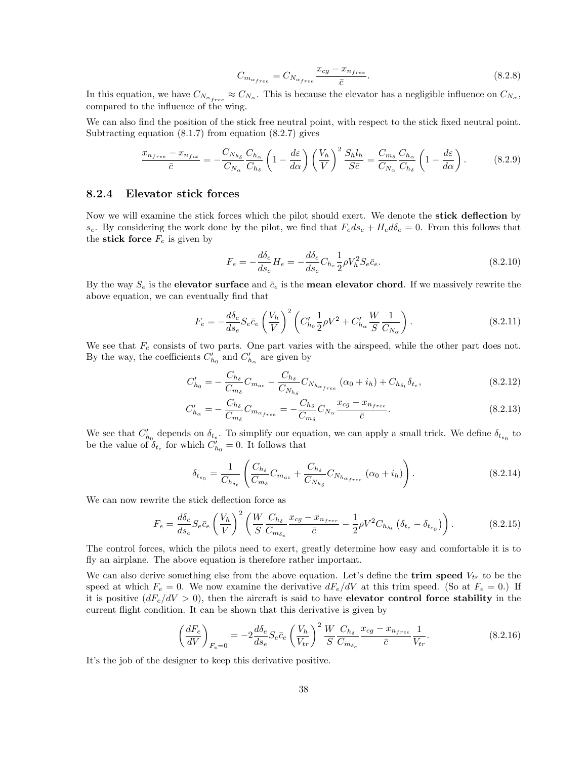$$C_{m_{\alpha_{free}}} = C_{N_{\alpha_{free}}} \frac{x_{cg} - x_{n_{free}}}{\bar{c}}. \tag{8.2.8}$$

In this equation, we have $C_{N_{\alpha_{free}}} \approx C_{N_\alpha}$. This is because the elevator has a negligible influence on $C_{N_\alpha}$, compared to the influence of the wing.

We can also find the position of the stick free neutral point, with respect to the stick fixed neutral point. Subtracting equation (8.1.7) from equation (8.2.7) gives

$$\frac{x_{n_{free}} - x_{n_{fix}}}{\bar{c}} = -\frac{C_{N_{h_\delta}}}{C_{N_\alpha}} \frac{C_{h_\alpha}}{C_{h_\delta}} \left(1 - \frac{d\varepsilon}{d\alpha}\right) \left(\frac{V_h}{V}\right)^2 \frac{S_h l_h}{S\bar{c}} = \frac{C_{m_\delta}}{C_{N_\alpha}} \frac{C_{h_\alpha}}{C_{h_\delta}} \left(1 - \frac{d\varepsilon}{d\alpha}\right). \tag{8.2.9}$$

### 8.2.4 Elevator stick forces

Now we will examine the stick forces which the pilot should exert. We denote the **stick deflection** by $s_e$. By considering the work done by the pilot, we find that $F_e ds_e + H_e d\delta_e = 0$. From this follows that the **stick force** $F_e$ is given by

$$F_e = -\frac{d\delta_e}{ds_e} H_e = -\frac{d\delta_e}{ds_e} C_{h_e} \frac{1}{2} \rho V_h^2 S_e \bar{c}_e. \tag{8.2.10}$$

By the way $S_e$ is the **elevator surface** and $\bar{c}_e$ is the **mean elevator chord**. If we massively rewrite the above equation, we can eventually find that

$$F_e = -\frac{d\delta_e}{ds_e} S_e \bar{c}_e \left(\frac{V_h}{V}\right)^2 \left(C'_{h_0} \frac{1}{2} \rho V^2 + C'_{h_\alpha} \frac{W}{S} \frac{1}{C_{N_\alpha}}\right). \tag{8.2.11}$$

We see that $F_e$ consists of two parts. One part varies with the airspeed, while the other part does not. By the way, the coefficients $C'_{h_0}$ and $C'_{h_\alpha}$ are given by

$$C'_{h_0} = -\frac{C_{h_\delta}}{C_{m_\delta}} C_{m_{ac}} - \frac{C_{h_\delta}}{C_{N_{h_\delta}}} C_{N_{h_{\alpha_{free}}}} (\alpha_0 + i_h) + C_{h_{\delta_t}} \delta_{t_e}, \tag{8.2.12}$$

$$C'_{h_\alpha} = -\frac{C_{h_\delta}}{C_{m_\delta}} C_{m_{\alpha_{free}}} = -\frac{C_{h_\delta}}{C_{m_\delta}} C_{N_\alpha} \frac{x_{cg} - x_{n_{free}}}{\bar{c}}. \tag{8.2.13}$$

We see that $C'_{h_0}$ depends on $\delta_{t_e}$. To simplify our equation, we can apply a small trick. We define $\delta_{t_{e_0}}$ to be the value of $\delta_{t_e}$ for which $C'_{h_0} = 0$. It follows that

$$\delta_{t_{e_0}} = \frac{1}{C_{h_{\delta_t}}} \left(\frac{C_{h_\delta}}{C_{m_\delta}} C_{m_{ac}} + \frac{C_{h_\delta}}{C_{N_{h_\delta}}} C_{N_{h_{\alpha_{free}}}} (\alpha_0 + i_h)\right). \tag{8.2.14}$$

We can now rewrite the stick deflection force as

$$F_e = \frac{d\delta_e}{ds_e} S_e \bar{c}_e \left(\frac{V_h}{V}\right)^2 \left(\frac{W}{S} \frac{C_{h_\delta}}{C_{m_{\delta_e}}} \frac{x_{cg} - x_{n_{free}}}{\bar{c}} - \frac{1}{2} \rho V^2 C_{h_{\delta_t}} \left(\delta_{t_e} - \delta_{t_{e_0}}\right)\right). \tag{8.2.15}$$

The control forces, which the pilots need to exert, greatly determine how easy and comfortable it is to fly an airplane. The above equation is therefore rather important.

We can also derive something else from the above equation. Let's define the **trim speed** $V_{tr}$ to be the speed at which $F_e = 0$. We now examine the derivative $dF_e/dV$ at this trim speed. (So at $F_e = 0$.) If it is positive ($dF_e/dV > 0$), then the aircraft is said to have **elevator control force stability** in the current flight condition. It can be shown that this derivative is given by

$$\left(\frac{dF_e}{dV}\right)_{F_e=0} = -2 \frac{d\delta_e}{ds_e} S_e \bar{c}_e \left(\frac{V_h}{V_{tr}}\right)^2 \frac{W}{S} \frac{C_{h_\delta}}{C_{m_{\delta_e}}} \frac{x_{cg} - x_{n_{free}}}{\bar{c}} \frac{1}{V_{tr}}. \tag{8.2.16}$$

It's the job of the designer to keep this derivative positive.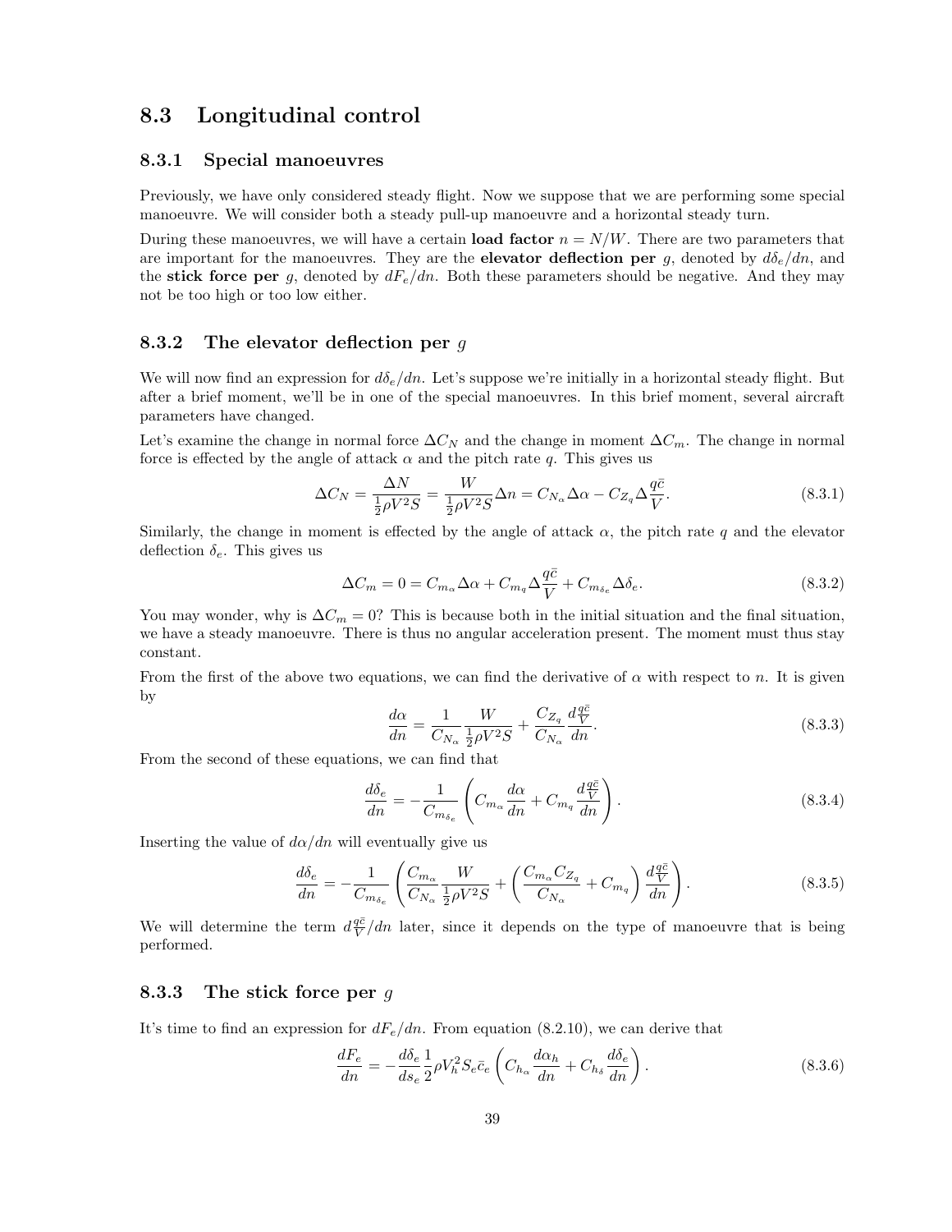## 8.3 Longitudinal control

### 8.3.1 Special manoeuvres

Previously, we have only considered steady flight. Now we suppose that we are performing some special manoeuvre. We will consider both a steady pull-up manoeuvre and a horizontal steady turn.

During these manoeuvres, we will have a certain **load factor** $n = N/W$. There are two parameters that are important for the manoeuvres. They are the **elevator deflection per** $g$, denoted by $d\delta_e/dn$, and the **stick force per** $g$, denoted by $dF_e/dn$. Both these parameters should be negative. And they may not be too high or too low either.

### 8.3.2 The elevator deflection per $g$

We will now find an expression for $d\delta_e/dn$. Let's suppose we're initially in a horizontal steady flight. But after a brief moment, we'll be in one of the special manoeuvres. In this brief moment, several aircraft parameters have changed.

Let's examine the change in normal force $\Delta C_N$ and the change in moment $\Delta C_m$. The change in normal force is effected by the angle of attack $\alpha$ and the pitch rate $q$. This gives us

$$\Delta C_N = \frac{\Delta N}{\frac{1}{2}\rho V^2 S} = \frac{W}{\frac{1}{2}\rho V^2 S}\Delta n = C_{N_\alpha}\Delta\alpha - C_{Z_q}\Delta\frac{q\bar{c}}{V}. \tag{8.3.1}$$

Similarly, the change in moment is effected by the angle of attack $\alpha$, the pitch rate $q$ and the elevator deflection $\delta_e$. This gives us

$$\Delta C_m = 0 = C_{m_\alpha}\Delta\alpha + C_{m_q}\Delta\frac{q\bar{c}}{V} + C_{m_{\delta_e}}\Delta\delta_e. \tag{8.3.2}$$

You may wonder, why is $\Delta C_m = 0$? This is because both in the initial situation and the final situation, we have a steady manoeuvre. There is thus no angular acceleration present. The moment must thus stay constant.

From the first of the above two equations, we can find the derivative of $\alpha$ with respect to $n$. It is given by

$$\frac{d\alpha}{dn} = \frac{1}{C_{N_\alpha}}\frac{W}{\frac{1}{2}\rho V^2 S} + \frac{C_{Z_q}}{C_{N_\alpha}}\frac{d\frac{q\bar{c}}{V}}{dn}. \tag{8.3.3}$$

From the second of these equations, we can find that

$$\frac{d\delta_e}{dn} = -\frac{1}{C_{m_{\delta_e}}}\left(C_{m_\alpha}\frac{d\alpha}{dn} + C_{m_q}\frac{d\frac{q\bar{c}}{V}}{dn}\right). \tag{8.3.4}$$

Inserting the value of $d\alpha/dn$ will eventually give us

$$\frac{d\delta_e}{dn} = -\frac{1}{C_{m_{\delta_e}}}\left(\frac{C_{m_\alpha}}{C_{N_\alpha}}\frac{W}{\frac{1}{2}\rho V^2 S} + \left(\frac{C_{m_\alpha}C_{Z_q}}{C_{N_\alpha}} + C_{m_q}\right)\frac{d\frac{q\bar{c}}{V}}{dn}\right). \tag{8.3.5}$$

We will determine the term $d\frac{q\bar{c}}{V}/dn$ later, since it depends on the type of manoeuvre that is being performed.

### 8.3.3 The stick force per $g$

It's time to find an expression for $dF_e/dn$. From equation (8.2.10), we can derive that

$$\frac{dF_e}{dn} = -\frac{d\delta_e}{ds_e}\frac{1}{2}\rho V_h^2 S_e\bar{c}_e\left(C_{h_\alpha}\frac{d\alpha_h}{dn} + C_{h_\delta}\frac{d\delta_e}{dn}\right). \tag{8.3.6}$$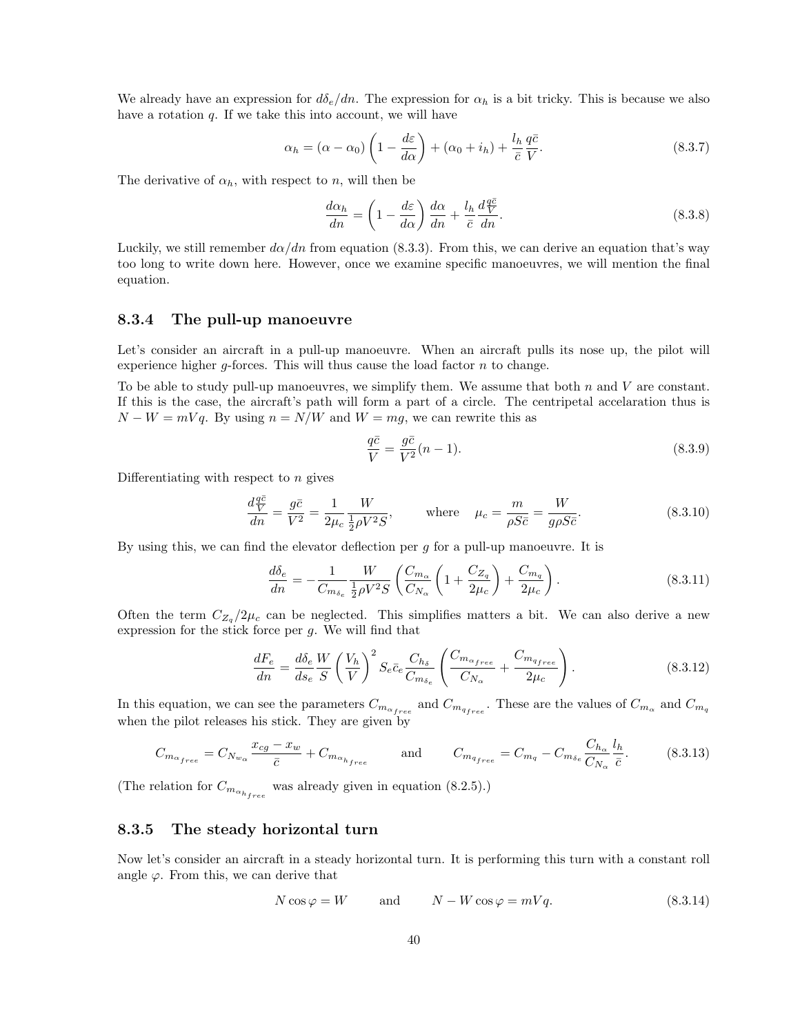We already have an expression for $d\delta_e/dn$. The expression for $\alpha_h$ is a bit tricky. This is because we also have a rotation $q$. If we take this into account, we will have

$$\alpha_h = (\alpha - \alpha_0)\left(1 - \frac{d\varepsilon}{d\alpha}\right) + (\alpha_0 + i_h) + \frac{l_h}{\bar{c}}\frac{q\bar{c}}{V}. \tag{8.3.7}$$

The derivative of $\alpha_h$, with respect to $n$, will then be

$$\frac{d\alpha_h}{dn} = \left(1 - \frac{d\varepsilon}{d\alpha}\right)\frac{d\alpha}{dn} + \frac{l_h}{\bar{c}}\frac{d\frac{q\bar{c}}{V}}{dn}. \tag{8.3.8}$$

Luckily, we still remember $d\alpha/dn$ from equation (8.3.3). From this, we can derive an equation that's way too long to write down here. However, once we examine specific manoeuvres, we will mention the final equation.

### 8.3.4 The pull-up manoeuvre

Let's consider an aircraft in a pull-up manoeuvre. When an aircraft pulls its nose up, the pilot will experience higher $g$-forces. This will thus cause the load factor $n$ to change.

To be able to study pull-up manoeuvres, we simplify them. We assume that both $n$ and $V$ are constant. If this is the case, the aircraft's path will form a part of a circle. The centripetal accelaration thus is $N - W = mVq$. By using $n = N/W$ and $W = mg$, we can rewrite this as

$$\frac{q\bar{c}}{V} = \frac{g\bar{c}}{V^2}(n-1). \tag{8.3.9}$$

Differentiating with respect to $n$ gives

$$\frac{d\frac{q\bar{c}}{V}}{dn} = \frac{g\bar{c}}{V^2} = \frac{1}{2\mu_c}\frac{W}{\frac{1}{2}\rho V^2 S}, \qquad \text{where} \quad \mu_c = \frac{m}{\rho S\bar{c}} = \frac{W}{g\rho S\bar{c}}. \tag{8.3.10}$$

By using this, we can find the elevator deflection per $g$ for a pull-up manoeuvre. It is

$$\frac{d\delta_e}{dn} = -\frac{1}{C_{m_{\delta_e}}}\frac{W}{\frac{1}{2}\rho V^2 S}\left(\frac{C_{m_\alpha}}{C_{N_\alpha}}\left(1 + \frac{C_{Z_q}}{2\mu_c}\right) + \frac{C_{m_q}}{2\mu_c}\right). \tag{8.3.11}$$

Often the term $C_{Z_q}/2\mu_c$ can be neglected. This simplifies matters a bit. We can also derive a new expression for the stick force per $g$. We will find that

$$\frac{dF_e}{dn} = \frac{d\delta_e}{ds_e}\frac{W}{S}\left(\frac{V_h}{V}\right)^2 S_e\bar{c}_e\frac{C_{h_\delta}}{C_{m_{\delta_e}}}\left(\frac{C_{m_{\alpha_{free}}}}{C_{N_\alpha}} + \frac{C_{m_{q_{free}}}}{2\mu_c}\right). \tag{8.3.12}$$

In this equation, we can see the parameters $C_{m_{\alpha_{free}}}$ and $C_{m_{q_{free}}}$. These are the values of $C_{m_\alpha}$ and $C_{m_q}$ when the pilot releases his stick. They are given by

$$C_{m_{\alpha_{free}}} = C_{N_{w_\alpha}}\frac{x_{cg} - x_w}{\bar{c}} + C_{m_{\alpha_{h_{free}}}} \qquad \text{and} \qquad C_{m_{q_{free}}} = C_{m_q} - C_{m_{\delta_e}}\frac{C_{h_\alpha}}{C_{N_\alpha}}\frac{l_h}{\bar{c}}. \tag{8.3.13}$$

(The relation for $C_{m_{\alpha_{h_{free}}}}$ was already given in equation (8.2.5).)

### 8.3.5 The steady horizontal turn

Now let's consider an aircraft in a steady horizontal turn. It is performing this turn with a constant roll angle $\varphi$. From this, we can derive that

$$N\cos\varphi = W \qquad \text{and} \qquad N - W\cos\varphi = mVq. \tag{8.3.14}$$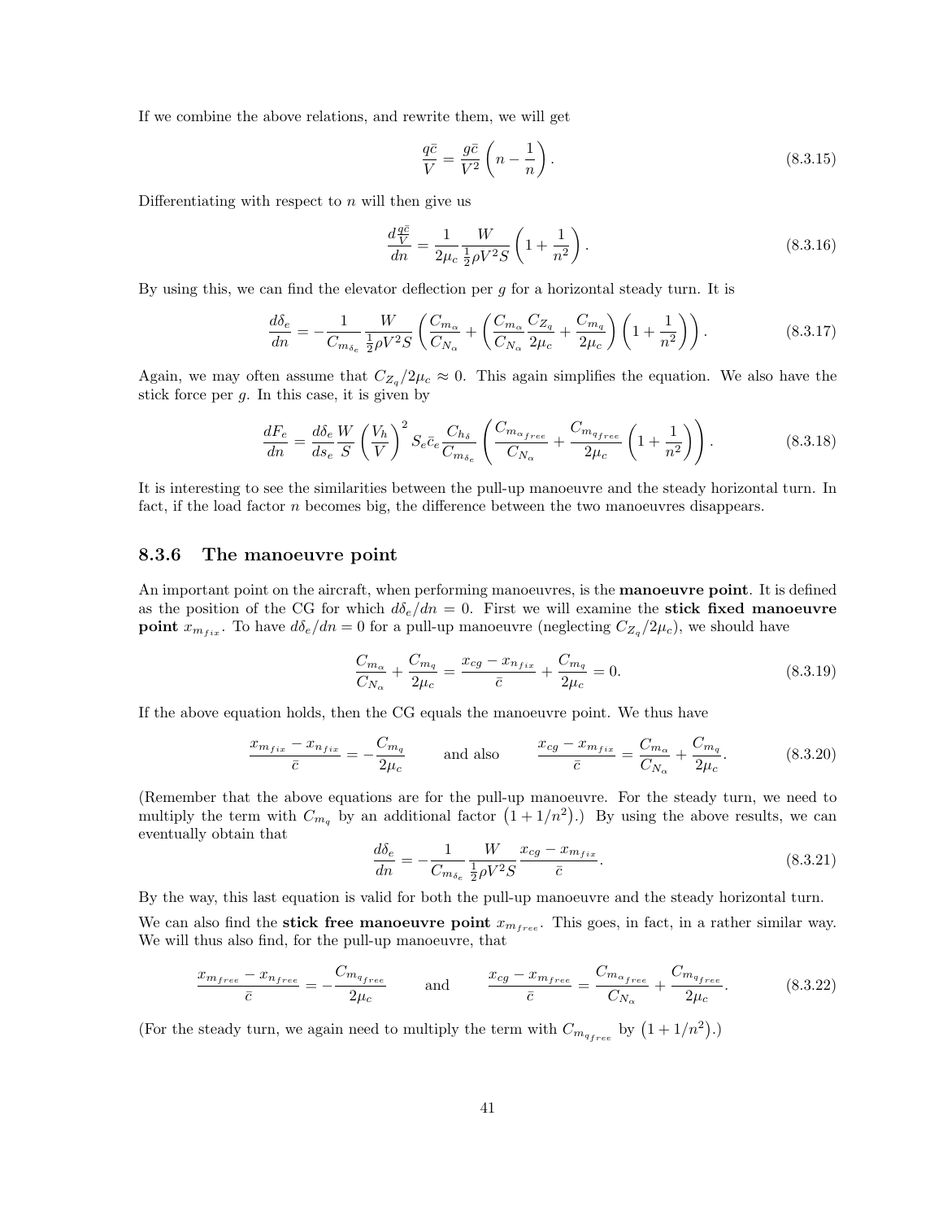If we combine the above relations, and rewrite them, we will get

$$\frac{q\bar{c}}{V} = \frac{g\bar{c}}{V^2}\left(n - \frac{1}{n}\right). \tag{8.3.15}$$

Differentiating with respect to $n$ will then give us

$$\frac{d\frac{q\bar{c}}{V}}{dn} = \frac{1}{2\mu_c}\frac{W}{\frac{1}{2}\rho V^2 S}\left(1 + \frac{1}{n^2}\right). \tag{8.3.16}$$

By using this, we can find the elevator deflection per $g$ for a horizontal steady turn. It is

$$\frac{d\delta_e}{dn} = -\frac{1}{C_{m_{\delta_e}}}\frac{W}{\frac{1}{2}\rho V^2 S}\left(\frac{C_{m_\alpha}}{C_{N_\alpha}} + \left(\frac{C_{m_\alpha}}{C_{N_\alpha}}\frac{C_{Z_q}}{2\mu_c} + \frac{C_{m_q}}{2\mu_c}\right)\left(1 + \frac{1}{n^2}\right)\right). \tag{8.3.17}$$

Again, we may often assume that $C_{Z_q}/2\mu_c \approx 0$. This again simplifies the equation. We also have the stick force per $g$. In this case, it is given by

$$\frac{dF_e}{dn} = \frac{d\delta_e}{ds_e}\frac{W}{S}\left(\frac{V_h}{V}\right)^2 S_e\bar{c}_e\frac{C_{h_\delta}}{C_{m_{\delta_e}}}\left(\frac{C_{m_{\alpha_{free}}}}{C_{N_\alpha}} + \frac{C_{m_{q_{free}}}}{2\mu_c}\left(1 + \frac{1}{n^2}\right)\right). \tag{8.3.18}$$

It is interesting to see the similarities between the pull-up manoeuvre and the steady horizontal turn. In fact, if the load factor $n$ becomes big, the difference between the two manoeuvres disappears.

### 8.3.6 The manoeuvre point

An important point on the aircraft, when performing manoeuvres, is the **manoeuvre point**. It is defined as the position of the CG for which $d\delta_e/dn = 0$. First we will examine the **stick fixed manoeuvre point** $x_{m_{fix}}$. To have $d\delta_e/dn = 0$ for a pull-up manoeuvre (neglecting $C_{Z_q}/2\mu_c$), we should have

$$\frac{C_{m_\alpha}}{C_{N_\alpha}} + \frac{C_{m_q}}{2\mu_c} = \frac{x_{cg} - x_{n_{fix}}}{\bar{c}} + \frac{C_{m_q}}{2\mu_c} = 0. \tag{8.3.19}$$

If the above equation holds, then the CG equals the manoeuvre point. We thus have

$$\frac{x_{m_{fix}} - x_{n_{fix}}}{\bar{c}} = -\frac{C_{m_q}}{2\mu_c} \qquad \text{and also} \qquad \frac{x_{cg} - x_{m_{fix}}}{\bar{c}} = \frac{C_{m_\alpha}}{C_{N_\alpha}} + \frac{C_{m_q}}{2\mu_c}. \tag{8.3.20}$$

(Remember that the above equations are for the pull-up manoeuvre. For the steady turn, we need to multiply the term with $C_{m_q}$ by an additional factor $\left(1 + 1/n^2\right)$.) By using the above results, we can eventually obtain that

$$\frac{d\delta_e}{dn} = -\frac{1}{C_{m_{\delta_e}}}\frac{W}{\frac{1}{2}\rho V^2 S}\frac{x_{cg} - x_{m_{fix}}}{\bar{c}}. \tag{8.3.21}$$

By the way, this last equation is valid for both the pull-up manoeuvre and the steady horizontal turn.

We can also find the **stick free manoeuvre point** $x_{m_{free}}$. This goes, in fact, in a rather similar way. We will thus also find, for the pull-up manoeuvre, that

$$\frac{x_{m_{free}} - x_{n_{free}}}{\bar{c}} = -\frac{C_{m_{q_{free}}}}{2\mu_c} \qquad \text{and} \qquad \frac{x_{cg} - x_{m_{free}}}{\bar{c}} = \frac{C_{m_{\alpha_{free}}}}{C_{N_\alpha}} + \frac{C_{m_{q_{free}}}}{2\mu_c}. \tag{8.3.22}$$

(For the steady turn, we again need to multiply the term with $C_{m_{q_{free}}}$ by $\left(1 + 1/n^2\right)$.)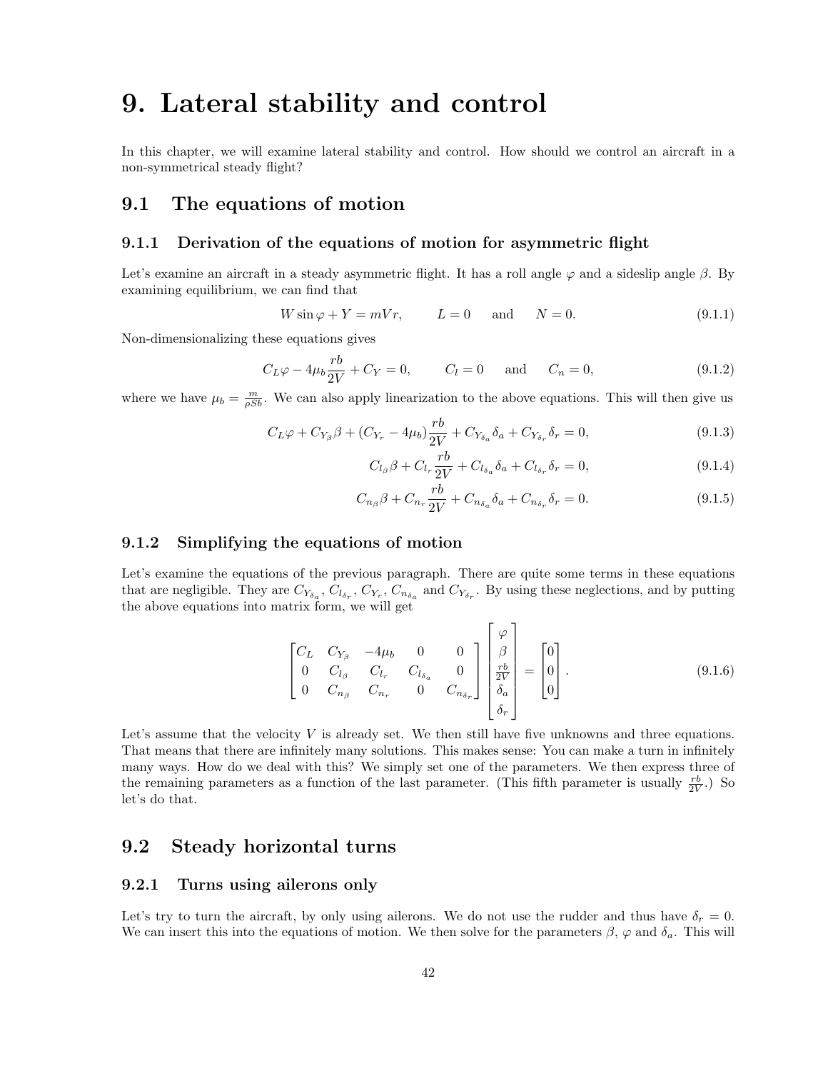# 9. Lateral stability and control

In this chapter, we will examine lateral stability and control. How should we control an aircraft in a non-symmetrical steady flight?

## 9.1 The equations of motion

### 9.1.1 Derivation of the equations of motion for asymmetric flight

Let's examine an aircraft in a steady asymmetric flight. It has a roll angle $\varphi$ and a sideslip angle $\beta$. By examining equilibrium, we can find that

$$W \sin\varphi + Y = mVr, \qquad L = 0 \quad \text{and} \quad N = 0. \tag{9.1.1}$$

Non-dimensionalizing these equations gives

$$C_L \varphi - 4\mu_b \frac{rb}{2V} + C_Y = 0, \qquad C_l = 0 \quad \text{and} \quad C_n = 0, \tag{9.1.2}$$

where we have $\mu_b = \frac{m}{\rho S b}$. We can also apply linearization to the above equations. This will then give us

$$C_L \varphi + C_{Y_\beta} \beta + (C_{Y_r} - 4\mu_b) \frac{rb}{2V} + C_{Y_{\delta_a}} \delta_a + C_{Y_{\delta_r}} \delta_r = 0, \tag{9.1.3}$$

$$C_{l_\beta} \beta + C_{l_r} \frac{rb}{2V} + C_{l_{\delta_a}} \delta_a + C_{l_{\delta_r}} \delta_r = 0, \tag{9.1.4}$$

$$C_{n_\beta} \beta + C_{n_r} \frac{rb}{2V} + C_{n_{\delta_a}} \delta_a + C_{n_{\delta_r}} \delta_r = 0. \tag{9.1.5}$$

### 9.1.2 Simplifying the equations of motion

Let's examine the equations of the previous paragraph. There are quite some terms in these equations that are negligible. They are $C_{Y_{\delta_a}}$, $C_{l_{\delta_r}}$, $C_{Y_r}$, $C_{n_{\delta_a}}$ and $C_{Y_{\delta_r}}$. By using these neglections, and by putting the above equations into matrix form, we will get

$$\begin{bmatrix} C_L & C_{Y_\beta} & -4\mu_b & 0 & 0 \\ 0 & C_{l_\beta} & C_{l_r} & C_{l_{\delta_a}} & 0 \\ 0 & C_{n_\beta} & C_{n_r} & 0 & C_{n_{\delta_r}} \end{bmatrix} \begin{bmatrix} \varphi \\ \beta \\ \frac{rb}{2V} \\ \delta_a \\ \delta_r \end{bmatrix} = \begin{bmatrix} 0 \\ 0 \\ 0 \end{bmatrix}. \tag{9.1.6}$$

Let's assume that the velocity $V$ is already set. We then still have five unknowns and three equations. That means that there are infinitely many solutions. This makes sense: You can make a turn in infinitely many ways. How do we deal with this? We simply set one of the parameters. We then express three of the remaining parameters as a function of the last parameter. (This fifth parameter is usually $\frac{rb}{2V}$.) So let's do that.

## 9.2 Steady horizontal turns

### 9.2.1 Turns using ailerons only

Let's try to turn the aircraft, by only using ailerons. We do not use the rudder and thus have $\delta_r = 0$. We can insert this into the equations of motion. We then solve for the parameters $\beta$, $\varphi$ and $\delta_a$. This will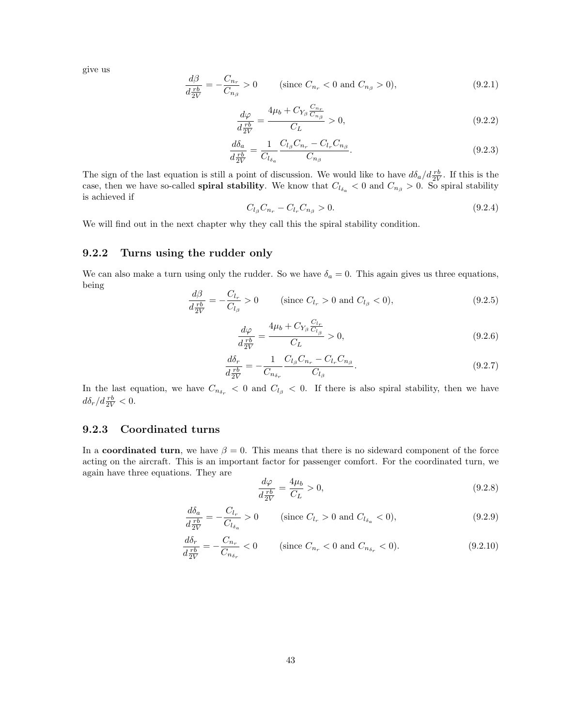give us

$$\frac{d\beta}{d\frac{rb}{2V}} = -\frac{C_{n_r}}{C_{n_\beta}} > 0 \qquad \text{(since } C_{n_r} < 0 \text{ and } C_{n_\beta} > 0\text{)}, \tag{9.2.1}$$

$$\frac{d\varphi}{d\frac{rb}{2V}} = \frac{4\mu_b + C_{Y_\beta}\frac{C_{n_r}}{C_{n_\beta}}}{C_L} > 0, \tag{9.2.2}$$

$$\frac{d\delta_a}{d\frac{rb}{2V}} = \frac{1}{C_{l_{\delta_a}}}\frac{C_{l_\beta}C_{n_r} - C_{l_r}C_{n_\beta}}{C_{n_\beta}}. \tag{9.2.3}$$

The sign of the last equation is still a point of discussion. We would like to have $d\delta_a/d\frac{rb}{2V}$. If this is the case, then we have so-called **spiral stability**. We know that $C_{l_{\delta_a}} < 0$ and $C_{n_\beta} > 0$. So spiral stability is achieved if

$$C_{l_\beta}C_{n_r} - C_{l_r}C_{n_\beta} > 0. \tag{9.2.4}$$

We will find out in the next chapter why they call this the spiral stability condition.

### 9.2.2 Turns using the rudder only

We can also make a turn using only the rudder. So we have $\delta_a = 0$. This again gives us three equations, being

$$\frac{d\beta}{d\frac{rb}{2V}} = -\frac{C_{l_r}}{C_{l_\beta}} > 0 \qquad \text{(since } C_{l_r} > 0 \text{ and } C_{l_\beta} < 0\text{)}, \tag{9.2.5}$$

$$\frac{d\varphi}{d\frac{rb}{2V}} = \frac{4\mu_b + C_{Y_\beta}\frac{C_{l_r}}{C_{l_\beta}}}{C_L} > 0, \tag{9.2.6}$$

$$\frac{d\delta_r}{d\frac{rb}{2V}} = -\frac{1}{C_{n_{\delta_r}}}\frac{C_{l_\beta}C_{n_r} - C_{l_r}C_{n_\beta}}{C_{l_\beta}}. \tag{9.2.7}$$

In the last equation, we have $C_{n_{\delta_r}} < 0$ and $C_{l_\beta} < 0$. If there is also spiral stability, then we have $d\delta_r/d\frac{rb}{2V} < 0$.

### 9.2.3 Coordinated turns

In a **coordinated turn**, we have $\beta = 0$. This means that there is no sideward component of the force acting on the aircraft. This is an important factor for passenger comfort. For the coordinated turn, we again have three equations. They are

$$\frac{d\varphi}{d\frac{rb}{2V}} = \frac{4\mu_b}{C_L} > 0, \tag{9.2.8}$$

$$\frac{d\delta_a}{d\frac{rb}{2V}} = -\frac{C_{l_r}}{C_{l_{\delta_a}}} > 0 \qquad \text{(since } C_{l_r} > 0 \text{ and } C_{l_{\delta_a}} < 0\text{)}, \tag{9.2.9}$$

$$\frac{d\delta_r}{d\frac{rb}{2V}} = -\frac{C_{n_r}}{C_{n_{\delta_r}}} < 0 \qquad \text{(since } C_{n_r} < 0 \text{ and } C_{n_{\delta_r}} < 0\text{)}. \tag{9.2.10}$$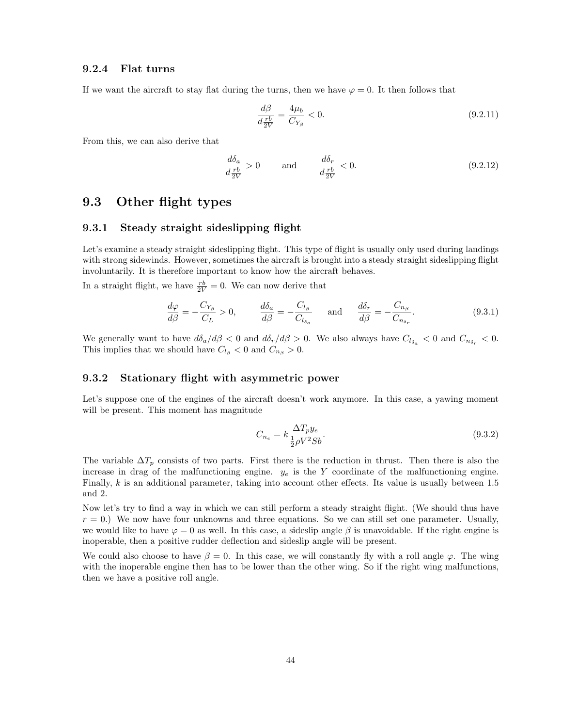### 9.2.4 Flat turns

If we want the aircraft to stay flat during the turns, then we have $\varphi = 0$. It then follows that

$$\frac{d\beta}{d\frac{rb}{2V}} = \frac{4\mu_b}{C_{Y_\beta}} < 0. \tag{9.2.11}$$

From this, we can also derive that

$$\frac{d\delta_a}{d\frac{rb}{2V}} > 0 \qquad \text{and} \qquad \frac{d\delta_r}{d\frac{rb}{2V}} < 0. \tag{9.2.12}$$

## 9.3 Other flight types

### 9.3.1 Steady straight sideslipping flight

Let's examine a steady straight sideslipping flight. This type of flight is usually only used during landings with strong sidewinds. However, sometimes the aircraft is brought into a steady straight sideslipping flight involuntarily. It is therefore important to know how the aircraft behaves.

In a straight flight, we have $\frac{rb}{2V} = 0$. We can now derive that

$$\frac{d\varphi}{d\beta} = -\frac{C_{Y_\beta}}{C_L} > 0, \qquad \frac{d\delta_a}{d\beta} = -\frac{C_{l_\beta}}{C_{l_{\delta_a}}} \qquad \text{and} \qquad \frac{d\delta_r}{d\beta} = -\frac{C_{n_\beta}}{C_{n_{\delta_r}}}. \tag{9.3.1}$$

We generally want to have $d\delta_a/d\beta < 0$ and $d\delta_r/d\beta > 0$. We also always have $C_{l_{\delta_a}} < 0$ and $C_{n_{\delta_r}} < 0$. This implies that we should have $C_{l_\beta} < 0$ and $C_{n_\beta} > 0$.

### 9.3.2 Stationary flight with asymmetric power

Let's suppose one of the engines of the aircraft doesn't work anymore. In this case, a yawing moment will be present. This moment has magnitude

$$C_{n_e} = k \frac{\Delta T_p y_e}{\frac{1}{2}\rho V^2 S b}. \tag{9.3.2}$$

The variable $\Delta T_p$ consists of two parts. First there is the reduction in thrust. Then there is also the increase in drag of the malfunctioning engine. $y_e$ is the $Y$ coordinate of the malfunctioning engine. Finally, $k$ is an additional parameter, taking into account other effects. Its value is usually between 1.5 and 2.

Now let's try to find a way in which we can still perform a steady straight flight. (We should thus have $r = 0$.) We now have four unknowns and three equations. So we can still set one parameter. Usually, we would like to have $\varphi = 0$ as well. In this case, a sideslip angle $\beta$ is unavoidable. If the right engine is inoperable, then a positive rudder deflection and sideslip angle will be present.

We could also choose to have $\beta = 0$. In this case, we will constantly fly with a roll angle $\varphi$. The wing with the inoperable engine then has to be lower than the other wing. So if the right wing malfunctions, then we have a positive roll angle.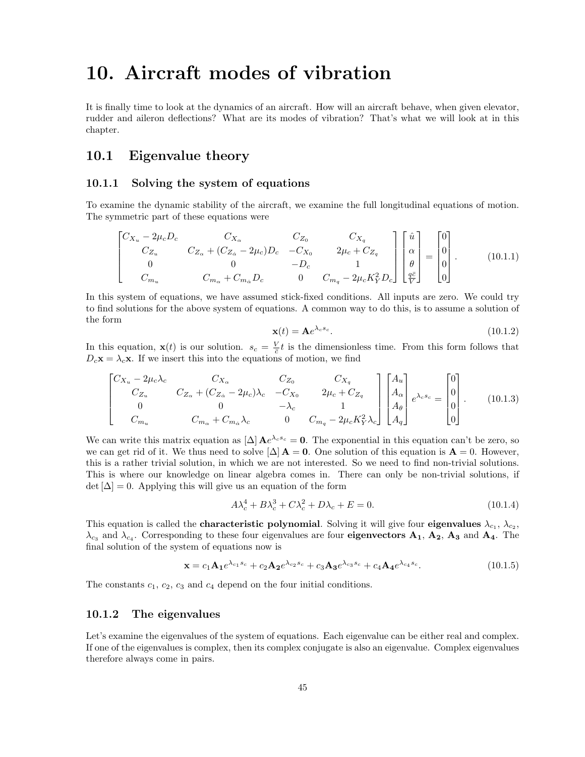# 10. Aircraft modes of vibration

It is finally time to look at the dynamics of an aircraft. How will an aircraft behave, when given elevator, rudder and aileron deflections? What are its modes of vibration? That's what we will look at in this chapter.

## 10.1 Eigenvalue theory

### 10.1.1 Solving the system of equations

To examine the dynamic stability of the aircraft, we examine the full longitudinal equations of motion. The symmetric part of these equations were

$$\begin{bmatrix} C_{X_u} - 2\mu_c D_c & C_{X_\alpha} & C_{Z_0} & C_{X_q} \\ C_{Z_u} & C_{Z_\alpha} + (C_{Z_{\dot{\alpha}}} - 2\mu_c) D_c & -C_{X_0} & 2\mu_c + C_{Z_q} \\ 0 & 0 & -D_c & 1 \\ C_{m_u} & C_{m_\alpha} + C_{m_{\dot{\alpha}}} D_c & 0 & C_{m_q} - 2\mu_c K_Y^2 D_c \end{bmatrix} \begin{bmatrix} \hat{u} \\ \alpha \\ \theta \\ \frac{q\bar{c}}{V} \end{bmatrix} = \begin{bmatrix} 0 \\ 0 \\ 0 \\ 0 \end{bmatrix}. \tag{10.1.1}$$

In this system of equations, we have assumed stick-fixed conditions. All inputs are zero. We could try to find solutions for the above system of equations. A common way to do this, is to assume a solution of the form

$$\mathbf{x}(t) = \mathbf{A} e^{\lambda_c s_c}. \tag{10.1.2}$$

In this equation, $\mathbf{x}(t)$ is our solution. $s_c = \frac{V}{\bar{c}} t$ is the dimensionless time. From this form follows that $D_c \mathbf{x} = \lambda_c \mathbf{x}$. If we insert this into the equations of motion, we find

$$\begin{bmatrix} C_{X_u} - 2\mu_c \lambda_c & C_{X_\alpha} & C_{Z_0} & C_{X_q} \\ C_{Z_u} & C_{Z_\alpha} + (C_{Z_{\dot{\alpha}}} - 2\mu_c) \lambda_c & -C_{X_0} & 2\mu_c + C_{Z_q} \\ 0 & 0 & -\lambda_c & 1 \\ C_{m_u} & C_{m_\alpha} + C_{m_{\dot{\alpha}}} \lambda_c & 0 & C_{m_q} - 2\mu_c K_Y^2 \lambda_c \end{bmatrix} \begin{bmatrix} A_u \\ A_\alpha \\ A_\theta \\ A_q \end{bmatrix} e^{\lambda_c s_c} = \begin{bmatrix} 0 \\ 0 \\ 0 \\ 0 \end{bmatrix}. \tag{10.1.3}$$

We can write this matrix equation as $[\Delta] \mathbf{A} e^{\lambda_c s_c} = \mathbf{0}$. The exponential in this equation can't be zero, so we can get rid of it. We thus need to solve $[\Delta] \mathbf{A} = \mathbf{0}$. One solution of this equation is $\mathbf{A} = 0$. However, this is a rather trivial solution, in which we are not interested. So we need to find non-trivial solutions. This is where our knowledge on linear algebra comes in. There can only be non-trivial solutions, if $\det [\Delta] = 0$. Applying this will give us an equation of the form

$$A\lambda_c^4 + B\lambda_c^3 + C\lambda_c^2 + D\lambda_c + E = 0. \tag{10.1.4}$$

This equation is called the **characteristic polynomial**. Solving it will give four **eigenvalues** $\lambda_{c_1}$, $\lambda_{c_2}$, $\lambda_{c_3}$ and $\lambda_{c_4}$. Corresponding to these four eigenvalues are four **eigenvectors** $\mathbf{A_1}$, $\mathbf{A_2}$, $\mathbf{A_3}$ and $\mathbf{A_4}$. The final solution of the system of equations now is

$$\mathbf{x} = c_1 \mathbf{A_1} e^{\lambda_{c_1} s_c} + c_2 \mathbf{A_2} e^{\lambda_{c_2} s_c} + c_3 \mathbf{A_3} e^{\lambda_{c_3} s_c} + c_4 \mathbf{A_4} e^{\lambda_{c_4} s_c}. \tag{10.1.5}$$

The constants $c_1$, $c_2$, $c_3$ and $c_4$ depend on the four initial conditions.

### 10.1.2 The eigenvalues

Let's examine the eigenvalues of the system of equations. Each eigenvalue can be either real and complex. If one of the eigenvalues is complex, then its complex conjugate is also an eigenvalue. Complex eigenvalues therefore always come in pairs.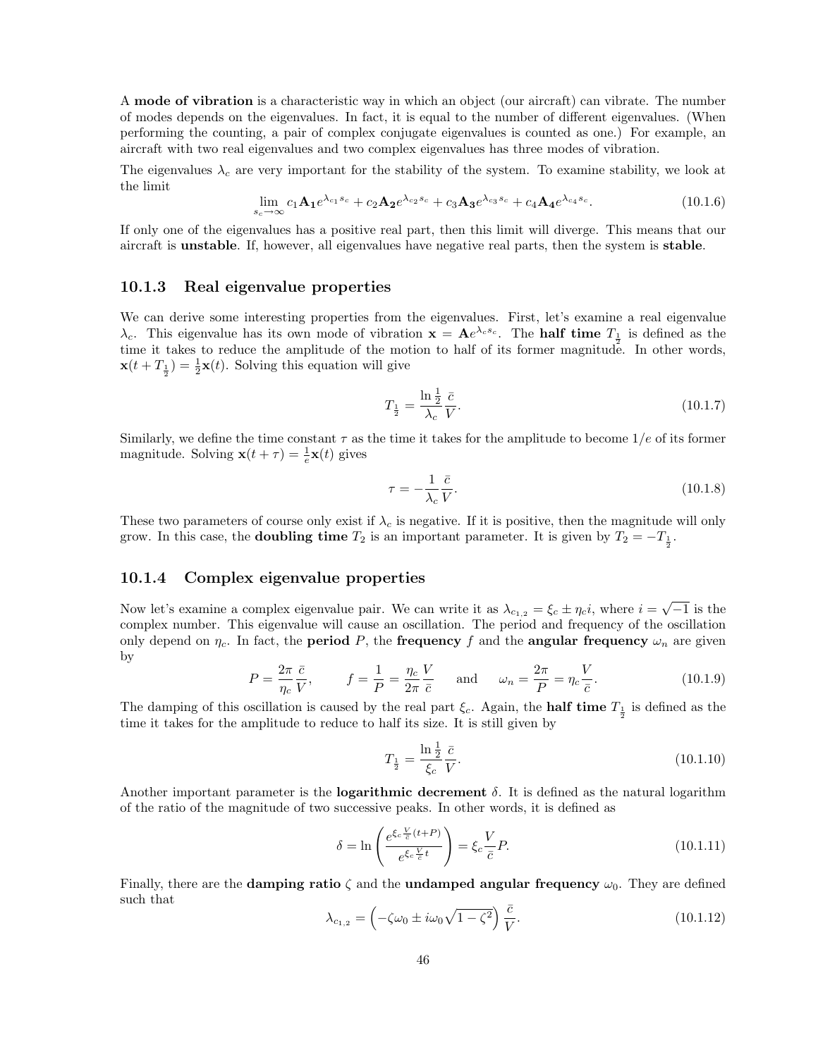A **mode of vibration** is a characteristic way in which an object (our aircraft) can vibrate. The number of modes depends on the eigenvalues. In fact, it is equal to the number of different eigenvalues. (When performing the counting, a pair of complex conjugate eigenvalues is counted as one.) For example, an aircraft with two real eigenvalues and two complex eigenvalues has three modes of vibration.

The eigenvalues $\lambda_c$ are very important for the stability of the system. To examine stability, we look at the limit

$$\lim_{s_c \to \infty} c_1 \mathbf{A_1} e^{\lambda_{c_1} s_c} + c_2 \mathbf{A_2} e^{\lambda_{c_2} s_c} + c_3 \mathbf{A_3} e^{\lambda_{c_3} s_c} + c_4 \mathbf{A_4} e^{\lambda_{c_4} s_c}. \tag{10.1.6}$$

If only one of the eigenvalues has a positive real part, then this limit will diverge. This means that our aircraft is **unstable**. If, however, all eigenvalues have negative real parts, then the system is **stable**.

### 10.1.3 Real eigenvalue properties

We can derive some interesting properties from the eigenvalues. First, let's examine a real eigenvalue $\lambda_c$. This eigenvalue has its own mode of vibration $\mathbf{x} = \mathbf{A} e^{\lambda_c s_c}$. The **half time** $T_{\frac{1}{2}}$ is defined as the time it takes to reduce the amplitude of the motion to half of its former magnitude. In other words, $\mathbf{x}(t + T_{\frac{1}{2}}) = \frac{1}{2}\mathbf{x}(t)$. Solving this equation will give

$$T_{\frac{1}{2}} = \frac{\ln \frac{1}{2}}{\lambda_c} \frac{\bar{c}}{V}. \tag{10.1.7}$$

Similarly, we define the time constant $\tau$ as the time it takes for the amplitude to become $1/e$ of its former magnitude. Solving $\mathbf{x}(t + \tau) = \frac{1}{e}\mathbf{x}(t)$ gives

$$\tau = -\frac{1}{\lambda_c} \frac{\bar{c}}{V}. \tag{10.1.8}$$

These two parameters of course only exist if $\lambda_c$ is negative. If it is positive, then the magnitude will only grow. In this case, the **doubling time** $T_2$ is an important parameter. It is given by $T_2 = -T_{\frac{1}{2}}$.

### 10.1.4 Complex eigenvalue properties

Now let's examine a complex eigenvalue pair. We can write it as $\lambda_{c_{1,2}} = \xi_c \pm \eta_c i$, where $i = \sqrt{-1}$ is the complex number. This eigenvalue will cause an oscillation. The period and frequency of the oscillation only depend on $\eta_c$. In fact, the **period** $P$, the **frequency** $f$ and the **angular frequency** $\omega_n$ are given by

$$P = \frac{2\pi}{\eta_c} \frac{\bar{c}}{V}, \qquad f = \frac{1}{P} = \frac{\eta_c}{2\pi} \frac{V}{\bar{c}} \qquad \text{and} \qquad \omega_n = \frac{2\pi}{P} = \eta_c \frac{V}{\bar{c}}. \tag{10.1.9}$$

The damping of this oscillation is caused by the real part $\xi_c$. Again, the **half time** $T_{\frac{1}{2}}$ is defined as the time it takes for the amplitude to reduce to half its size. It is still given by

$$T_{\frac{1}{2}} = \frac{\ln \frac{1}{2}}{\xi_c} \frac{\bar{c}}{V}. \tag{10.1.10}$$

Another important parameter is the **logarithmic decrement** $\delta$. It is defined as the natural logarithm of the ratio of the magnitude of two successive peaks. In other words, it is defined as

$$\delta = \ln \left( \frac{e^{\xi_c \frac{V}{\bar{c}}(t+P)}}{e^{\xi_c \frac{V}{\bar{c}} t}} \right) = \xi_c \frac{V}{\bar{c}} P. \tag{10.1.11}$$

Finally, there are the **damping ratio** $\zeta$ and the **undamped angular frequency** $\omega_0$. They are defined such that

$$\lambda_{c_{1,2}} = \left( -\zeta \omega_0 \pm i \omega_0 \sqrt{1 - \zeta^2} \right) \frac{\bar{c}}{V}. \tag{10.1.12}$$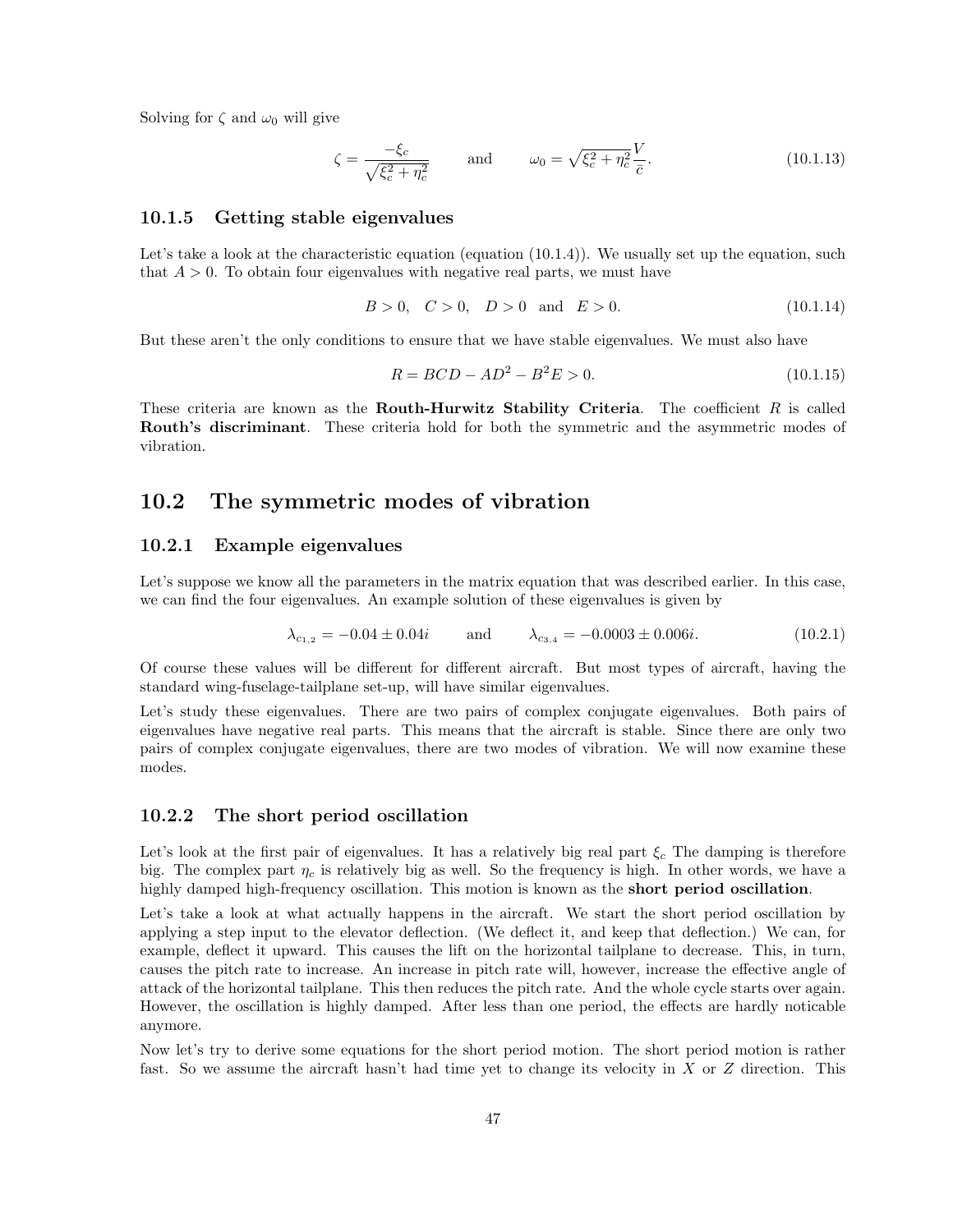Solving for $\zeta$ and $\omega_0$ will give

$$\zeta = \frac{-\xi_c}{\sqrt{\xi_c^2 + \eta_c^2}} \qquad \text{and} \qquad \omega_0 = \sqrt{\xi_c^2 + \eta_c^2}\frac{V}{\bar{c}}. \tag{10.1.13}$$

### 10.1.5 Getting stable eigenvalues

Let's take a look at the characteristic equation (equation (10.1.4)). We usually set up the equation, such that $A > 0$. To obtain four eigenvalues with negative real parts, we must have

$$B > 0, \quad C > 0, \quad D > 0 \quad \text{and} \quad E > 0. \tag{10.1.14}$$

But these aren't the only conditions to ensure that we have stable eigenvalues. We must also have

$$R = BCD - AD^2 - B^2E > 0. \tag{10.1.15}$$

These criteria are known as the **Routh-Hurwitz Stability Criteria**. The coefficient $R$ is called **Routh's discriminant**. These criteria hold for both the symmetric and the asymmetric modes of vibration.

## 10.2 The symmetric modes of vibration

### 10.2.1 Example eigenvalues

Let's suppose we know all the parameters in the matrix equation that was described earlier. In this case, we can find the four eigenvalues. An example solution of these eigenvalues is given by

$$\lambda_{c_{1,2}} = -0.04 \pm 0.04i \qquad \text{and} \qquad \lambda_{c_{3,4}} = -0.0003 \pm 0.006i. \tag{10.2.1}$$

Of course these values will be different for different aircraft. But most types of aircraft, having the standard wing-fuselage-tailplane set-up, will have similar eigenvalues.

Let's study these eigenvalues. There are two pairs of complex conjugate eigenvalues. Both pairs of eigenvalues have negative real parts. This means that the aircraft is stable. Since there are only two pairs of complex conjugate eigenvalues, there are two modes of vibration. We will now examine these modes.

### 10.2.2 The short period oscillation

Let's look at the first pair of eigenvalues. It has a relatively big real part $\xi_c$ The damping is therefore big. The complex part $\eta_c$ is relatively big as well. So the frequency is high. In other words, we have a highly damped high-frequency oscillation. This motion is known as the **short period oscillation**.

Let's take a look at what actually happens in the aircraft. We start the short period oscillation by applying a step input to the elevator deflection. (We deflect it, and keep that deflection.) We can, for example, deflect it upward. This causes the lift on the horizontal tailplane to decrease. This, in turn, causes the pitch rate to increase. An increase in pitch rate will, however, increase the effective angle of attack of the horizontal tailplane. This then reduces the pitch rate. And the whole cycle starts over again. However, the oscillation is highly damped. After less than one period, the effects are hardly noticable anymore.

Now let's try to derive some equations for the short period motion. The short period motion is rather fast. So we assume the aircraft hasn't had time yet to change its velocity in $X$ or $Z$ direction. This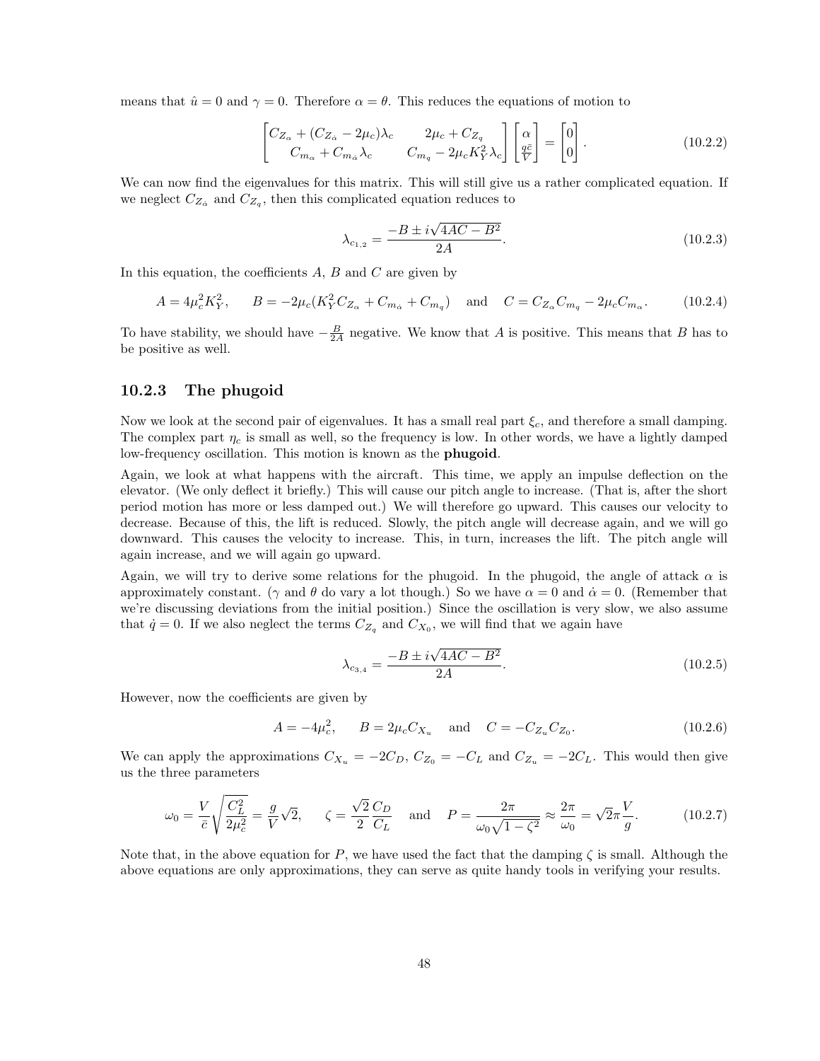means that $\hat{u} = 0$ and $\gamma = 0$. Therefore $\alpha = \theta$. This reduces the equations of motion to

$$\begin{bmatrix} C_{Z_\alpha} + (C_{Z_{\dot{\alpha}}} - 2\mu_c)\lambda_c & 2\mu_c + C_{Z_q} \\ C_{m_\alpha} + C_{m_{\dot{\alpha}}}\lambda_c & C_{m_q} - 2\mu_c K_Y^2 \lambda_c \end{bmatrix} \begin{bmatrix} \alpha \\ \frac{q\bar{c}}{V} \end{bmatrix} = \begin{bmatrix} 0 \\ 0 \end{bmatrix}. \tag{10.2.2}$$

We can now find the eigenvalues for this matrix. This will still give us a rather complicated equation. If we neglect $C_{Z_{\dot{\alpha}}}$ and $C_{Z_q}$, then this complicated equation reduces to

$$\lambda_{c_{1,2}} = \frac{-B \pm i\sqrt{4AC - B^2}}{2A}. \tag{10.2.3}$$

In this equation, the coefficients $A$, $B$ and $C$ are given by

$$A = 4\mu_c^2 K_Y^2, \qquad B = -2\mu_c(K_Y^2 C_{Z_\alpha} + C_{m_{\dot{\alpha}}} + C_{m_q}) \quad \text{and} \quad C = C_{Z_\alpha} C_{m_q} - 2\mu_c C_{m_\alpha}. \tag{10.2.4}$$

To have stability, we should have $-\frac{B}{2A}$ negative. We know that $A$ is positive. This means that $B$ has to be positive as well.

### 10.2.3 The phugoid

Now we look at the second pair of eigenvalues. It has a small real part $\xi_c$, and therefore a small damping. The complex part $\eta_c$ is small as well, so the frequency is low. In other words, we have a lightly damped low-frequency oscillation. This motion is known as the **phugoid**.

Again, we look at what happens with the aircraft. This time, we apply an impulse deflection on the elevator. (We only deflect it briefly.) This will cause our pitch angle to increase. (That is, after the short period motion has more or less damped out.) We will therefore go upward. This causes our velocity to decrease. Because of this, the lift is reduced. Slowly, the pitch angle will decrease again, and we will go downward. This causes the velocity to increase. This, in turn, increases the lift. The pitch angle will again increase, and we will again go upward.

Again, we will try to derive some relations for the phugoid. In the phugoid, the angle of attack $\alpha$ is approximately constant. ($\gamma$ and $\theta$ do vary a lot though.) So we have $\alpha = 0$ and $\dot{\alpha} = 0$. (Remember that we're discussing deviations from the initial position.) Since the oscillation is very slow, we also assume that $\dot{q} = 0$. If we also neglect the terms $C_{Z_q}$ and $C_{X_0}$, we will find that we again have

$$\lambda_{c_{3,4}} = \frac{-B \pm i\sqrt{4AC - B^2}}{2A}. \tag{10.2.5}$$

However, now the coefficients are given by

$$A = -4\mu_c^2, \qquad B = 2\mu_c C_{X_u} \quad \text{and} \quad C = -C_{Z_u} C_{Z_0}. \tag{10.2.6}$$

We can apply the approximations $C_{X_u} = -2C_D$, $C_{Z_0} = -C_L$ and $C_{Z_u} = -2C_L$. This would then give us the three parameters

$$\omega_0 = \frac{V}{\bar{c}}\sqrt{\frac{C_L^2}{2\mu_c^2}} = \frac{g}{V}\sqrt{2}, \qquad \zeta = \frac{\sqrt{2}}{2}\frac{C_D}{C_L} \quad \text{and} \quad P = \frac{2\pi}{\omega_0\sqrt{1-\zeta^2}} \approx \frac{2\pi}{\omega_0} = \sqrt{2}\pi\frac{V}{g}. \tag{10.2.7}$$

Note that, in the above equation for $P$, we have used the fact that the damping $\zeta$ is small. Although the above equations are only approximations, they can serve as quite handy tools in verifying your results.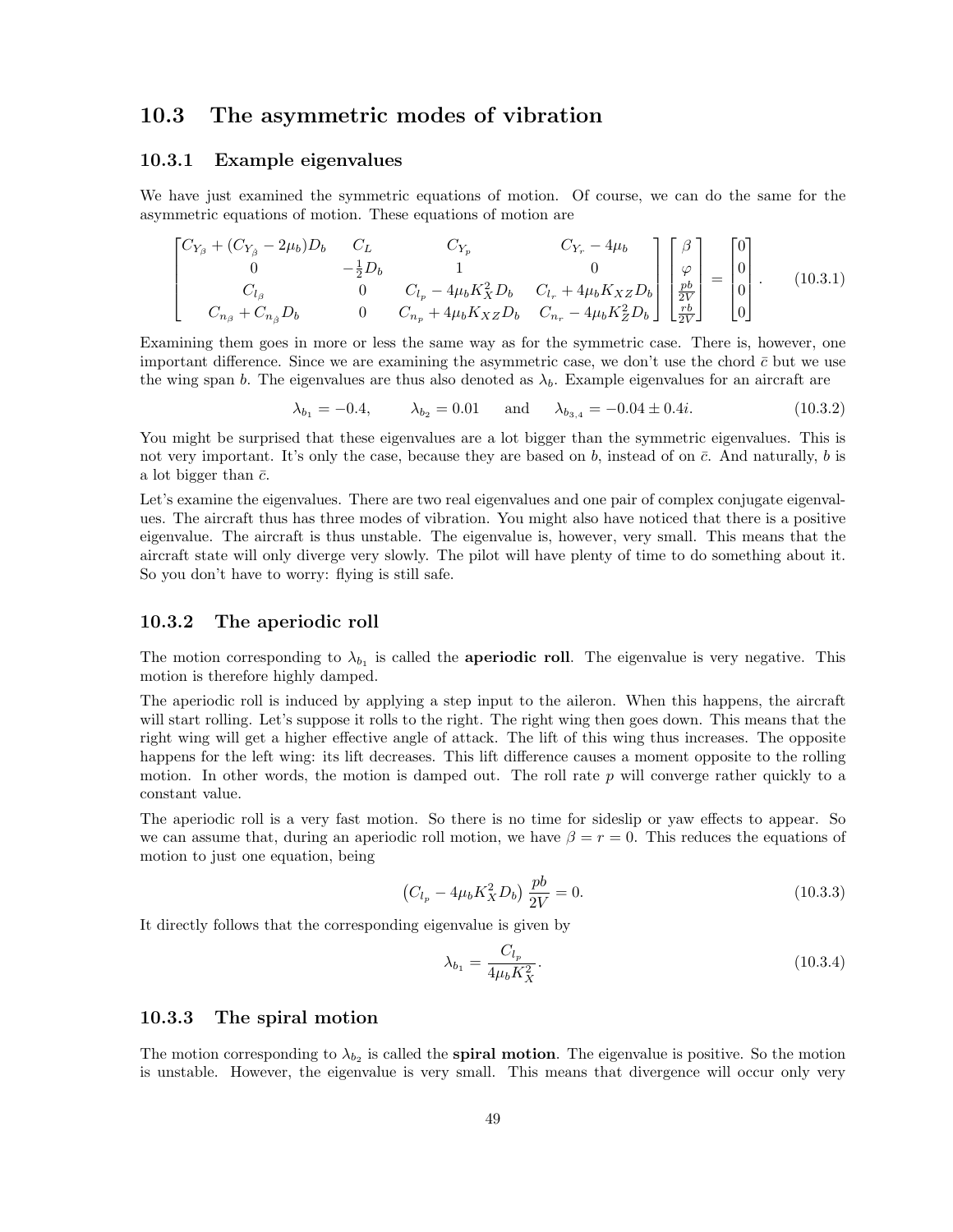## 10.3 The asymmetric modes of vibration

### 10.3.1 Example eigenvalues

We have just examined the symmetric equations of motion. Of course, we can do the same for the asymmetric equations of motion. These equations of motion are

$$\begin{bmatrix} C_{Y_\beta} + (C_{Y_{\dot{\beta}}} - 2\mu_b)D_b & C_L & C_{Y_p} & C_{Y_r} - 4\mu_b \\ 0 & -\frac{1}{2}D_b & 1 & 0 \\ C_{l_\beta} & 0 & C_{l_p} - 4\mu_b K_X^2 D_b & C_{l_r} + 4\mu_b K_{XZ} D_b \\ C_{n_\beta} + C_{n_{\dot{\beta}}} D_b & 0 & C_{n_p} + 4\mu_b K_{XZ} D_b & C_{n_r} - 4\mu_b K_Z^2 D_b \end{bmatrix} \begin{bmatrix} \beta \\ \varphi \\ \frac{pb}{2V} \\ \frac{rb}{2V} \end{bmatrix} = \begin{bmatrix} 0 \\ 0 \\ 0 \\ 0 \end{bmatrix}. \tag{10.3.1}$$

Examining them goes in more or less the same way as for the symmetric case. There is, however, one important difference. Since we are examining the asymmetric case, we don't use the chord $\bar{c}$ but we use the wing span $b$. The eigenvalues are thus also denoted as $\lambda_b$. Example eigenvalues for an aircraft are

$$\lambda_{b_1} = -0.4, \qquad \lambda_{b_2} = 0.01 \qquad \text{and} \qquad \lambda_{b_{3,4}} = -0.04 \pm 0.4i. \tag{10.3.2}$$

You might be surprised that these eigenvalues are a lot bigger than the symmetric eigenvalues. This is not very important. It's only the case, because they are based on $b$, instead of on $\bar{c}$. And naturally, $b$ is a lot bigger than $\bar{c}$.

Let's examine the eigenvalues. There are two real eigenvalues and one pair of complex conjugate eigenvalues. The aircraft thus has three modes of vibration. You might also have noticed that there is a positive eigenvalue. The aircraft is thus unstable. The eigenvalue is, however, very small. This means that the aircraft state will only diverge very slowly. The pilot will have plenty of time to do something about it. So you don't have to worry: flying is still safe.

### 10.3.2 The aperiodic roll

The motion corresponding to $\lambda_{b_1}$ is called the **aperiodic roll**. The eigenvalue is very negative. This motion is therefore highly damped.

The aperiodic roll is induced by applying a step input to the aileron. When this happens, the aircraft will start rolling. Let's suppose it rolls to the right. The right wing then goes down. This means that the right wing will get a higher effective angle of attack. The lift of this wing thus increases. The opposite happens for the left wing: its lift decreases. This lift difference causes a moment opposite to the rolling motion. In other words, the motion is damped out. The roll rate $p$ will converge rather quickly to a constant value.

The aperiodic roll is a very fast motion. So there is no time for sideslip or yaw effects to appear. So we can assume that, during an aperiodic roll motion, we have $\beta = r = 0$. This reduces the equations of motion to just one equation, being

$$\left(C_{l_p} - 4\mu_b K_X^2 D_b\right) \frac{pb}{2V} = 0. \tag{10.3.3}$$

It directly follows that the corresponding eigenvalue is given by

$$\lambda_{b_1} = \frac{C_{l_p}}{4\mu_b K_X^2}. \tag{10.3.4}$$

### 10.3.3 The spiral motion

The motion corresponding to $\lambda_{b_2}$ is called the **spiral motion**. The eigenvalue is positive. So the motion is unstable. However, the eigenvalue is very small. This means that divergence will occur only very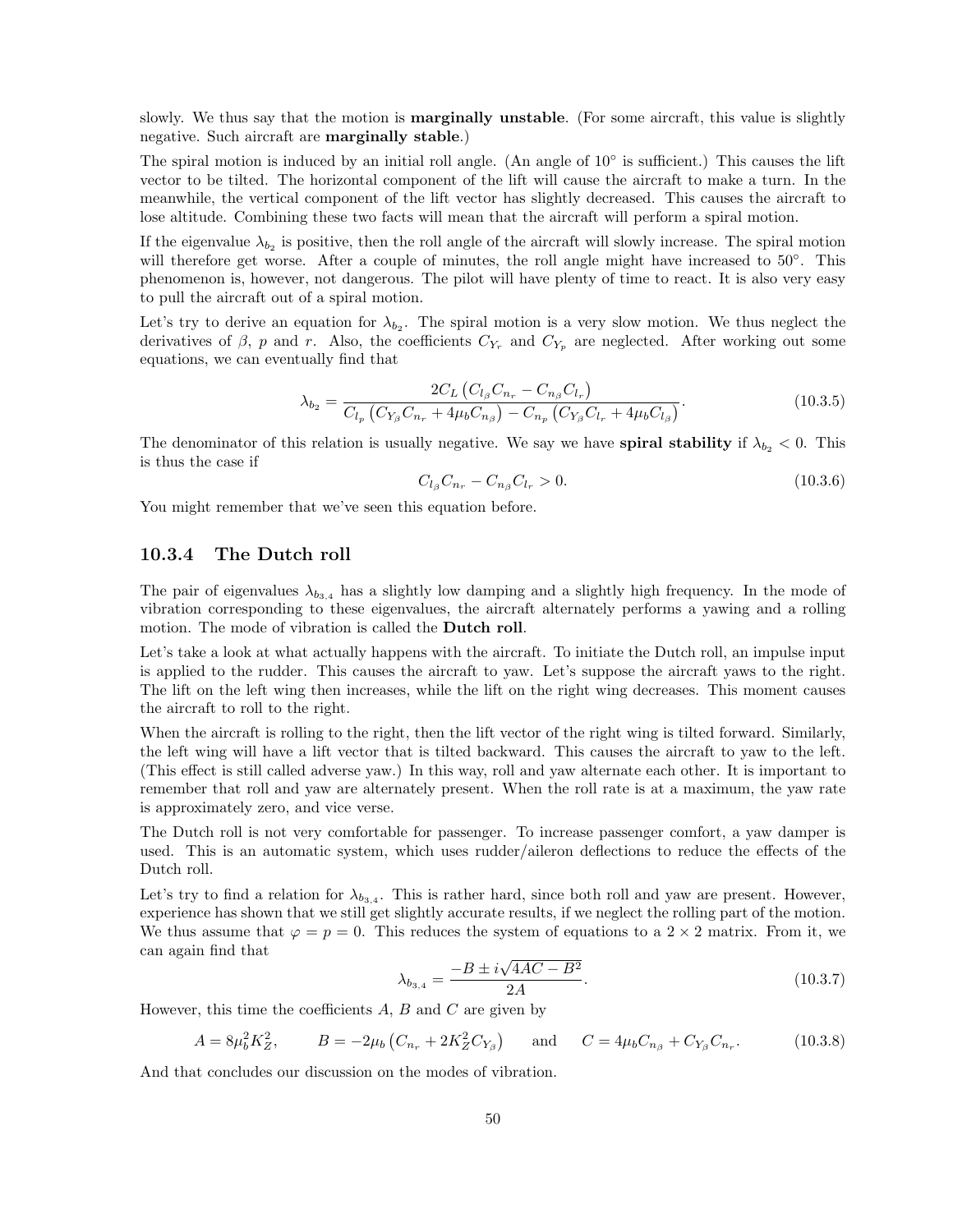slowly. We thus say that the motion is **marginally unstable**. (For some aircraft, this value is slightly negative. Such aircraft are **marginally stable**.)

The spiral motion is induced by an initial roll angle. (An angle of $10^\circ$ is sufficient.) This causes the lift vector to be tilted. The horizontal component of the lift will cause the aircraft to make a turn. In the meanwhile, the vertical component of the lift vector has slightly decreased. This causes the aircraft to lose altitude. Combining these two facts will mean that the aircraft will perform a spiral motion.

If the eigenvalue $\lambda_{b_2}$ is positive, then the roll angle of the aircraft will slowly increase. The spiral motion will therefore get worse. After a couple of minutes, the roll angle might have increased to $50^\circ$. This phenomenon is, however, not dangerous. The pilot will have plenty of time to react. It is also very easy to pull the aircraft out of a spiral motion.

Let's try to derive an equation for $\lambda_{b_2}$. The spiral motion is a very slow motion. We thus neglect the derivatives of $\beta$, $p$ and $r$. Also, the coefficients $C_{Y_r}$ and $C_{Y_p}$ are neglected. After working out some equations, we can eventually find that

$$\lambda_{b_2} = \frac{2C_L \left(C_{l_\beta} C_{n_r} - C_{n_\beta} C_{l_r}\right)}{C_{l_p}\left(C_{Y_\beta} C_{n_r} + 4\mu_b C_{n_\beta}\right) - C_{n_p}\left(C_{Y_\beta} C_{l_r} + 4\mu_b C_{l_\beta}\right)}. \tag{10.3.5}$$

The denominator of this relation is usually negative. We say we have **spiral stability** if $\lambda_{b_2} < 0$. This is thus the case if

$$C_{l_\beta} C_{n_r} - C_{n_\beta} C_{l_r} > 0. \tag{10.3.6}$$

You might remember that we've seen this equation before.

### 10.3.4 The Dutch roll

The pair of eigenvalues $\lambda_{b_{3,4}}$ has a slightly low damping and a slightly high frequency. In the mode of vibration corresponding to these eigenvalues, the aircraft alternately performs a yawing and a rolling motion. The mode of vibration is called the **Dutch roll**.

Let's take a look at what actually happens with the aircraft. To initiate the Dutch roll, an impulse input is applied to the rudder. This causes the aircraft to yaw. Let's suppose the aircraft yaws to the right. The lift on the left wing then increases, while the lift on the right wing decreases. This moment causes the aircraft to roll to the right.

When the aircraft is rolling to the right, then the lift vector of the right wing is tilted forward. Similarly, the left wing will have a lift vector that is tilted backward. This causes the aircraft to yaw to the left. (This effect is still called adverse yaw.) In this way, roll and yaw alternate each other. It is important to remember that roll and yaw are alternately present. When the roll rate is at a maximum, the yaw rate is approximately zero, and vice verse.

The Dutch roll is not very comfortable for passenger. To increase passenger comfort, a yaw damper is used. This is an automatic system, which uses rudder/aileron deflections to reduce the effects of the Dutch roll.

Let's try to find a relation for $\lambda_{b_{3,4}}$. This is rather hard, since both roll and yaw are present. However, experience has shown that we still get slightly accurate results, if we neglect the rolling part of the motion. We thus assume that $\varphi = p = 0$. This reduces the system of equations to a $2 \times 2$ matrix. From it, we can again find that

$$\lambda_{b_{3,4}} = \frac{-B \pm i\sqrt{4AC - B^2}}{2A}. \tag{10.3.7}$$

However, this time the coefficients $A$, $B$ and $C$ are given by

$$A = 8\mu_b^2 K_Z^2, \qquad B = -2\mu_b\left(C_{n_r} + 2K_Z^2 C_{Y_\beta}\right) \qquad \text{and} \qquad C = 4\mu_b C_{n_\beta} + C_{Y_\beta} C_{n_r}. \tag{10.3.8}$$

And that concludes our discussion on the modes of vibration.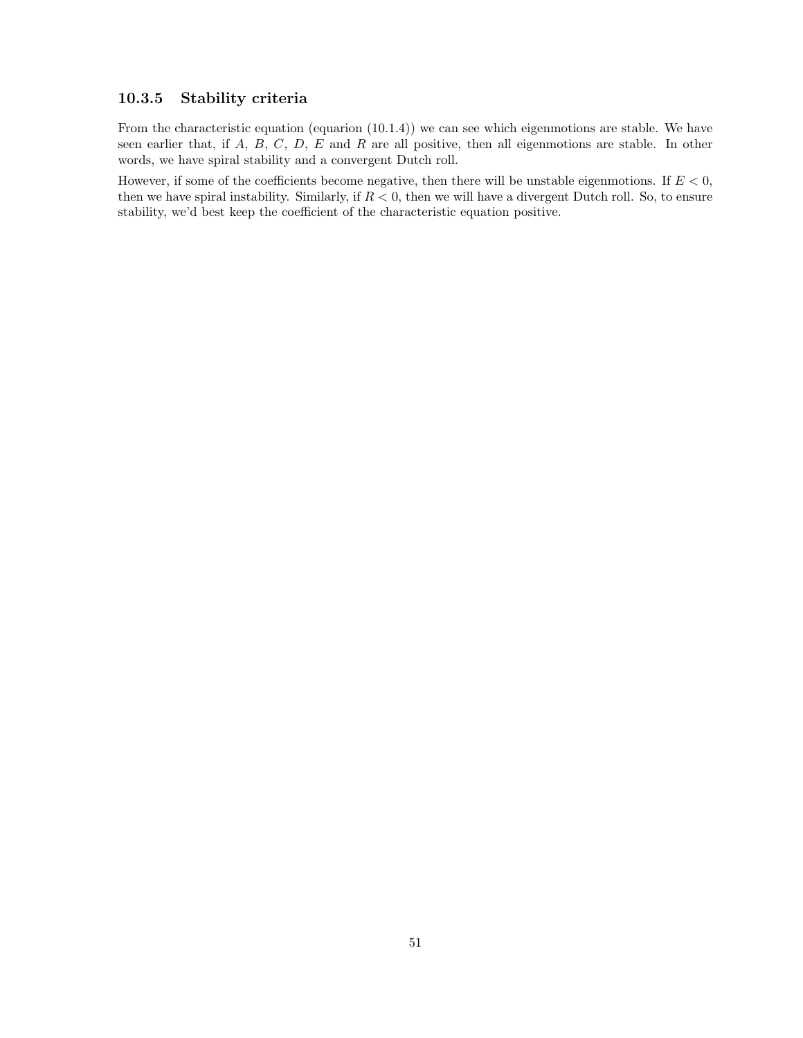### 10.3.5 Stability criteria

From the characteristic equation (equarion (10.1.4)) we can see which eigenmotions are stable. We have seen earlier that, if $A$, $B$, $C$, $D$, $E$ and $R$ are all positive, then all eigenmotions are stable. In other words, we have spiral stability and a convergent Dutch roll.

However, if some of the coefficients become negative, then there will be unstable eigenmotions. If $E < 0$, then we have spiral instability. Similarly, if $R < 0$, then we will have a divergent Dutch roll. So, to ensure stability, we'd best keep the coefficient of the characteristic equation positive.